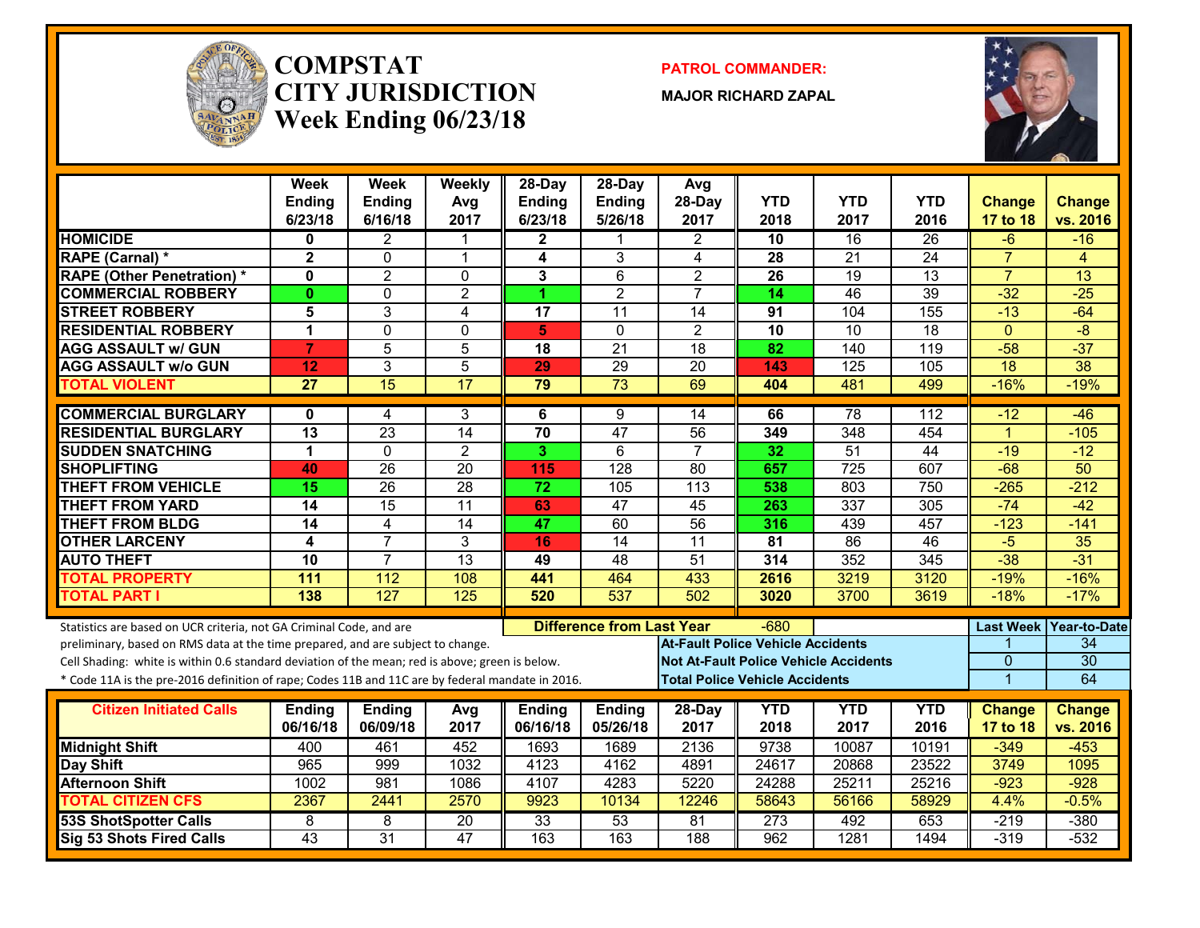# COMPSTAT
# CITY JURISDICTION
# Week Ending 06/23/18

**PATROL COMMANDER:**

**MAJOR RICHARD ZAPAL**

| | Week Ending 6/23/18 | Week Ending 6/16/18 | Weekly Avg 2017 | 28-Day Ending 6/23/18 | 28-Day Ending 5/26/18 | Avg 28-Day 2017 | YTD 2018 | YTD 2017 | YTD 2016 | Change 17 to 18 | Change vs. 2016 |
|---|---|---|---|---|---|---|---|---|---|---|---|
| HOMICIDE | 0 | 2 | 1 | 2 | 1 | 2 | 10 | 16 | 26 | -6 | -16 |
| RAPE (Carnal) * | 2 | 0 | 1 | 4 | 3 | 4 | 28 | 21 | 24 | 7 | 4 |
| RAPE (Other Penetration) * | 0 | 2 | 0 | 3 | 6 | 2 | 26 | 19 | 13 | 7 | 13 |
| COMMERCIAL ROBBERY | 0 | 0 | 2 | 1 | 2 | 7 | 14 | 46 | 39 | -32 | -25 |
| STREET ROBBERY | 5 | 3 | 4 | 17 | 11 | 14 | 91 | 104 | 155 | -13 | -64 |
| RESIDENTIAL ROBBERY | 1 | 0 | 0 | 5 | 0 | 2 | 10 | 10 | 18 | 0 | -8 |
| AGG ASSAULT w/ GUN | 7 | 5 | 5 | 18 | 21 | 18 | 82 | 140 | 119 | -58 | -37 |
| AGG ASSAULT w/o GUN | 12 | 3 | 5 | 29 | 29 | 20 | 143 | 125 | 105 | 18 | 38 |
| TOTAL VIOLENT | 27 | 15 | 17 | 79 | 73 | 69 | 404 | 481 | 499 | -16% | -19% |
| COMMERCIAL BURGLARY | 0 | 4 | 3 | 6 | 9 | 14 | 66 | 78 | 112 | -12 | -46 |
| RESIDENTIAL BURGLARY | 13 | 23 | 14 | 70 | 47 | 56 | 349 | 348 | 454 | 1 | -105 |
| SUDDEN SNATCHING | 1 | 0 | 2 | 3 | 6 | 7 | 32 | 51 | 44 | -19 | -12 |
| SHOPLIFTING | 40 | 26 | 20 | 115 | 128 | 80 | 657 | 725 | 607 | -68 | 50 |
| THEFT FROM VEHICLE | 15 | 26 | 28 | 72 | 105 | 113 | 538 | 803 | 750 | -265 | -212 |
| THEFT FROM YARD | 14 | 15 | 11 | 63 | 47 | 45 | 263 | 337 | 305 | -74 | -42 |
| THEFT FROM BLDG | 14 | 4 | 14 | 47 | 60 | 56 | 316 | 439 | 457 | -123 | -141 |
| OTHER LARCENY | 4 | 7 | 3 | 16 | 14 | 11 | 81 | 86 | 46 | -5 | 35 |
| AUTO THEFT | 10 | 7 | 13 | 49 | 48 | 51 | 314 | 352 | 345 | -38 | -31 |
| TOTAL PROPERTY | 111 | 112 | 108 | 441 | 464 | 433 | 2616 | 3219 | 3120 | -19% | -16% |
| TOTAL PART I | 138 | 127 | 125 | 520 | 537 | 502 | 3020 | 3700 | 3619 | -18% | -17% |

Statistics are based on UCR criteria, not GA Criminal Code, and are preliminary, based on RMS data at the time prepared, and are subject to change.
Cell Shading: white is within 0.6 standard deviation of the mean; red is above; green is below.
* Code 11A is the pre-2016 definition of rape; Codes 11B and 11C are by federal mandate in 2016.

**Difference from Last Year**: -680

| | Last Week | Year-to-Date |
|---|---|---|
| At-Fault Police Vehicle Accidents | 1 | 34 |
| Not At-Fault Police Vehicle Accidents | 0 | 30 |
| Total Police Vehicle Accidents | 1 | 64 |

| Citizen Initiated Calls | Ending 06/16/18 | Ending 06/09/18 | Avg 2017 | Ending 06/16/18 | Ending 05/26/18 | 28-Day 2017 | YTD 2018 | YTD 2017 | YTD 2016 | Change 17 to 18 | Change vs. 2016 |
|---|---|---|---|---|---|---|---|---|---|---|---|
| Midnight Shift | 400 | 461 | 452 | 1693 | 1689 | 2136 | 9738 | 10087 | 10191 | -349 | -453 |
| Day Shift | 965 | 999 | 1032 | 4123 | 4162 | 4891 | 24617 | 20868 | 23522 | 3749 | 1095 |
| Afternoon Shift | 1002 | 981 | 1086 | 4107 | 4283 | 5220 | 24288 | 25211 | 25216 | -923 | -928 |
| TOTAL CITIZEN CFS | 2367 | 2441 | 2570 | 9923 | 10134 | 12246 | 58643 | 56166 | 58929 | 4.4% | -0.5% |
| 53S ShotSpotter Calls | 8 | 8 | 20 | 33 | 53 | 81 | 273 | 492 | 653 | -219 | -380 |
| Sig 53 Shots Fired Calls | 43 | 31 | 47 | 163 | 163 | 188 | 962 | 1281 | 1494 | -319 | -532 |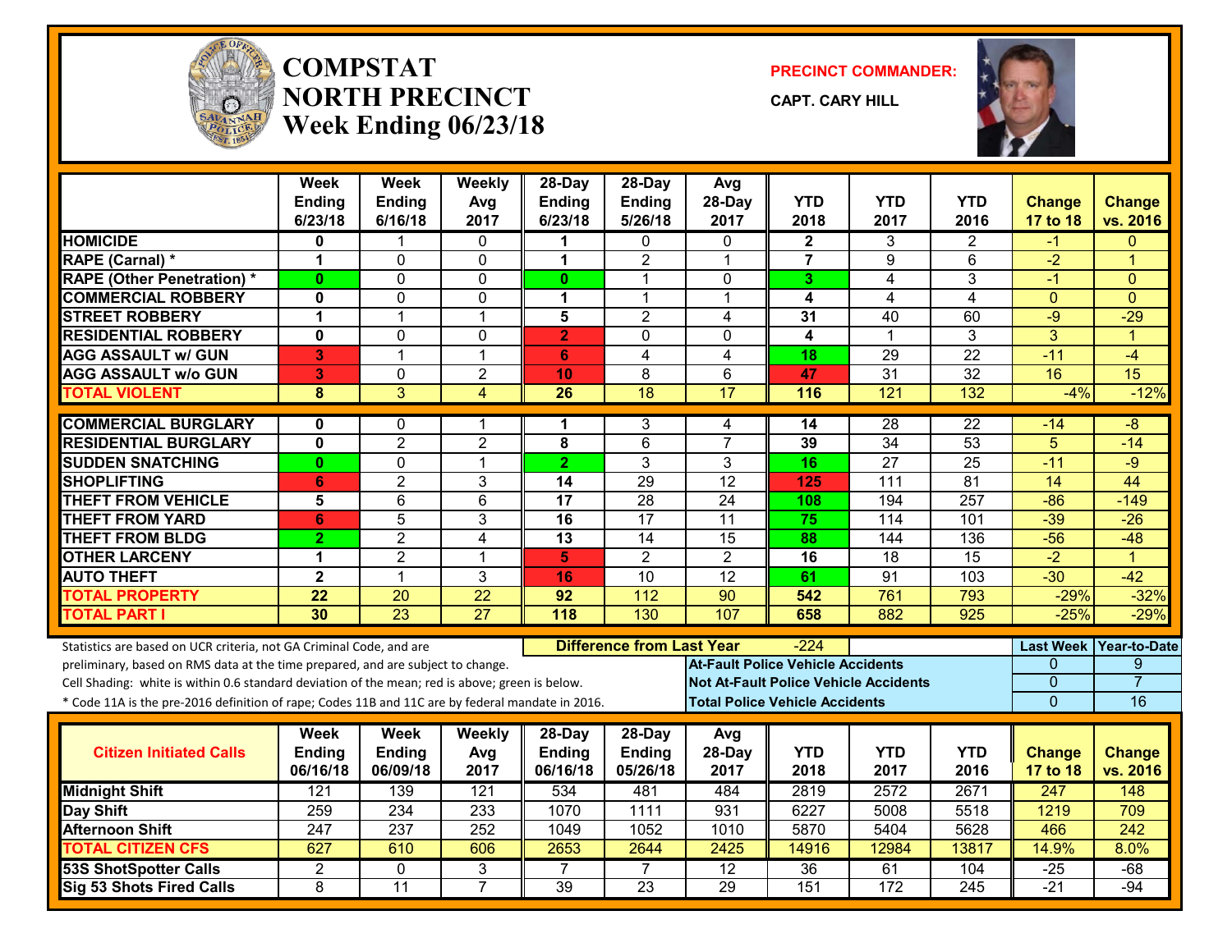# COMPSTAT NORTH PRECINCT Week Ending 06/23/18

**PRECINCT COMMANDER:** CAPT. CARY HILL

| | Week Ending 6/23/18 | Week Ending 6/16/18 | Weekly Avg 2017 | 28-Day Ending 6/23/18 | 28-Day Ending 5/26/18 | Avg 28-Day 2017 | YTD 2018 | YTD 2017 | YTD 2016 | Change 17 to 18 | Change vs. 2016 |
|---|---|---|---|---|---|---|---|---|---|---|---|
| HOMICIDE | 0 | 1 | 0 | 1 | 0 | 0 | 2 | 3 | 2 | -1 | 0 |
| RAPE (Carnal) * | 1 | 0 | 0 | 1 | 2 | 1 | 7 | 9 | 6 | -2 | 1 |
| RAPE (Other Penetration) * | 0 | 0 | 0 | 0 | 1 | 0 | 3 | 4 | 3 | -1 | 0 |
| COMMERCIAL ROBBERY | 0 | 0 | 0 | 1 | 1 | 1 | 4 | 4 | 4 | 0 | 0 |
| STREET ROBBERY | 1 | 1 | 1 | 5 | 2 | 4 | 31 | 40 | 60 | -9 | -29 |
| RESIDENTIAL ROBBERY | 0 | 0 | 0 | 2 | 0 | 0 | 4 | 1 | 3 | 3 | 1 |
| AGG ASSAULT w/ GUN | 3 | 1 | 1 | 6 | 4 | 4 | 18 | 29 | 22 | -11 | -4 |
| AGG ASSAULT w/o GUN | 3 | 0 | 2 | 10 | 8 | 6 | 47 | 31 | 32 | 16 | 15 |
| TOTAL VIOLENT | 8 | 3 | 4 | 26 | 18 | 17 | 116 | 121 | 132 | -4% | -12% |
| COMMERCIAL BURGLARY | 0 | 0 | 1 | 1 | 3 | 4 | 14 | 28 | 22 | -14 | -8 |
| RESIDENTIAL BURGLARY | 0 | 2 | 2 | 8 | 6 | 7 | 39 | 34 | 53 | 5 | -14 |
| SUDDEN SNATCHING | 0 | 0 | 1 | 2 | 3 | 3 | 16 | 27 | 25 | -11 | -9 |
| SHOPLIFTING | 6 | 2 | 3 | 14 | 29 | 12 | 125 | 111 | 81 | 14 | 44 |
| THEFT FROM VEHICLE | 5 | 6 | 6 | 17 | 28 | 24 | 108 | 194 | 257 | -86 | -149 |
| THEFT FROM YARD | 6 | 5 | 3 | 16 | 17 | 11 | 75 | 114 | 101 | -39 | -26 |
| THEFT FROM BLDG | 2 | 2 | 4 | 13 | 14 | 15 | 88 | 144 | 136 | -56 | -48 |
| OTHER LARCENY | 1 | 2 | 1 | 5 | 2 | 2 | 16 | 18 | 15 | -2 | 1 |
| AUTO THEFT | 2 | 1 | 3 | 16 | 10 | 12 | 61 | 91 | 103 | -30 | -42 |
| TOTAL PROPERTY | 22 | 20 | 22 | 92 | 112 | 90 | 542 | 761 | 793 | -29% | -32% |
| TOTAL PART I | 30 | 23 | 27 | 118 | 130 | 107 | 658 | 882 | 925 | -25% | -29% |

Statistics are based on UCR criteria, not GA Criminal Code, and are preliminary, based on RMS data at the time prepared, and are subject to change.

Cell Shading: white is within 0.6 standard deviation of the mean; red is above; green is below.

* Code 11A is the pre-2016 definition of rape; Codes 11B and 11C are by federal mandate in 2016.

**Difference from Last Year:** -224

| | Last Week | Year-to-Date |
|---|---|---|
| At-Fault Police Vehicle Accidents | 0 | 9 |
| Not At-Fault Police Vehicle Accidents | 0 | 7 |
| Total Police Vehicle Accidents | 0 | 16 |

| Citizen Initiated Calls | Week Ending 06/16/18 | Week Ending 06/09/18 | Weekly Avg 2017 | 28-Day Ending 06/16/18 | 28-Day Ending 05/26/18 | Avg 28-Day 2017 | YTD 2018 | YTD 2017 | YTD 2016 | Change 17 to 18 | Change vs. 2016 |
|---|---|---|---|---|---|---|---|---|---|---|---|
| Midnight Shift | 121 | 139 | 121 | 534 | 481 | 484 | 2819 | 2572 | 2671 | 247 | 148 |
| Day Shift | 259 | 234 | 233 | 1070 | 1111 | 931 | 6227 | 5008 | 5518 | 1219 | 709 |
| Afternoon Shift | 247 | 237 | 252 | 1049 | 1052 | 1010 | 5870 | 5404 | 5628 | 466 | 242 |
| TOTAL CITIZEN CFS | 627 | 610 | 606 | 2653 | 2644 | 2425 | 14916 | 12984 | 13817 | 14.9% | 8.0% |
| 53S ShotSpotter Calls | 2 | 0 | 3 | 7 | 7 | 12 | 36 | 61 | 104 | -25 | -68 |
| Sig 53 Shots Fired Calls | 8 | 11 | 7 | 39 | 23 | 29 | 151 | 172 | 245 | -21 | -94 |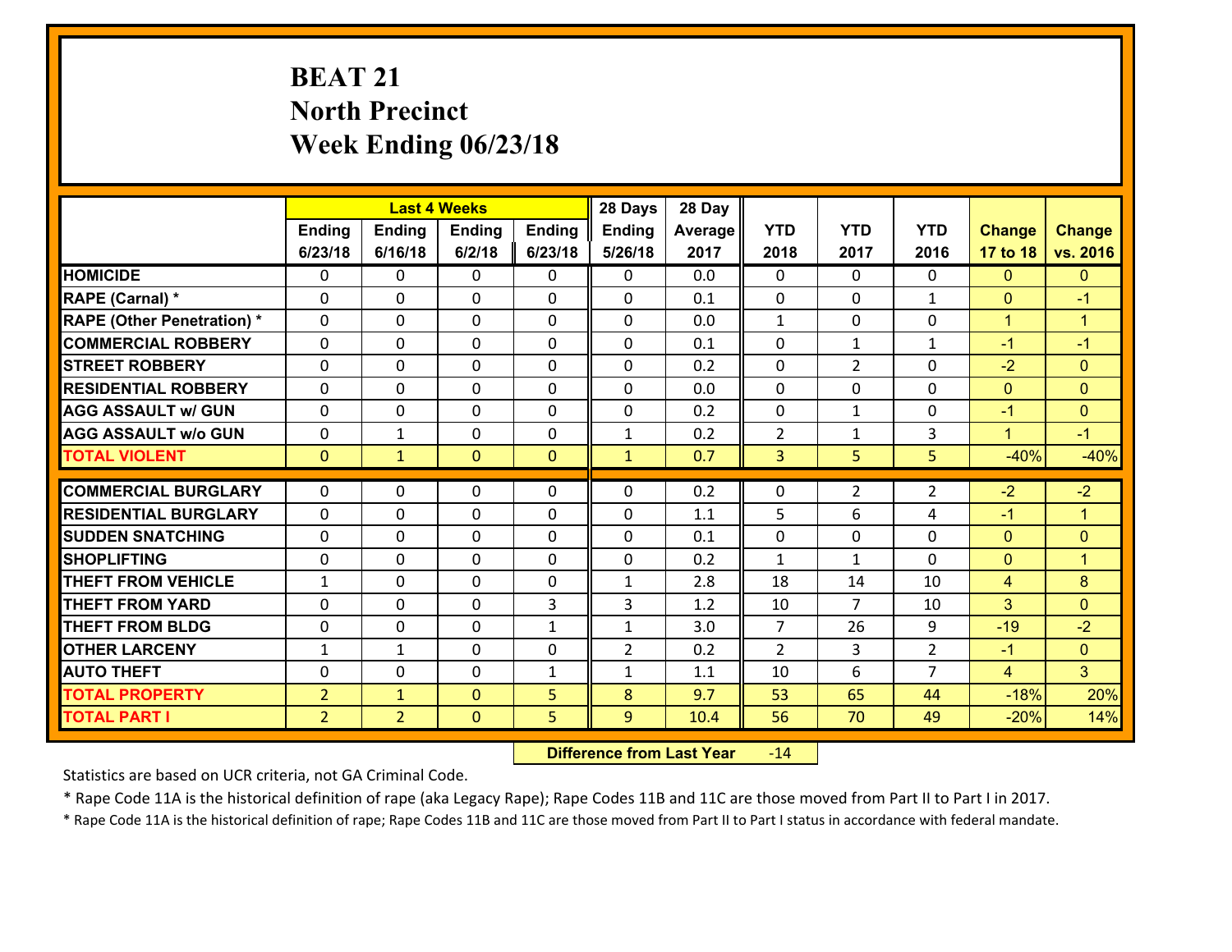# BEAT 21
## North Precinct
## Week Ending 06/23/18

| | Last 4 Weeks | | | | 28 Days | 28 Day | | | | | |
|---|---|---|---|---|---|---|---|---|---|---|---|
| | Ending 6/23/18 | Ending 6/16/18 | Ending 6/2/18 | Ending 6/23/18 | Ending 5/26/18 | Average 2017 | YTD 2018 | YTD 2017 | YTD 2016 | Change 17 to 18 | Change vs. 2016 |
| HOMICIDE | 0 | 0 | 0 | 0 | 0 | 0.0 | 0 | 0 | 0 | 0 | 0 |
| RAPE (Carnal) * | 0 | 0 | 0 | 0 | 0 | 0.1 | 0 | 0 | 1 | 0 | -1 |
| RAPE (Other Penetration) * | 0 | 0 | 0 | 0 | 0 | 0.0 | 1 | 0 | 0 | 1 | 1 |
| COMMERCIAL ROBBERY | 0 | 0 | 0 | 0 | 0 | 0.1 | 0 | 1 | 1 | -1 | -1 |
| STREET ROBBERY | 0 | 0 | 0 | 0 | 0 | 0.2 | 0 | 2 | 0 | -2 | 0 |
| RESIDENTIAL ROBBERY | 0 | 0 | 0 | 0 | 0 | 0.0 | 0 | 0 | 0 | 0 | 0 |
| AGG ASSAULT w/ GUN | 0 | 0 | 0 | 0 | 0 | 0.2 | 0 | 1 | 0 | -1 | 0 |
| AGG ASSAULT w/o GUN | 0 | 1 | 0 | 0 | 1 | 0.2 | 2 | 1 | 3 | 1 | -1 |
| TOTAL VIOLENT | 0 | 1 | 0 | 0 | 1 | 0.7 | 3 | 5 | 5 | -40% | -40% |
| COMMERCIAL BURGLARY | 0 | 0 | 0 | 0 | 0 | 0.2 | 0 | 2 | 2 | -2 | -2 |
| RESIDENTIAL BURGLARY | 0 | 0 | 0 | 0 | 0 | 1.1 | 5 | 6 | 4 | -1 | 1 |
| SUDDEN SNATCHING | 0 | 0 | 0 | 0 | 0 | 0.1 | 0 | 0 | 0 | 0 | 0 |
| SHOPLIFTING | 0 | 0 | 0 | 0 | 0 | 0.2 | 1 | 1 | 0 | 0 | 1 |
| THEFT FROM VEHICLE | 1 | 0 | 0 | 0 | 1 | 2.8 | 18 | 14 | 10 | 4 | 8 |
| THEFT FROM YARD | 0 | 0 | 0 | 3 | 3 | 1.2 | 10 | 7 | 10 | 3 | 0 |
| THEFT FROM BLDG | 0 | 0 | 0 | 1 | 1 | 3.0 | 7 | 26 | 9 | -19 | -2 |
| OTHER LARCENY | 1 | 1 | 0 | 0 | 2 | 0.2 | 2 | 3 | 2 | -1 | 0 |
| AUTO THEFT | 0 | 0 | 0 | 1 | 1 | 1.1 | 10 | 6 | 7 | 4 | 3 |
| TOTAL PROPERTY | 2 | 1 | 0 | 5 | 8 | 9.7 | 53 | 65 | 44 | -18% | 20% |
| TOTAL PART I | 2 | 2 | 0 | 5 | 9 | 10.4 | 56 | 70 | 49 | -20% | 14% |

**Difference from Last Year** -14

Statistics are based on UCR criteria, not GA Criminal Code.

* Rape Code 11A is the historical definition of rape (aka Legacy Rape); Rape Codes 11B and 11C are those moved from Part II to Part I in 2017.

* Rape Code 11A is the historical definition of rape; Rape Codes 11B and 11C are those moved from Part II to Part I status in accordance with federal mandate.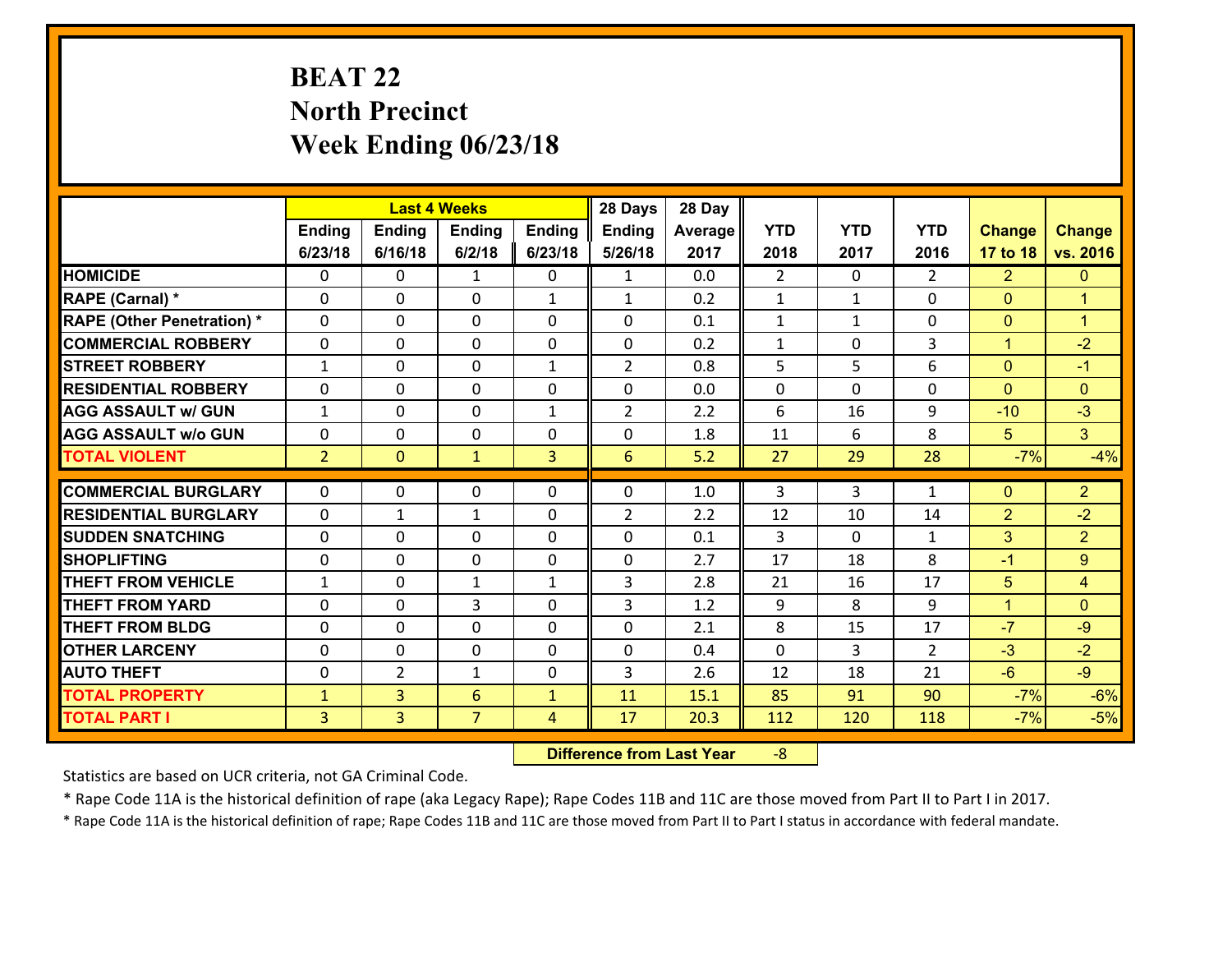# BEAT 22
## North Precinct
## Week Ending 06/23/18

| | Last 4 Weeks | | | | 28 Days | 28 Day | | | | | |
|---|---|---|---|---|---|---|---|---|---|---|---|
| | Ending 6/23/18 | Ending 6/16/18 | Ending 6/2/18 | Ending 6/23/18 | Ending 5/26/18 | Average 2017 | YTD 2018 | YTD 2017 | YTD 2016 | Change 17 to 18 | Change vs. 2016 |
| HOMICIDE | 0 | 0 | 1 | 0 | 1 | 0.0 | 2 | 0 | 2 | 2 | 0 |
| RAPE (Carnal) * | 0 | 0 | 0 | 1 | 1 | 0.2 | 1 | 1 | 0 | 0 | 1 |
| RAPE (Other Penetration) * | 0 | 0 | 0 | 0 | 0 | 0.1 | 1 | 1 | 0 | 0 | 1 |
| COMMERCIAL ROBBERY | 0 | 0 | 0 | 0 | 0 | 0.2 | 1 | 0 | 3 | 1 | -2 |
| STREET ROBBERY | 1 | 0 | 0 | 1 | 2 | 0.8 | 5 | 5 | 6 | 0 | -1 |
| RESIDENTIAL ROBBERY | 0 | 0 | 0 | 0 | 0 | 0.0 | 0 | 0 | 0 | 0 | 0 |
| AGG ASSAULT w/ GUN | 1 | 0 | 0 | 1 | 2 | 2.2 | 6 | 16 | 9 | -10 | -3 |
| AGG ASSAULT w/o GUN | 0 | 0 | 0 | 0 | 0 | 1.8 | 11 | 6 | 8 | 5 | 3 |
| TOTAL VIOLENT | 2 | 0 | 1 | 3 | 6 | 5.2 | 27 | 29 | 28 | -7% | -4% |
| COMMERCIAL BURGLARY | 0 | 0 | 0 | 0 | 0 | 1.0 | 3 | 3 | 1 | 0 | 2 |
| RESIDENTIAL BURGLARY | 0 | 1 | 1 | 0 | 2 | 2.2 | 12 | 10 | 14 | 2 | -2 |
| SUDDEN SNATCHING | 0 | 0 | 0 | 0 | 0 | 0.1 | 3 | 0 | 1 | 3 | 2 |
| SHOPLIFTING | 0 | 0 | 0 | 0 | 0 | 2.7 | 17 | 18 | 8 | -1 | 9 |
| THEFT FROM VEHICLE | 1 | 0 | 1 | 1 | 3 | 2.8 | 21 | 16 | 17 | 5 | 4 |
| THEFT FROM YARD | 0 | 0 | 3 | 0 | 3 | 1.2 | 9 | 8 | 9 | 1 | 0 |
| THEFT FROM BLDG | 0 | 0 | 0 | 0 | 0 | 2.1 | 8 | 15 | 17 | -7 | -9 |
| OTHER LARCENY | 0 | 0 | 0 | 0 | 0 | 0.4 | 0 | 3 | 2 | -3 | -2 |
| AUTO THEFT | 0 | 2 | 1 | 0 | 3 | 2.6 | 12 | 18 | 21 | -6 | -9 |
| TOTAL PROPERTY | 1 | 3 | 6 | 1 | 11 | 15.1 | 85 | 91 | 90 | -7% | -6% |
| TOTAL PART I | 3 | 3 | 7 | 4 | 17 | 20.3 | 112 | 120 | 118 | -7% | -5% |

**Difference from Last Year** -8

Statistics are based on UCR criteria, not GA Criminal Code.

* Rape Code 11A is the historical definition of rape (aka Legacy Rape); Rape Codes 11B and 11C are those moved from Part II to Part I in 2017.

* Rape Code 11A is the historical definition of rape; Rape Codes 11B and 11C are those moved from Part II to Part I status in accordance with federal mandate.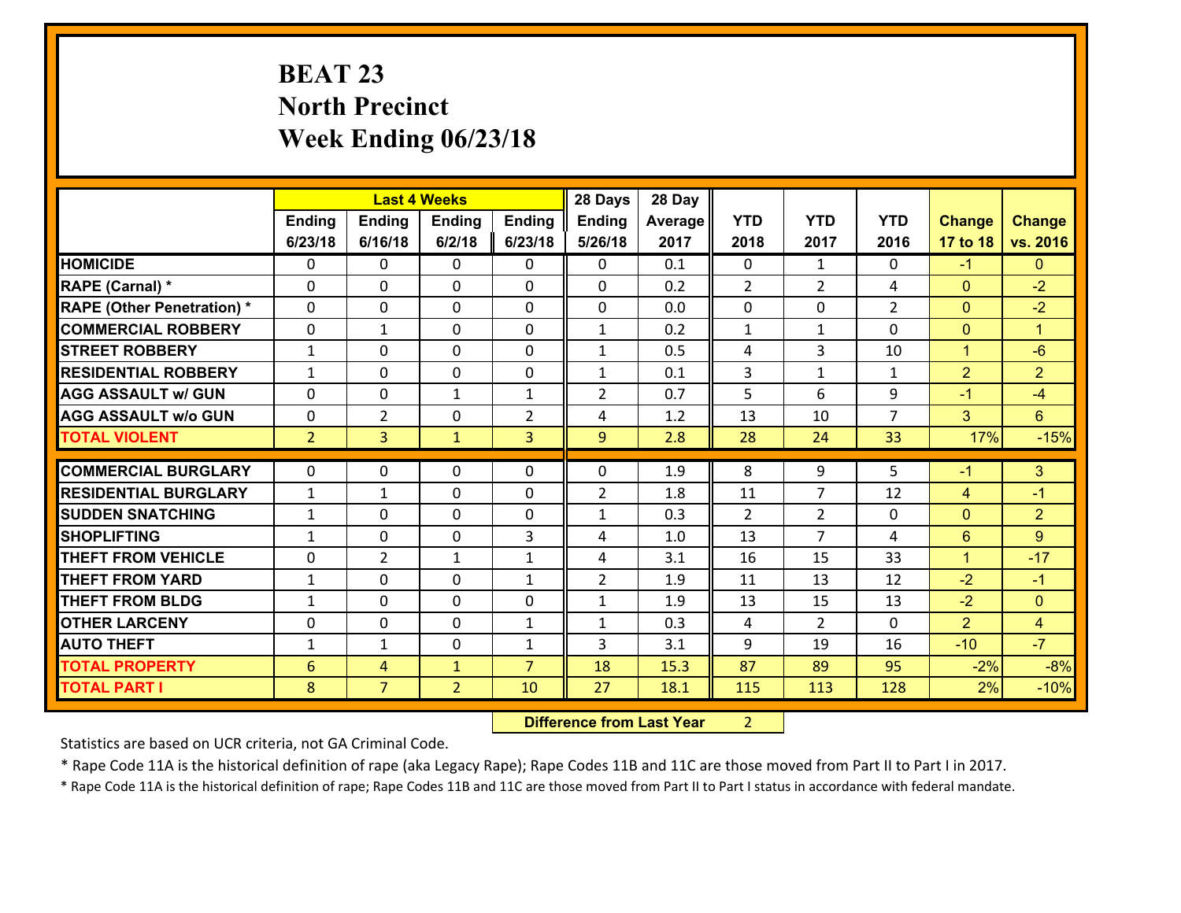# BEAT 23
## North Precinct
## Week Ending 06/23/18

| | Last 4 Weeks | | | | 28 Days | 28 Day | | | | | |
|---|---|---|---|---|---|---|---|---|---|---|---|
| | Ending 6/23/18 | Ending 6/16/18 | Ending 6/2/18 | Ending 6/23/18 | Ending 5/26/18 | Average 2017 | YTD 2018 | YTD 2017 | YTD 2016 | Change 17 to 18 | Change vs. 2016 |
| HOMICIDE | 0 | 0 | 0 | 0 | 0 | 0.1 | 0 | 1 | 0 | -1 | 0 |
| RAPE (Carnal) * | 0 | 0 | 0 | 0 | 0 | 0.2 | 2 | 2 | 4 | 0 | -2 |
| RAPE (Other Penetration) * | 0 | 0 | 0 | 0 | 0 | 0.0 | 0 | 0 | 2 | 0 | -2 |
| COMMERCIAL ROBBERY | 0 | 1 | 0 | 0 | 1 | 0.2 | 1 | 1 | 0 | 0 | 1 |
| STREET ROBBERY | 1 | 0 | 0 | 0 | 1 | 0.5 | 4 | 3 | 10 | 1 | -6 |
| RESIDENTIAL ROBBERY | 1 | 0 | 0 | 0 | 1 | 0.1 | 3 | 1 | 1 | 2 | 2 |
| AGG ASSAULT w/ GUN | 0 | 0 | 1 | 1 | 2 | 0.7 | 5 | 6 | 9 | -1 | -4 |
| AGG ASSAULT w/o GUN | 0 | 2 | 0 | 2 | 4 | 1.2 | 13 | 10 | 7 | 3 | 6 |
| TOTAL VIOLENT | 2 | 3 | 1 | 3 | 9 | 2.8 | 28 | 24 | 33 | 17% | -15% |
| COMMERCIAL BURGLARY | 0 | 0 | 0 | 0 | 0 | 1.9 | 8 | 9 | 5 | -1 | 3 |
| RESIDENTIAL BURGLARY | 1 | 1 | 0 | 0 | 2 | 1.8 | 11 | 7 | 12 | 4 | -1 |
| SUDDEN SNATCHING | 1 | 0 | 0 | 0 | 1 | 0.3 | 2 | 2 | 0 | 0 | 2 |
| SHOPLIFTING | 1 | 0 | 0 | 3 | 4 | 1.0 | 13 | 7 | 4 | 6 | 9 |
| THEFT FROM VEHICLE | 0 | 2 | 1 | 1 | 4 | 3.1 | 16 | 15 | 33 | 1 | -17 |
| THEFT FROM YARD | 1 | 0 | 0 | 1 | 2 | 1.9 | 11 | 13 | 12 | -2 | -1 |
| THEFT FROM BLDG | 1 | 0 | 0 | 0 | 1 | 1.9 | 13 | 15 | 13 | -2 | 0 |
| OTHER LARCENY | 0 | 0 | 0 | 1 | 1 | 0.3 | 4 | 2 | 0 | 2 | 4 |
| AUTO THEFT | 1 | 1 | 0 | 1 | 3 | 3.1 | 9 | 19 | 16 | -10 | -7 |
| TOTAL PROPERTY | 6 | 4 | 1 | 7 | 18 | 15.3 | 87 | 89 | 95 | -2% | -8% |
| TOTAL PART I | 8 | 7 | 2 | 10 | 27 | 18.1 | 115 | 113 | 128 | 2% | -10% |

**Difference from Last Year** 2

Statistics are based on UCR criteria, not GA Criminal Code.

* Rape Code 11A is the historical definition of rape (aka Legacy Rape); Rape Codes 11B and 11C are those moved from Part II to Part I in 2017.

* Rape Code 11A is the historical definition of rape; Rape Codes 11B and 11C are those moved from Part II to Part I status in accordance with federal mandate.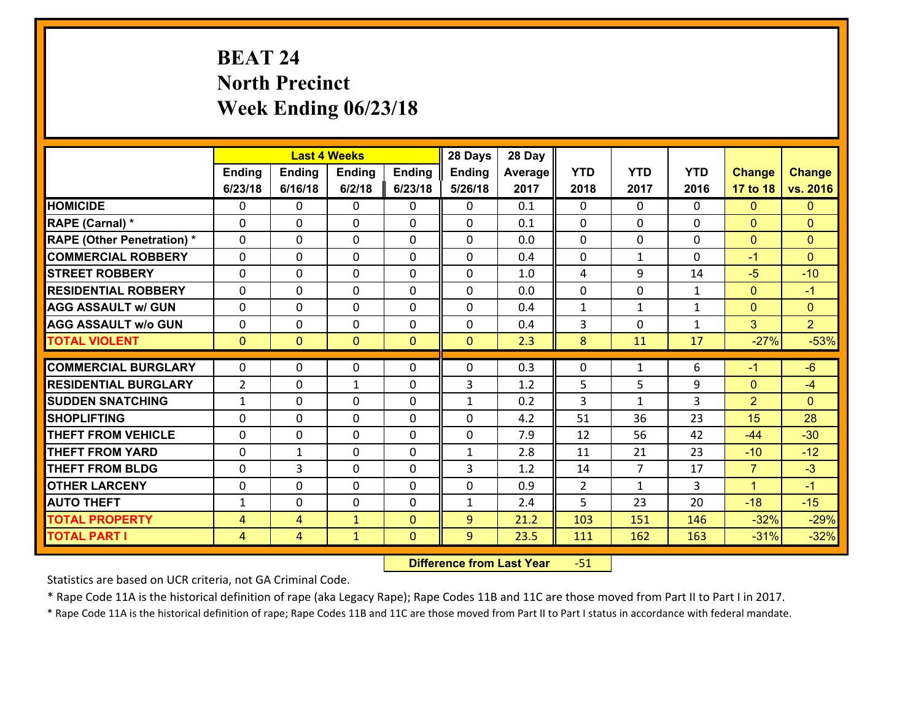# BEAT 24
# North Precinct
# Week Ending 06/23/18

| | Last 4 Weeks | | | | 28 Days | 28 Day | | | | | |
|---|---|---|---|---|---|---|---|---|---|---|---|
| | Ending 6/23/18 | Ending 6/16/18 | Ending 6/2/18 | Ending 6/23/18 | Ending 5/26/18 | Average 2017 | YTD 2018 | YTD 2017 | YTD 2016 | Change 17 to 18 | Change vs. 2016 |
| HOMICIDE | 0 | 0 | 0 | 0 | 0 | 0.1 | 0 | 0 | 0 | 0 | 0 |
| RAPE (Carnal) * | 0 | 0 | 0 | 0 | 0 | 0.1 | 0 | 0 | 0 | 0 | 0 |
| RAPE (Other Penetration) * | 0 | 0 | 0 | 0 | 0 | 0.0 | 0 | 0 | 0 | 0 | 0 |
| COMMERCIAL ROBBERY | 0 | 0 | 0 | 0 | 0 | 0.4 | 0 | 1 | 0 | -1 | 0 |
| STREET ROBBERY | 0 | 0 | 0 | 0 | 0 | 1.0 | 4 | 9 | 14 | -5 | -10 |
| RESIDENTIAL ROBBERY | 0 | 0 | 0 | 0 | 0 | 0.0 | 0 | 0 | 1 | 0 | -1 |
| AGG ASSAULT w/ GUN | 0 | 0 | 0 | 0 | 0 | 0.4 | 1 | 1 | 1 | 0 | 0 |
| AGG ASSAULT w/o GUN | 0 | 0 | 0 | 0 | 0 | 0.4 | 3 | 0 | 1 | 3 | 2 |
| TOTAL VIOLENT | 0 | 0 | 0 | 0 | 0 | 2.3 | 8 | 11 | 17 | -27% | -53% |
| COMMERCIAL BURGLARY | 0 | 0 | 0 | 0 | 0 | 0.3 | 0 | 1 | 6 | -1 | -6 |
| RESIDENTIAL BURGLARY | 2 | 0 | 1 | 0 | 3 | 1.2 | 5 | 5 | 9 | 0 | -4 |
| SUDDEN SNATCHING | 1 | 0 | 0 | 0 | 1 | 0.2 | 3 | 1 | 3 | 2 | 0 |
| SHOPLIFTING | 0 | 0 | 0 | 0 | 0 | 4.2 | 51 | 36 | 23 | 15 | 28 |
| THEFT FROM VEHICLE | 0 | 0 | 0 | 0 | 0 | 7.9 | 12 | 56 | 42 | -44 | -30 |
| THEFT FROM YARD | 0 | 1 | 0 | 0 | 1 | 2.8 | 11 | 21 | 23 | -10 | -12 |
| THEFT FROM BLDG | 0 | 3 | 0 | 0 | 3 | 1.2 | 14 | 7 | 17 | 7 | -3 |
| OTHER LARCENY | 0 | 0 | 0 | 0 | 0 | 0.9 | 2 | 1 | 3 | 1 | -1 |
| AUTO THEFT | 1 | 0 | 0 | 0 | 1 | 2.4 | 5 | 23 | 20 | -18 | -15 |
| TOTAL PROPERTY | 4 | 4 | 1 | 0 | 9 | 21.2 | 103 | 151 | 146 | -32% | -29% |
| TOTAL PART I | 4 | 4 | 1 | 0 | 9 | 23.5 | 111 | 162 | 163 | -31% | -32% |

**Difference from Last Year** -51

Statistics are based on UCR criteria, not GA Criminal Code.

* Rape Code 11A is the historical definition of rape (aka Legacy Rape); Rape Codes 11B and 11C are those moved from Part II to Part I in 2017.

* Rape Code 11A is the historical definition of rape; Rape Codes 11B and 11C are those moved from Part II to Part I status in accordance with federal mandate.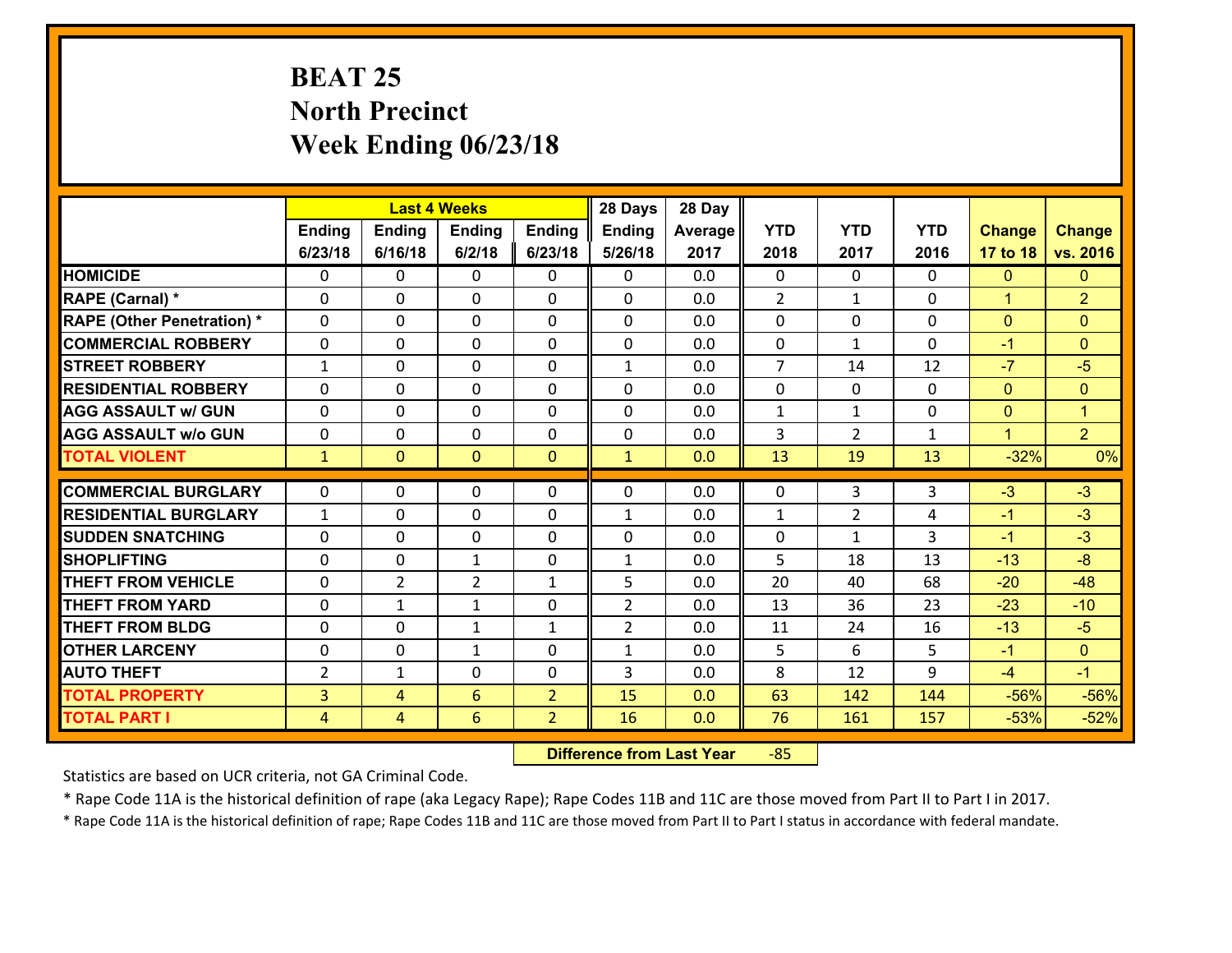# BEAT 25
## North Precinct
## Week Ending 06/23/18

| | Last 4 Weeks | | | | 28 Days | 28 Day | | | | | |
|---|---|---|---|---|---|---|---|---|---|---|---|
| | Ending 6/23/18 | Ending 6/16/18 | Ending 6/2/18 | Ending 6/23/18 | Ending 5/26/18 | Average 2017 | YTD 2018 | YTD 2017 | YTD 2016 | Change 17 to 18 | Change vs. 2016 |
| HOMICIDE | 0 | 0 | 0 | 0 | 0 | 0.0 | 0 | 0 | 0 | 0 | 0 |
| RAPE (Carnal) * | 0 | 0 | 0 | 0 | 0 | 0.0 | 2 | 1 | 0 | 1 | 2 |
| RAPE (Other Penetration) * | 0 | 0 | 0 | 0 | 0 | 0.0 | 0 | 0 | 0 | 0 | 0 |
| COMMERCIAL ROBBERY | 0 | 0 | 0 | 0 | 0 | 0.0 | 0 | 1 | 0 | -1 | 0 |
| STREET ROBBERY | 1 | 0 | 0 | 0 | 1 | 0.0 | 7 | 14 | 12 | -7 | -5 |
| RESIDENTIAL ROBBERY | 0 | 0 | 0 | 0 | 0 | 0.0 | 0 | 0 | 0 | 0 | 0 |
| AGG ASSAULT w/ GUN | 0 | 0 | 0 | 0 | 0 | 0.0 | 1 | 1 | 0 | 0 | 1 |
| AGG ASSAULT w/o GUN | 0 | 0 | 0 | 0 | 0 | 0.0 | 3 | 2 | 1 | 1 | 2 |
| TOTAL VIOLENT | 1 | 0 | 0 | 0 | 1 | 0.0 | 13 | 19 | 13 | -32% | 0% |
| COMMERCIAL BURGLARY | 0 | 0 | 0 | 0 | 0 | 0.0 | 0 | 3 | 3 | -3 | -3 |
| RESIDENTIAL BURGLARY | 1 | 0 | 0 | 0 | 1 | 0.0 | 1 | 2 | 4 | -1 | -3 |
| SUDDEN SNATCHING | 0 | 0 | 0 | 0 | 0 | 0.0 | 0 | 1 | 3 | -1 | -3 |
| SHOPLIFTING | 0 | 0 | 1 | 0 | 1 | 0.0 | 5 | 18 | 13 | -13 | -8 |
| THEFT FROM VEHICLE | 0 | 2 | 2 | 1 | 5 | 0.0 | 20 | 40 | 68 | -20 | -48 |
| THEFT FROM YARD | 0 | 1 | 1 | 0 | 2 | 0.0 | 13 | 36 | 23 | -23 | -10 |
| THEFT FROM BLDG | 0 | 0 | 1 | 1 | 2 | 0.0 | 11 | 24 | 16 | -13 | -5 |
| OTHER LARCENY | 0 | 0 | 1 | 0 | 1 | 0.0 | 5 | 6 | 5 | -1 | 0 |
| AUTO THEFT | 2 | 1 | 0 | 0 | 3 | 0.0 | 8 | 12 | 9 | -4 | -1 |
| TOTAL PROPERTY | 3 | 4 | 6 | 2 | 15 | 0.0 | 63 | 142 | 144 | -56% | -56% |
| TOTAL PART I | 4 | 4 | 6 | 2 | 16 | 0.0 | 76 | 161 | 157 | -53% | -52% |

**Difference from Last Year** -85

Statistics are based on UCR criteria, not GA Criminal Code.

* Rape Code 11A is the historical definition of rape (aka Legacy Rape); Rape Codes 11B and 11C are those moved from Part II to Part I in 2017.

* Rape Code 11A is the historical definition of rape; Rape Codes 11B and 11C are those moved from Part II to Part I status in accordance with federal mandate.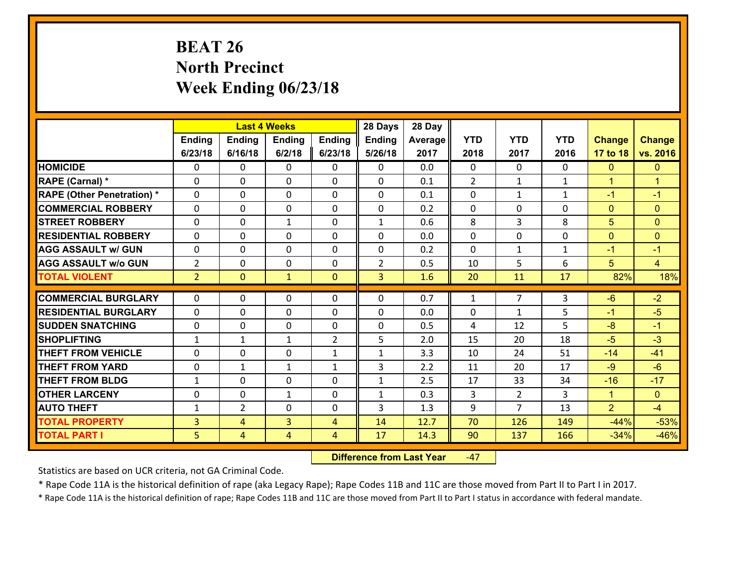# BEAT 26
## North Precinct
## Week Ending 06/23/18

| | Last 4 Weeks | | | | 28 Days | 28 Day | | | | | |
|---|---|---|---|---|---|---|---|---|---|---|---|
| | Ending 6/23/18 | Ending 6/16/18 | Ending 6/2/18 | Ending 6/23/18 | Ending 5/26/18 | Average 2017 | YTD 2018 | YTD 2017 | YTD 2016 | Change 17 to 18 | Change vs. 2016 |
| **HOMICIDE** | 0 | 0 | 0 | 0 | 0 | 0.0 | 0 | 0 | 0 | 0 | 0 |
| **RAPE (Carnal) *** | 0 | 0 | 0 | 0 | 0 | 0.1 | 2 | 1 | 1 | 1 | 1 |
| **RAPE (Other Penetration) *** | 0 | 0 | 0 | 0 | 0 | 0.1 | 0 | 1 | 1 | -1 | -1 |
| **COMMERCIAL ROBBERY** | 0 | 0 | 0 | 0 | 0 | 0.2 | 0 | 0 | 0 | 0 | 0 |
| **STREET ROBBERY** | 0 | 0 | 1 | 0 | 1 | 0.6 | 8 | 3 | 8 | 5 | 0 |
| **RESIDENTIAL ROBBERY** | 0 | 0 | 0 | 0 | 0 | 0.0 | 0 | 0 | 0 | 0 | 0 |
| **AGG ASSAULT w/ GUN** | 0 | 0 | 0 | 0 | 0 | 0.2 | 0 | 1 | 1 | -1 | -1 |
| **AGG ASSAULT w/o GUN** | 2 | 0 | 0 | 0 | 2 | 0.5 | 10 | 5 | 6 | 5 | 4 |
| **TOTAL VIOLENT** | 2 | 0 | 1 | 0 | 3 | 1.6 | 20 | 11 | 17 | 82% | 18% |
| **COMMERCIAL BURGLARY** | 0 | 0 | 0 | 0 | 0 | 0.7 | 1 | 7 | 3 | -6 | -2 |
| **RESIDENTIAL BURGLARY** | 0 | 0 | 0 | 0 | 0 | 0.0 | 0 | 1 | 5 | -1 | -5 |
| **SUDDEN SNATCHING** | 0 | 0 | 0 | 0 | 0 | 0.5 | 4 | 12 | 5 | -8 | -1 |
| **SHOPLIFTING** | 1 | 1 | 1 | 2 | 5 | 2.0 | 15 | 20 | 18 | -5 | -3 |
| **THEFT FROM VEHICLE** | 0 | 0 | 0 | 1 | 1 | 3.3 | 10 | 24 | 51 | -14 | -41 |
| **THEFT FROM YARD** | 0 | 1 | 1 | 1 | 3 | 2.2 | 11 | 20 | 17 | -9 | -6 |
| **THEFT FROM BLDG** | 1 | 0 | 0 | 0 | 1 | 2.5 | 17 | 33 | 34 | -16 | -17 |
| **OTHER LARCENY** | 0 | 0 | 1 | 0 | 1 | 0.3 | 3 | 2 | 3 | 1 | 0 |
| **AUTO THEFT** | 1 | 2 | 0 | 0 | 3 | 1.3 | 9 | 7 | 13 | 2 | -4 |
| **TOTAL PROPERTY** | 3 | 4 | 3 | 4 | 14 | 12.7 | 70 | 126 | 149 | -44% | -53% |
| **TOTAL PART I** | 5 | 4 | 4 | 4 | 17 | 14.3 | 90 | 137 | 166 | -34% | -46% |

**Difference from Last Year** -47

Statistics are based on UCR criteria, not GA Criminal Code.

* Rape Code 11A is the historical definition of rape (aka Legacy Rape); Rape Codes 11B and 11C are those moved from Part II to Part I in 2017.

* Rape Code 11A is the historical definition of rape; Rape Codes 11B and 11C are those moved from Part II to Part I status in accordance with federal mandate.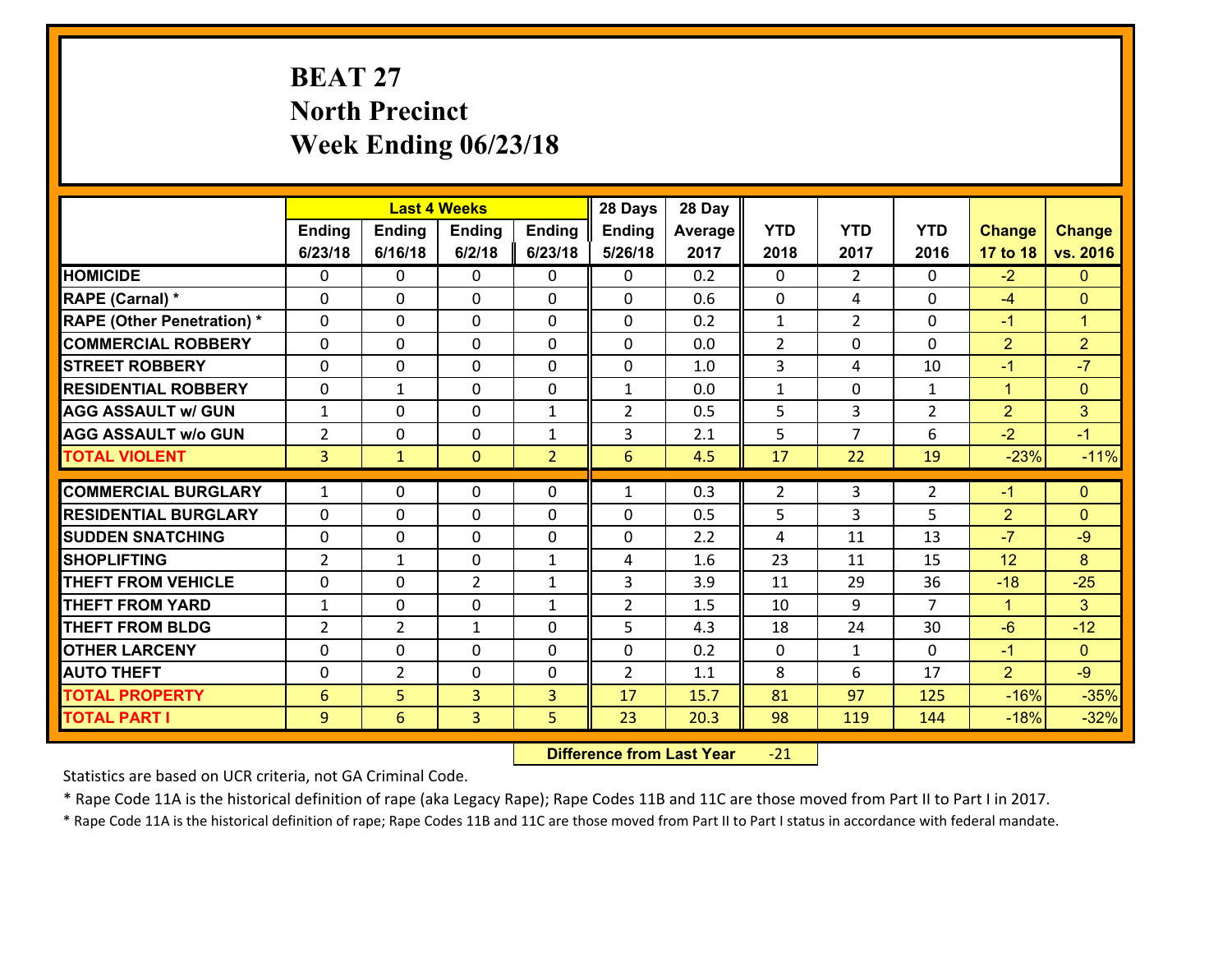# BEAT 27
## North Precinct
## Week Ending 06/23/18

| | Last 4 Weeks | | | | 28 Days | 28 Day | | | | | |
|---|---|---|---|---|---|---|---|---|---|---|---|
| | Ending 6/23/18 | Ending 6/16/18 | Ending 6/2/18 | Ending 6/23/18 | Ending 5/26/18 | Average 2017 | YTD 2018 | YTD 2017 | YTD 2016 | Change 17 to 18 | Change vs. 2016 |
| HOMICIDE | 0 | 0 | 0 | 0 | 0 | 0.2 | 0 | 2 | 0 | -2 | 0 |
| RAPE (Carnal) * | 0 | 0 | 0 | 0 | 0 | 0.6 | 0 | 4 | 0 | -4 | 0 |
| RAPE (Other Penetration) * | 0 | 0 | 0 | 0 | 0 | 0.2 | 1 | 2 | 0 | -1 | 1 |
| COMMERCIAL ROBBERY | 0 | 0 | 0 | 0 | 0 | 0.0 | 2 | 0 | 0 | 2 | 2 |
| STREET ROBBERY | 0 | 0 | 0 | 0 | 0 | 1.0 | 3 | 4 | 10 | -1 | -7 |
| RESIDENTIAL ROBBERY | 0 | 1 | 0 | 0 | 1 | 0.0 | 1 | 0 | 1 | 1 | 0 |
| AGG ASSAULT w/ GUN | 1 | 0 | 0 | 1 | 2 | 0.5 | 5 | 3 | 2 | 2 | 3 |
| AGG ASSAULT w/o GUN | 2 | 0 | 0 | 1 | 3 | 2.1 | 5 | 7 | 6 | -2 | -1 |
| TOTAL VIOLENT | 3 | 1 | 0 | 2 | 6 | 4.5 | 17 | 22 | 19 | -23% | -11% |
| COMMERCIAL BURGLARY | 1 | 0 | 0 | 0 | 1 | 0.3 | 2 | 3 | 2 | -1 | 0 |
| RESIDENTIAL BURGLARY | 0 | 0 | 0 | 0 | 0 | 0.5 | 5 | 3 | 5 | 2 | 0 |
| SUDDEN SNATCHING | 0 | 0 | 0 | 0 | 0 | 2.2 | 4 | 11 | 13 | -7 | -9 |
| SHOPLIFTING | 2 | 1 | 0 | 1 | 4 | 1.6 | 23 | 11 | 15 | 12 | 8 |
| THEFT FROM VEHICLE | 0 | 0 | 2 | 1 | 3 | 3.9 | 11 | 29 | 36 | -18 | -25 |
| THEFT FROM YARD | 1 | 0 | 0 | 1 | 2 | 1.5 | 10 | 9 | 7 | 1 | 3 |
| THEFT FROM BLDG | 2 | 2 | 1 | 0 | 5 | 4.3 | 18 | 24 | 30 | -6 | -12 |
| OTHER LARCENY | 0 | 0 | 0 | 0 | 0 | 0.2 | 0 | 1 | 0 | -1 | 0 |
| AUTO THEFT | 0 | 2 | 0 | 0 | 2 | 1.1 | 8 | 6 | 17 | 2 | -9 |
| TOTAL PROPERTY | 6 | 5 | 3 | 3 | 17 | 15.7 | 81 | 97 | 125 | -16% | -35% |
| TOTAL PART I | 9 | 6 | 3 | 5 | 23 | 20.3 | 98 | 119 | 144 | -18% | -32% |

**Difference from Last Year** -21

Statistics are based on UCR criteria, not GA Criminal Code.

* Rape Code 11A is the historical definition of rape (aka Legacy Rape); Rape Codes 11B and 11C are those moved from Part II to Part I in 2017.

* Rape Code 11A is the historical definition of rape; Rape Codes 11B and 11C are those moved from Part II to Part I status in accordance with federal mandate.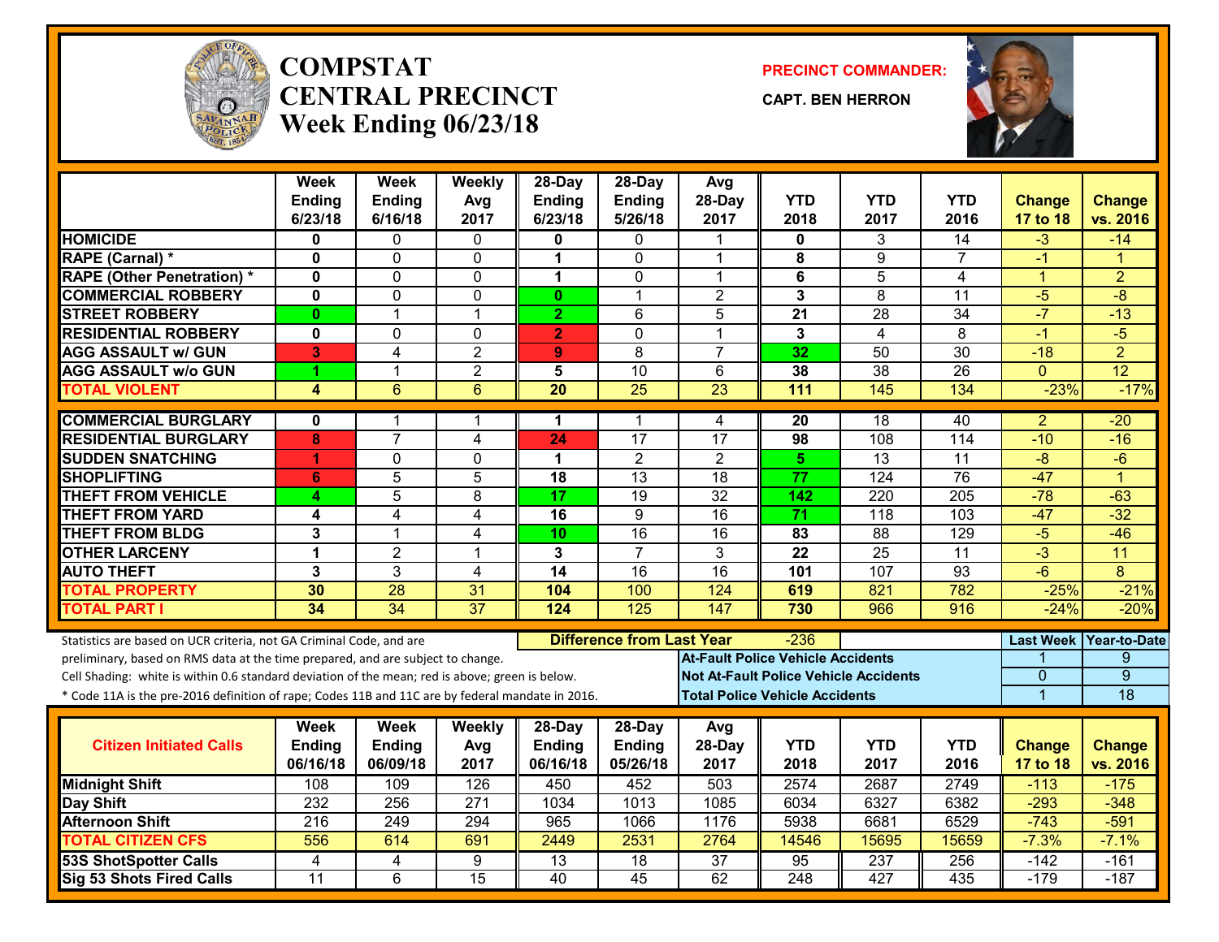# COMPSTAT CENTRAL PRECINCT
## Week Ending 06/23/18

**PRECINCT COMMANDER:**
**CAPT. BEN HERRON**

| | Week Ending 6/23/18 | Week Ending 6/16/18 | Weekly Avg 2017 | 28-Day Ending 6/23/18 | 28-Day Ending 5/26/18 | Avg 28-Day 2017 | YTD 2018 | YTD 2017 | YTD 2016 | Change 17 to 18 | Change vs. 2016 |
|---|---|---|---|---|---|---|---|---|---|---|---|
| HOMICIDE | 0 | 0 | 0 | 0 | 0 | 1 | 0 | 3 | 14 | -3 | -14 |
| RAPE (Carnal) * | 0 | 0 | 0 | 1 | 0 | 1 | 8 | 9 | 7 | -1 | 1 |
| RAPE (Other Penetration) * | 0 | 0 | 0 | 1 | 0 | 1 | 6 | 5 | 4 | 1 | 2 |
| COMMERCIAL ROBBERY | 0 | 0 | 0 | 0 | 1 | 2 | 3 | 8 | 11 | -5 | -8 |
| STREET ROBBERY | 0 | 1 | 1 | 2 | 6 | 5 | 21 | 28 | 34 | -7 | -13 |
| RESIDENTIAL ROBBERY | 0 | 0 | 0 | 2 | 0 | 1 | 3 | 4 | 8 | -1 | -5 |
| AGG ASSAULT w/ GUN | 3 | 4 | 2 | 9 | 8 | 7 | 32 | 50 | 30 | -18 | 2 |
| AGG ASSAULT w/o GUN | 1 | 1 | 2 | 5 | 10 | 6 | 38 | 38 | 26 | 0 | 12 |
| TOTAL VIOLENT | 4 | 6 | 6 | 20 | 25 | 23 | 111 | 145 | 134 | -23% | -17% |
| COMMERCIAL BURGLARY | 0 | 1 | 1 | 1 | 1 | 4 | 20 | 18 | 40 | 2 | -20 |
| RESIDENTIAL BURGLARY | 8 | 7 | 4 | 24 | 17 | 17 | 98 | 108 | 114 | -10 | -16 |
| SUDDEN SNATCHING | 1 | 0 | 0 | 1 | 2 | 2 | 5 | 13 | 11 | -8 | -6 |
| SHOPLIFTING | 6 | 5 | 5 | 18 | 13 | 18 | 77 | 124 | 76 | -47 | 1 |
| THEFT FROM VEHICLE | 4 | 5 | 8 | 17 | 19 | 32 | 142 | 220 | 205 | -78 | -63 |
| THEFT FROM YARD | 4 | 4 | 4 | 16 | 9 | 16 | 71 | 118 | 103 | -47 | -32 |
| THEFT FROM BLDG | 3 | 1 | 4 | 10 | 16 | 16 | 83 | 88 | 129 | -5 | -46 |
| OTHER LARCENY | 1 | 2 | 1 | 3 | 7 | 3 | 22 | 25 | 11 | -3 | 11 |
| AUTO THEFT | 3 | 3 | 4 | 14 | 16 | 16 | 101 | 107 | 93 | -6 | 8 |
| TOTAL PROPERTY | 30 | 28 | 31 | 104 | 100 | 124 | 619 | 821 | 782 | -25% | -21% |
| TOTAL PART I | 34 | 34 | 37 | 124 | 125 | 147 | 730 | 966 | 916 | -24% | -20% |

Statistics are based on UCR criteria, not GA Criminal Code, and are preliminary, based on RMS data at the time prepared, and are subject to change.
Cell Shading: white is within 0.6 standard deviation of the mean; red is above; green is below.
* Code 11A is the pre-2016 definition of rape; Codes 11B and 11C are by federal mandate in 2016.

**Difference from Last Year:** -236

| | Last Week | Year-to-Date |
|---|---|---|
| At-Fault Police Vehicle Accidents | 1 | 9 |
| Not At-Fault Police Vehicle Accidents | 0 | 9 |
| Total Police Vehicle Accidents | 1 | 18 |

| Citizen Initiated Calls | Week Ending 06/16/18 | Week Ending 06/09/18 | Weekly Avg 2017 | 28-Day Ending 06/16/18 | 28-Day Ending 05/26/18 | Avg 28-Day 2017 | YTD 2018 | YTD 2017 | YTD 2016 | Change 17 to 18 | Change vs. 2016 |
|---|---|---|---|---|---|---|---|---|---|---|---|
| Midnight Shift | 108 | 109 | 126 | 450 | 452 | 503 | 2574 | 2687 | 2749 | -113 | -175 |
| Day Shift | 232 | 256 | 271 | 1034 | 1013 | 1085 | 6034 | 6327 | 6382 | -293 | -348 |
| Afternoon Shift | 216 | 249 | 294 | 965 | 1066 | 1176 | 5938 | 6681 | 6529 | -743 | -591 |
| TOTAL CITIZEN CFS | 556 | 614 | 691 | 2449 | 2531 | 2764 | 14546 | 15695 | 15659 | -7.3% | -7.1% |
| 53S ShotSpotter Calls | 4 | 4 | 9 | 13 | 18 | 37 | 95 | 237 | 256 | -142 | -161 |
| Sig 53 Shots Fired Calls | 11 | 6 | 15 | 40 | 45 | 62 | 248 | 427 | 435 | -179 | -187 |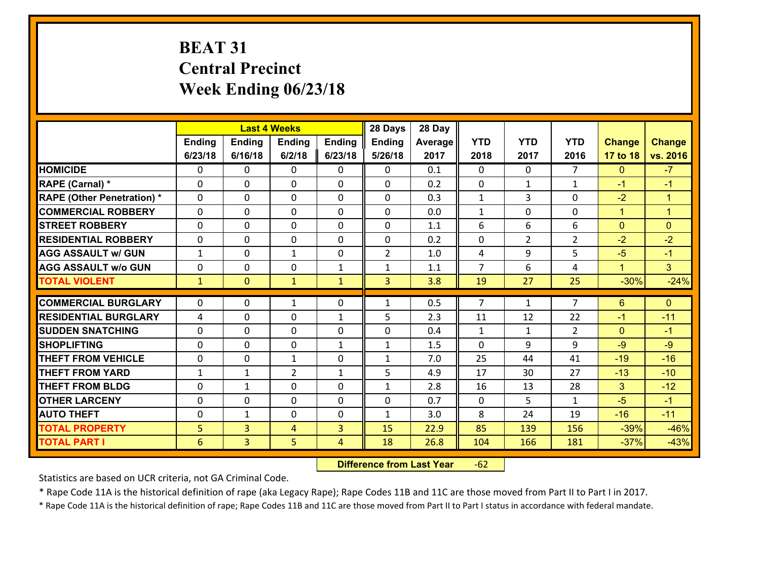# BEAT 31
# Central Precinct
# Week Ending 06/23/18

| | Last 4 Weeks | | | | 28 Days | 28 Day | | | | | |
|---|---|---|---|---|---|---|---|---|---|---|---|
| | Ending 6/23/18 | Ending 6/16/18 | Ending 6/2/18 | Ending 6/23/18 | Ending 5/26/18 | Average 2017 | YTD 2018 | YTD 2017 | YTD 2016 | Change 17 to 18 | Change vs. 2016 |
| **HOMICIDE** | 0 | 0 | 0 | 0 | 0 | 0.1 | 0 | 0 | 7 | 0 | -7 |
| **RAPE (Carnal) *** | 0 | 0 | 0 | 0 | 0 | 0.2 | 0 | 1 | 1 | -1 | -1 |
| **RAPE (Other Penetration) *** | 0 | 0 | 0 | 0 | 0 | 0.3 | 1 | 3 | 0 | -2 | 1 |
| **COMMERCIAL ROBBERY** | 0 | 0 | 0 | 0 | 0 | 0.0 | 1 | 0 | 0 | 1 | 1 |
| **STREET ROBBERY** | 0 | 0 | 0 | 0 | 0 | 1.1 | 6 | 6 | 6 | 0 | 0 |
| **RESIDENTIAL ROBBERY** | 0 | 0 | 0 | 0 | 0 | 0.2 | 0 | 2 | 2 | -2 | -2 |
| **AGG ASSAULT w/ GUN** | 1 | 0 | 1 | 0 | 2 | 1.0 | 4 | 9 | 5 | -5 | -1 |
| **AGG ASSAULT w/o GUN** | 0 | 0 | 0 | 1 | 1 | 1.1 | 7 | 6 | 4 | 1 | 3 |
| **TOTAL VIOLENT** | 1 | 0 | 1 | 1 | 3 | 3.8 | 19 | 27 | 25 | -30% | -24% |
| **COMMERCIAL BURGLARY** | 0 | 0 | 1 | 0 | 1 | 0.5 | 7 | 1 | 7 | 6 | 0 |
| **RESIDENTIAL BURGLARY** | 4 | 0 | 0 | 1 | 5 | 2.3 | 11 | 12 | 22 | -1 | -11 |
| **SUDDEN SNATCHING** | 0 | 0 | 0 | 0 | 0 | 0.4 | 1 | 1 | 2 | 0 | -1 |
| **SHOPLIFTING** | 0 | 0 | 0 | 1 | 1 | 1.5 | 0 | 9 | 9 | -9 | -9 |
| **THEFT FROM VEHICLE** | 0 | 0 | 1 | 0 | 1 | 7.0 | 25 | 44 | 41 | -19 | -16 |
| **THEFT FROM YARD** | 1 | 1 | 2 | 1 | 5 | 4.9 | 17 | 30 | 27 | -13 | -10 |
| **THEFT FROM BLDG** | 0 | 1 | 0 | 0 | 1 | 2.8 | 16 | 13 | 28 | 3 | -12 |
| **OTHER LARCENY** | 0 | 0 | 0 | 0 | 0 | 0.7 | 0 | 5 | 1 | -5 | -1 |
| **AUTO THEFT** | 0 | 1 | 0 | 0 | 1 | 3.0 | 8 | 24 | 19 | -16 | -11 |
| **TOTAL PROPERTY** | 5 | 3 | 4 | 3 | 15 | 22.9 | 85 | 139 | 156 | -39% | -46% |
| **TOTAL PART I** | 6 | 3 | 5 | 4 | 18 | 26.8 | 104 | 166 | 181 | -37% | -43% |

**Difference from Last Year** -62

Statistics are based on UCR criteria, not GA Criminal Code.

* Rape Code 11A is the historical definition of rape (aka Legacy Rape); Rape Codes 11B and 11C are those moved from Part II to Part I in 2017.

* Rape Code 11A is the historical definition of rape; Rape Codes 11B and 11C are those moved from Part II to Part I status in accordance with federal mandate.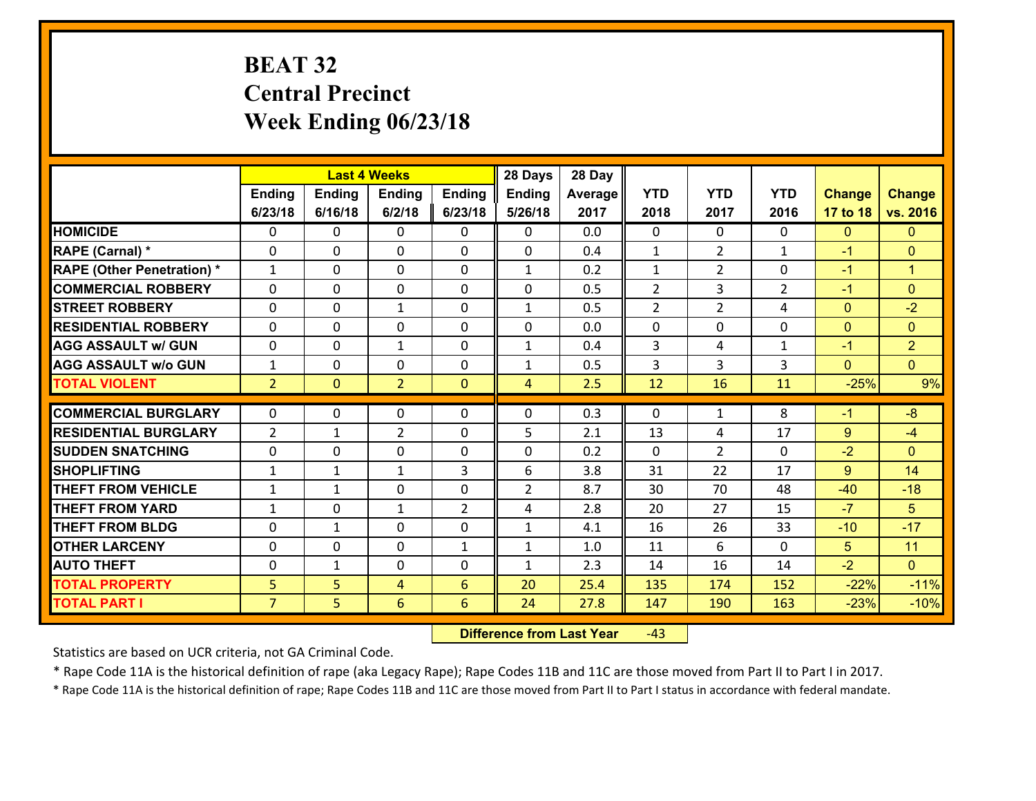# BEAT 32
# Central Precinct
# Week Ending 06/23/18

| | Last 4 Weeks | | | | 28 Days | 28 Day | | | | | |
|---|---|---|---|---|---|---|---|---|---|---|---|
| | Ending 6/23/18 | Ending 6/16/18 | Ending 6/2/18 | Ending 6/23/18 | Ending 5/26/18 | Average 2017 | YTD 2018 | YTD 2017 | YTD 2016 | Change 17 to 18 | Change vs. 2016 |
| HOMICIDE | 0 | 0 | 0 | 0 | 0 | 0.0 | 0 | 0 | 0 | 0 | 0 |
| RAPE (Carnal) * | 0 | 0 | 0 | 0 | 0 | 0.4 | 1 | 2 | 1 | -1 | 0 |
| RAPE (Other Penetration) * | 1 | 0 | 0 | 0 | 1 | 0.2 | 1 | 2 | 0 | -1 | 1 |
| COMMERCIAL ROBBERY | 0 | 0 | 0 | 0 | 0 | 0.5 | 2 | 3 | 2 | -1 | 0 |
| STREET ROBBERY | 0 | 0 | 1 | 0 | 1 | 0.5 | 2 | 2 | 4 | 0 | -2 |
| RESIDENTIAL ROBBERY | 0 | 0 | 0 | 0 | 0 | 0.0 | 0 | 0 | 0 | 0 | 0 |
| AGG ASSAULT w/ GUN | 0 | 0 | 1 | 0 | 1 | 0.4 | 3 | 4 | 1 | -1 | 2 |
| AGG ASSAULT w/o GUN | 1 | 0 | 0 | 0 | 1 | 0.5 | 3 | 3 | 3 | 0 | 0 |
| TOTAL VIOLENT | 2 | 0 | 2 | 0 | 4 | 2.5 | 12 | 16 | 11 | -25% | 9% |
| COMMERCIAL BURGLARY | 0 | 0 | 0 | 0 | 0 | 0.3 | 0 | 1 | 8 | -1 | -8 |
| RESIDENTIAL BURGLARY | 2 | 1 | 2 | 0 | 5 | 2.1 | 13 | 4 | 17 | 9 | -4 |
| SUDDEN SNATCHING | 0 | 0 | 0 | 0 | 0 | 0.2 | 0 | 2 | 0 | -2 | 0 |
| SHOPLIFTING | 1 | 1 | 1 | 3 | 6 | 3.8 | 31 | 22 | 17 | 9 | 14 |
| THEFT FROM VEHICLE | 1 | 1 | 0 | 0 | 2 | 8.7 | 30 | 70 | 48 | -40 | -18 |
| THEFT FROM YARD | 1 | 0 | 1 | 2 | 4 | 2.8 | 20 | 27 | 15 | -7 | 5 |
| THEFT FROM BLDG | 0 | 1 | 0 | 0 | 1 | 4.1 | 16 | 26 | 33 | -10 | -17 |
| OTHER LARCENY | 0 | 0 | 0 | 1 | 1 | 1.0 | 11 | 6 | 0 | 5 | 11 |
| AUTO THEFT | 0 | 1 | 0 | 0 | 1 | 2.3 | 14 | 16 | 14 | -2 | 0 |
| TOTAL PROPERTY | 5 | 5 | 4 | 6 | 20 | 25.4 | 135 | 174 | 152 | -22% | -11% |
| TOTAL PART I | 7 | 5 | 6 | 6 | 24 | 27.8 | 147 | 190 | 163 | -23% | -10% |

| Difference from Last Year | -43 |
|---|---|

Statistics are based on UCR criteria, not GA Criminal Code.

* Rape Code 11A is the historical definition of rape (aka Legacy Rape); Rape Codes 11B and 11C are those moved from Part II to Part I in 2017.

* Rape Code 11A is the historical definition of rape; Rape Codes 11B and 11C are those moved from Part II to Part I status in accordance with federal mandate.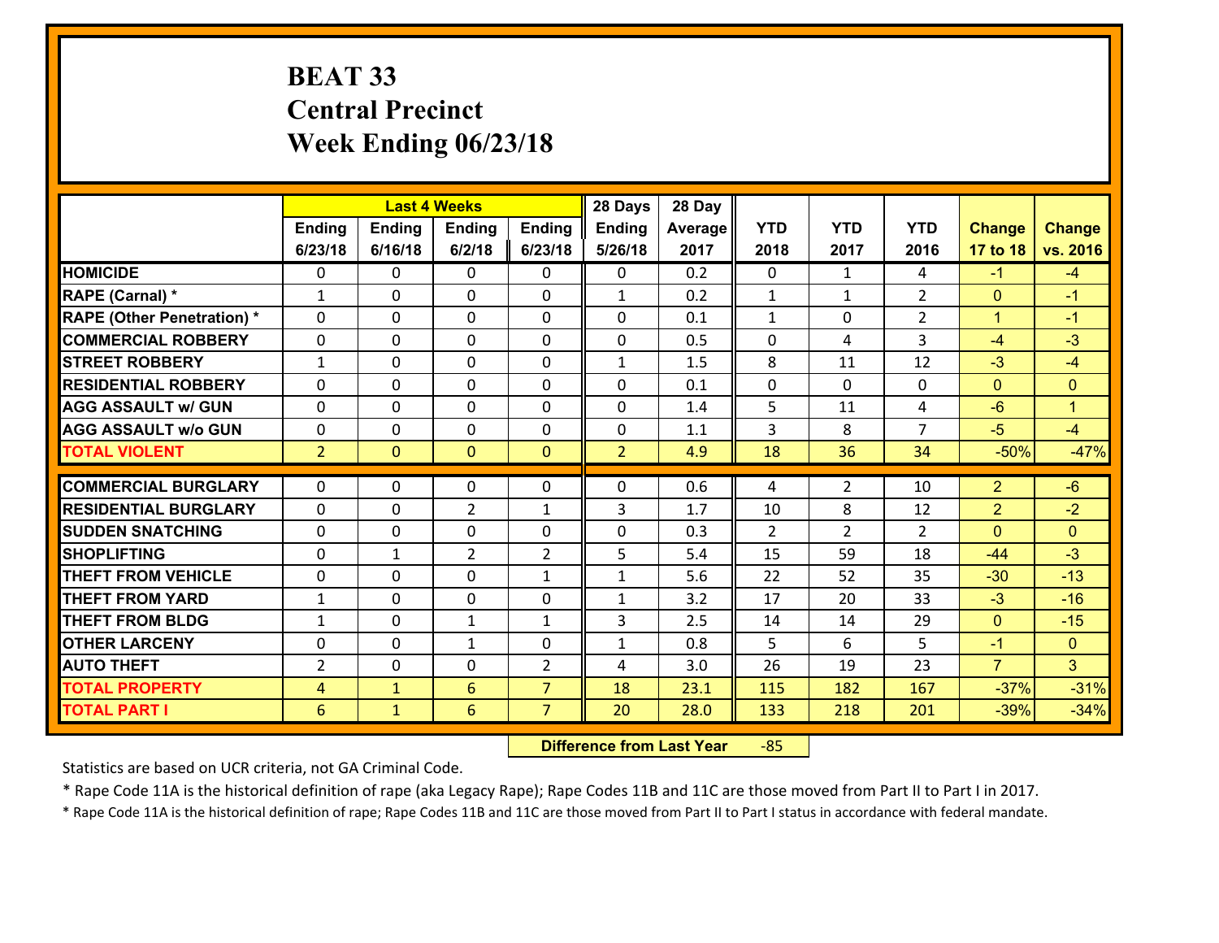# BEAT 33
## Central Precinct
## Week Ending 06/23/18

| | Last 4 Weeks | | | | 28 Days | 28 Day | | | | | |
|---|---|---|---|---|---|---|---|---|---|---|---|
| | Ending 6/23/18 | Ending 6/16/18 | Ending 6/2/18 | Ending 6/23/18 | Ending 5/26/18 | Average 2017 | YTD 2018 | YTD 2017 | YTD 2016 | Change 17 to 18 | Change vs. 2016 |
| HOMICIDE | 0 | 0 | 0 | 0 | 0 | 0.2 | 0 | 1 | 4 | -1 | -4 |
| RAPE (Carnal) * | 1 | 0 | 0 | 0 | 1 | 0.2 | 1 | 1 | 2 | 0 | -1 |
| RAPE (Other Penetration) * | 0 | 0 | 0 | 0 | 0 | 0.1 | 1 | 0 | 2 | 1 | -1 |
| COMMERCIAL ROBBERY | 0 | 0 | 0 | 0 | 0 | 0.5 | 0 | 4 | 3 | -4 | -3 |
| STREET ROBBERY | 1 | 0 | 0 | 0 | 1 | 1.5 | 8 | 11 | 12 | -3 | -4 |
| RESIDENTIAL ROBBERY | 0 | 0 | 0 | 0 | 0 | 0.1 | 0 | 0 | 0 | 0 | 0 |
| AGG ASSAULT w/ GUN | 0 | 0 | 0 | 0 | 0 | 1.4 | 5 | 11 | 4 | -6 | 1 |
| AGG ASSAULT w/o GUN | 0 | 0 | 0 | 0 | 0 | 1.1 | 3 | 8 | 7 | -5 | -4 |
| TOTAL VIOLENT | 2 | 0 | 0 | 0 | 2 | 4.9 | 18 | 36 | 34 | -50% | -47% |
| COMMERCIAL BURGLARY | 0 | 0 | 0 | 0 | 0 | 0.6 | 4 | 2 | 10 | 2 | -6 |
| RESIDENTIAL BURGLARY | 0 | 0 | 2 | 1 | 3 | 1.7 | 10 | 8 | 12 | 2 | -2 |
| SUDDEN SNATCHING | 0 | 0 | 0 | 0 | 0 | 0.3 | 2 | 2 | 2 | 0 | 0 |
| SHOPLIFTING | 0 | 1 | 2 | 2 | 5 | 5.4 | 15 | 59 | 18 | -44 | -3 |
| THEFT FROM VEHICLE | 0 | 0 | 0 | 1 | 1 | 5.6 | 22 | 52 | 35 | -30 | -13 |
| THEFT FROM YARD | 1 | 0 | 0 | 0 | 1 | 3.2 | 17 | 20 | 33 | -3 | -16 |
| THEFT FROM BLDG | 1 | 0 | 1 | 1 | 3 | 2.5 | 14 | 14 | 29 | 0 | -15 |
| OTHER LARCENY | 0 | 0 | 1 | 0 | 1 | 0.8 | 5 | 6 | 5 | -1 | 0 |
| AUTO THEFT | 2 | 0 | 0 | 2 | 4 | 3.0 | 26 | 19 | 23 | 7 | 3 |
| TOTAL PROPERTY | 4 | 1 | 6 | 7 | 18 | 23.1 | 115 | 182 | 167 | -37% | -31% |
| TOTAL PART I | 6 | 1 | 6 | 7 | 20 | 28.0 | 133 | 218 | 201 | -39% | -34% |

**Difference from Last Year** -85

Statistics are based on UCR criteria, not GA Criminal Code.

* Rape Code 11A is the historical definition of rape (aka Legacy Rape); Rape Codes 11B and 11C are those moved from Part II to Part I in 2017.

* Rape Code 11A is the historical definition of rape; Rape Codes 11B and 11C are those moved from Part II to Part I status in accordance with federal mandate.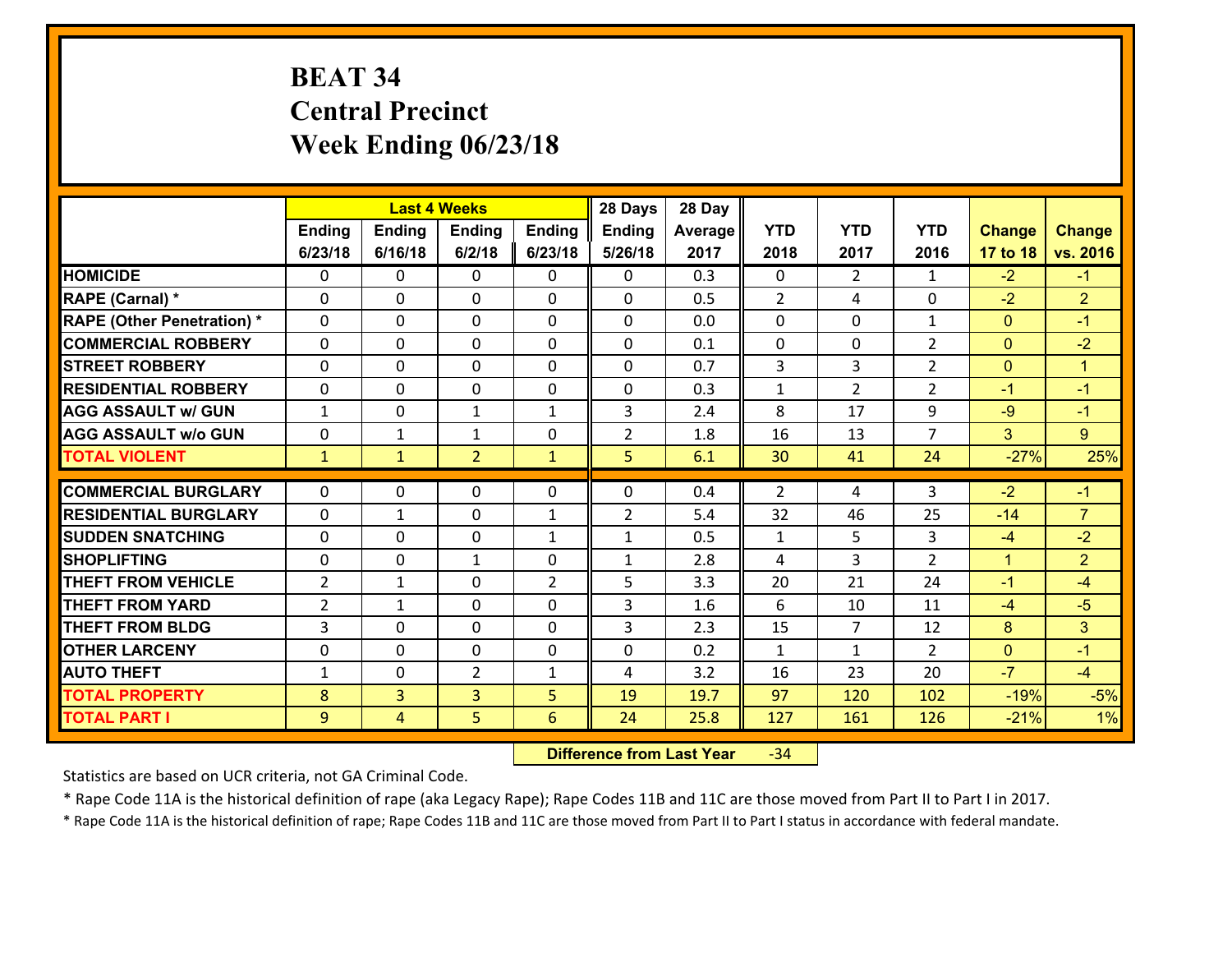# BEAT 34
# Central Precinct
# Week Ending 06/23/18

| | Last 4 Weeks | | | | 28 Days | 28 Day | | | | | |
|---|---|---|---|---|---|---|---|---|---|---|---|
| | Ending 6/23/18 | Ending 6/16/18 | Ending 6/2/18 | Ending 6/23/18 | Ending 5/26/18 | Average 2017 | YTD 2018 | YTD 2017 | YTD 2016 | Change 17 to 18 | Change vs. 2016 |
| **HOMICIDE** | 0 | 0 | 0 | 0 | 0 | 0.3 | 0 | 2 | 1 | -2 | -1 |
| **RAPE (Carnal) *** | 0 | 0 | 0 | 0 | 0 | 0.5 | 2 | 4 | 0 | -2 | 2 |
| **RAPE (Other Penetration) *** | 0 | 0 | 0 | 0 | 0 | 0.0 | 0 | 0 | 1 | 0 | -1 |
| **COMMERCIAL ROBBERY** | 0 | 0 | 0 | 0 | 0 | 0.1 | 0 | 0 | 2 | 0 | -2 |
| **STREET ROBBERY** | 0 | 0 | 0 | 0 | 0 | 0.7 | 3 | 3 | 2 | 0 | 1 |
| **RESIDENTIAL ROBBERY** | 0 | 0 | 0 | 0 | 0 | 0.3 | 1 | 2 | 2 | -1 | -1 |
| **AGG ASSAULT w/ GUN** | 1 | 0 | 1 | 1 | 3 | 2.4 | 8 | 17 | 9 | -9 | -1 |
| **AGG ASSAULT w/o GUN** | 0 | 1 | 1 | 0 | 2 | 1.8 | 16 | 13 | 7 | 3 | 9 |
| **TOTAL VIOLENT** | 1 | 1 | 2 | 1 | 5 | 6.1 | 30 | 41 | 24 | -27% | 25% |
| **COMMERCIAL BURGLARY** | 0 | 0 | 0 | 0 | 0 | 0.4 | 2 | 4 | 3 | -2 | -1 |
| **RESIDENTIAL BURGLARY** | 0 | 1 | 0 | 1 | 2 | 5.4 | 32 | 46 | 25 | -14 | 7 |
| **SUDDEN SNATCHING** | 0 | 0 | 0 | 1 | 1 | 0.5 | 1 | 5 | 3 | -4 | -2 |
| **SHOPLIFTING** | 0 | 0 | 1 | 0 | 1 | 2.8 | 4 | 3 | 2 | 1 | 2 |
| **THEFT FROM VEHICLE** | 2 | 1 | 0 | 2 | 5 | 3.3 | 20 | 21 | 24 | -1 | -4 |
| **THEFT FROM YARD** | 2 | 1 | 0 | 0 | 3 | 1.6 | 6 | 10 | 11 | -4 | -5 |
| **THEFT FROM BLDG** | 3 | 0 | 0 | 0 | 3 | 2.3 | 15 | 7 | 12 | 8 | 3 |
| **OTHER LARCENY** | 0 | 0 | 0 | 0 | 0 | 0.2 | 1 | 1 | 2 | 0 | -1 |
| **AUTO THEFT** | 1 | 0 | 2 | 1 | 4 | 3.2 | 16 | 23 | 20 | -7 | -4 |
| **TOTAL PROPERTY** | 8 | 3 | 3 | 5 | 19 | 19.7 | 97 | 120 | 102 | -19% | -5% |
| **TOTAL PART I** | 9 | 4 | 5 | 6 | 24 | 25.8 | 127 | 161 | 126 | -21% | 1% |

**Difference from Last Year** -34

Statistics are based on UCR criteria, not GA Criminal Code.

* Rape Code 11A is the historical definition of rape (aka Legacy Rape); Rape Codes 11B and 11C are those moved from Part II to Part I in 2017.

* Rape Code 11A is the historical definition of rape; Rape Codes 11B and 11C are those moved from Part II to Part I status in accordance with federal mandate.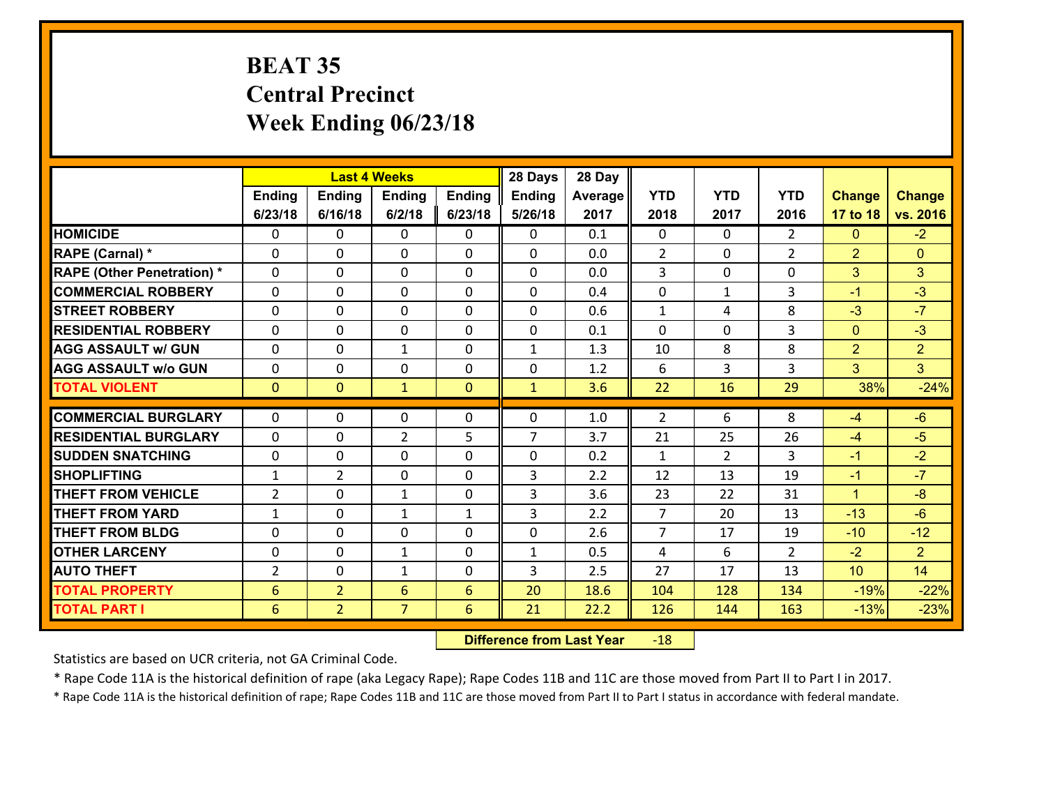# BEAT 35
## Central Precinct
## Week Ending 06/23/18

| | Last 4 Weeks | | | | 28 Days | 28 Day | | | | | |
|---|---|---|---|---|---|---|---|---|---|---|---|
| | Ending 6/23/18 | Ending 6/16/18 | Ending 6/2/18 | Ending 6/23/18 | Ending 5/26/18 | Average 2017 | YTD 2018 | YTD 2017 | YTD 2016 | Change 17 to 18 | Change vs. 2016 |
| HOMICIDE | 0 | 0 | 0 | 0 | 0 | 0.1 | 0 | 0 | 2 | 0 | -2 |
| RAPE (Carnal) * | 0 | 0 | 0 | 0 | 0 | 0.0 | 2 | 0 | 2 | 2 | 0 |
| RAPE (Other Penetration) * | 0 | 0 | 0 | 0 | 0 | 0.0 | 3 | 0 | 0 | 3 | 3 |
| COMMERCIAL ROBBERY | 0 | 0 | 0 | 0 | 0 | 0.4 | 0 | 1 | 3 | -1 | -3 |
| STREET ROBBERY | 0 | 0 | 0 | 0 | 0 | 0.6 | 1 | 4 | 8 | -3 | -7 |
| RESIDENTIAL ROBBERY | 0 | 0 | 0 | 0 | 0 | 0.1 | 0 | 0 | 3 | 0 | -3 |
| AGG ASSAULT w/ GUN | 0 | 0 | 1 | 0 | 1 | 1.3 | 10 | 8 | 8 | 2 | 2 |
| AGG ASSAULT w/o GUN | 0 | 0 | 0 | 0 | 0 | 1.2 | 6 | 3 | 3 | 3 | 3 |
| TOTAL VIOLENT | 0 | 0 | 1 | 0 | 1 | 3.6 | 22 | 16 | 29 | 38% | -24% |
| COMMERCIAL BURGLARY | 0 | 0 | 0 | 0 | 0 | 1.0 | 2 | 6 | 8 | -4 | -6 |
| RESIDENTIAL BURGLARY | 0 | 0 | 2 | 5 | 7 | 3.7 | 21 | 25 | 26 | -4 | -5 |
| SUDDEN SNATCHING | 0 | 0 | 0 | 0 | 0 | 0.2 | 1 | 2 | 3 | -1 | -2 |
| SHOPLIFTING | 1 | 2 | 0 | 0 | 3 | 2.2 | 12 | 13 | 19 | -1 | -7 |
| THEFT FROM VEHICLE | 2 | 0 | 1 | 0 | 3 | 3.6 | 23 | 22 | 31 | 1 | -8 |
| THEFT FROM YARD | 1 | 0 | 1 | 1 | 3 | 2.2 | 7 | 20 | 13 | -13 | -6 |
| THEFT FROM BLDG | 0 | 0 | 0 | 0 | 0 | 2.6 | 7 | 17 | 19 | -10 | -12 |
| OTHER LARCENY | 0 | 0 | 1 | 0 | 1 | 0.5 | 4 | 6 | 2 | -2 | 2 |
| AUTO THEFT | 2 | 0 | 1 | 0 | 3 | 2.5 | 27 | 17 | 13 | 10 | 14 |
| TOTAL PROPERTY | 6 | 2 | 6 | 6 | 20 | 18.6 | 104 | 128 | 134 | -19% | -22% |
| TOTAL PART I | 6 | 2 | 7 | 6 | 21 | 22.2 | 126 | 144 | 163 | -13% | -23% |

**Difference from Last Year** -18

Statistics are based on UCR criteria, not GA Criminal Code.

* Rape Code 11A is the historical definition of rape (aka Legacy Rape); Rape Codes 11B and 11C are those moved from Part II to Part I in 2017.

* Rape Code 11A is the historical definition of rape; Rape Codes 11B and 11C are those moved from Part II to Part I status in accordance with federal mandate.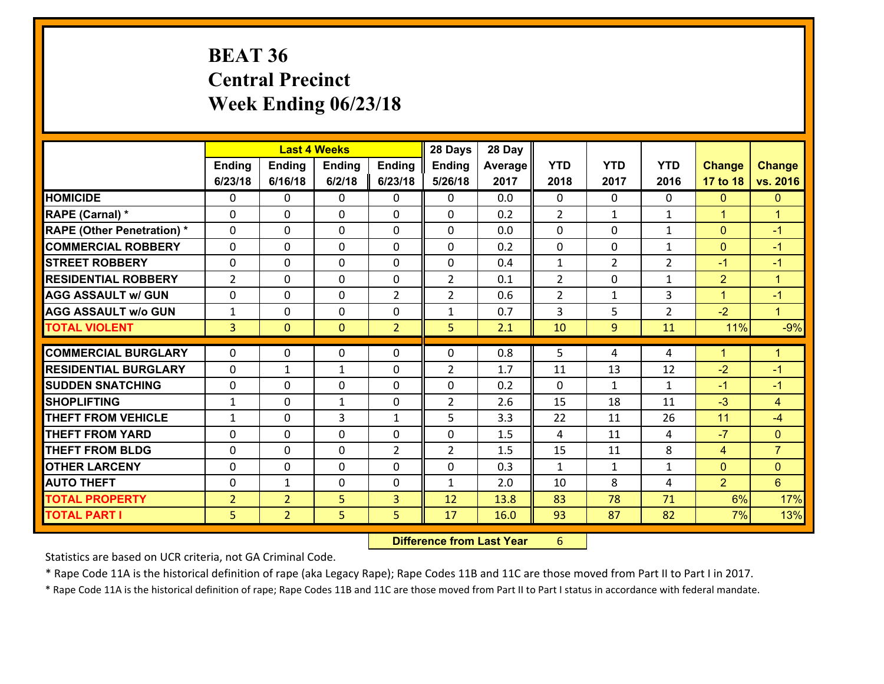# BEAT 36
# Central Precinct
# Week Ending 06/23/18

| | Last 4 Weeks | | | | 28 Days | 28 Day | | | | | |
|---|---|---|---|---|---|---|---|---|---|---|---|
| | Ending 6/23/18 | Ending 6/16/18 | Ending 6/2/18 | Ending 6/23/18 | Ending 5/26/18 | Average 2017 | YTD 2018 | YTD 2017 | YTD 2016 | Change 17 to 18 | Change vs. 2016 |
| HOMICIDE | 0 | 0 | 0 | 0 | 0 | 0.0 | 0 | 0 | 0 | 0 | 0 |
| RAPE (Carnal) * | 0 | 0 | 0 | 0 | 0 | 0.2 | 2 | 1 | 1 | 1 | 1 |
| RAPE (Other Penetration) * | 0 | 0 | 0 | 0 | 0 | 0.0 | 0 | 0 | 1 | 0 | -1 |
| COMMERCIAL ROBBERY | 0 | 0 | 0 | 0 | 0 | 0.2 | 0 | 0 | 1 | 0 | -1 |
| STREET ROBBERY | 0 | 0 | 0 | 0 | 0 | 0.4 | 1 | 2 | 2 | -1 | -1 |
| RESIDENTIAL ROBBERY | 2 | 0 | 0 | 0 | 2 | 0.1 | 2 | 0 | 1 | 2 | 1 |
| AGG ASSAULT w/ GUN | 0 | 0 | 0 | 2 | 2 | 0.6 | 2 | 1 | 3 | 1 | -1 |
| AGG ASSAULT w/o GUN | 1 | 0 | 0 | 0 | 1 | 0.7 | 3 | 5 | 2 | -2 | 1 |
| TOTAL VIOLENT | 3 | 0 | 0 | 2 | 5 | 2.1 | 10 | 9 | 11 | 11% | -9% |
| COMMERCIAL BURGLARY | 0 | 0 | 0 | 0 | 0 | 0.8 | 5 | 4 | 4 | 1 | 1 |
| RESIDENTIAL BURGLARY | 0 | 1 | 1 | 0 | 2 | 1.7 | 11 | 13 | 12 | -2 | -1 |
| SUDDEN SNATCHING | 0 | 0 | 0 | 0 | 0 | 0.2 | 0 | 1 | 1 | -1 | -1 |
| SHOPLIFTING | 1 | 0 | 1 | 0 | 2 | 2.6 | 15 | 18 | 11 | -3 | 4 |
| THEFT FROM VEHICLE | 1 | 0 | 3 | 1 | 5 | 3.3 | 22 | 11 | 26 | 11 | -4 |
| THEFT FROM YARD | 0 | 0 | 0 | 0 | 0 | 1.5 | 4 | 11 | 4 | -7 | 0 |
| THEFT FROM BLDG | 0 | 0 | 0 | 2 | 2 | 1.5 | 15 | 11 | 8 | 4 | 7 |
| OTHER LARCENY | 0 | 0 | 0 | 0 | 0 | 0.3 | 1 | 1 | 1 | 0 | 0 |
| AUTO THEFT | 0 | 1 | 0 | 0 | 1 | 2.0 | 10 | 8 | 4 | 2 | 6 |
| TOTAL PROPERTY | 2 | 2 | 5 | 3 | 12 | 13.8 | 83 | 78 | 71 | 6% | 17% |
| TOTAL PART I | 5 | 2 | 5 | 5 | 17 | 16.0 | 93 | 87 | 82 | 7% | 13% |

**Difference from Last Year** 6

Statistics are based on UCR criteria, not GA Criminal Code.

* Rape Code 11A is the historical definition of rape (aka Legacy Rape); Rape Codes 11B and 11C are those moved from Part II to Part I in 2017.

* Rape Code 11A is the historical definition of rape; Rape Codes 11B and 11C are those moved from Part II to Part I status in accordance with federal mandate.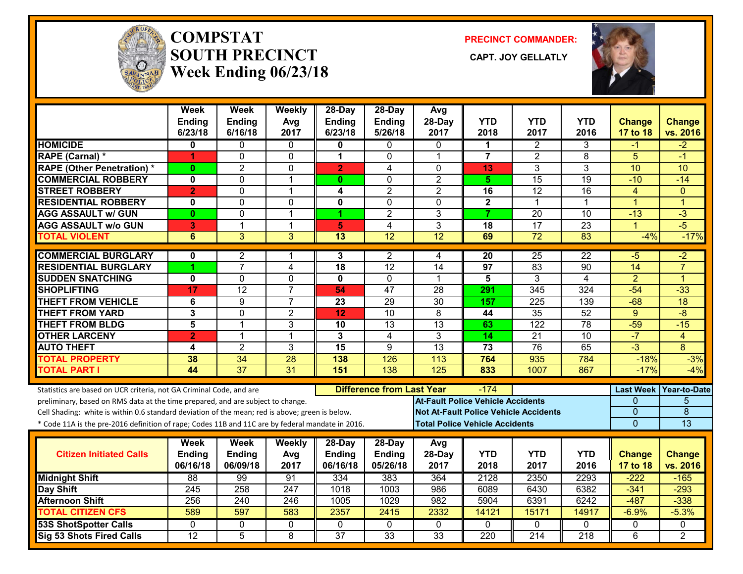# COMPSTAT SOUTH PRECINCT
## Week Ending 06/23/18

**PRECINCT COMMANDER:** CAPT. JOY GELLATLY

| | Week Ending 6/23/18 | Week Ending 6/16/18 | Weekly Avg 2017 | 28-Day Ending 6/23/18 | 28-Day Ending 5/26/18 | Avg 28-Day 2017 | YTD 2018 | YTD 2017 | YTD 2016 | Change 17 to 18 | Change vs. 2016 |
|---|---|---|---|---|---|---|---|---|---|---|---|
| HOMICIDE | 0 | 0 | 0 | 0 | 0 | 0 | 1 | 2 | 3 | -1 | -2 |
| RAPE (Carnal) * | 1 | 0 | 0 | 1 | 0 | 1 | 7 | 2 | 8 | 5 | -1 |
| RAPE (Other Penetration) * | 0 | 2 | 0 | 2 | 4 | 0 | 13 | 3 | 3 | 10 | 10 |
| COMMERCIAL ROBBERY | 0 | 0 | 1 | 0 | 0 | 2 | 5 | 15 | 19 | -10 | -14 |
| STREET ROBBERY | 2 | 0 | 1 | 4 | 2 | 2 | 16 | 12 | 16 | 4 | 0 |
| RESIDENTIAL ROBBERY | 0 | 0 | 0 | 0 | 0 | 0 | 2 | 1 | 1 | 1 | 1 |
| AGG ASSAULT w/ GUN | 0 | 0 | 1 | 1 | 2 | 3 | 7 | 20 | 10 | -13 | -3 |
| AGG ASSAULT w/o GUN | 3 | 1 | 1 | 5 | 4 | 3 | 18 | 17 | 23 | 1 | -5 |
| TOTAL VIOLENT | 6 | 3 | 3 | 13 | 12 | 12 | 69 | 72 | 83 | -4% | -17% |
| COMMERCIAL BURGLARY | 0 | 2 | 1 | 3 | 2 | 4 | 20 | 25 | 22 | -5 | -2 |
| RESIDENTIAL BURGLARY | 1 | 7 | 4 | 18 | 12 | 14 | 97 | 83 | 90 | 14 | 7 |
| SUDDEN SNATCHING | 0 | 0 | 0 | 0 | 0 | 1 | 5 | 3 | 4 | 2 | 1 |
| SHOPLIFTING | 17 | 12 | 7 | 54 | 47 | 28 | 291 | 345 | 324 | -54 | -33 |
| THEFT FROM VEHICLE | 6 | 9 | 7 | 23 | 29 | 30 | 157 | 225 | 139 | -68 | 18 |
| THEFT FROM YARD | 3 | 0 | 2 | 12 | 10 | 8 | 44 | 35 | 52 | 9 | -8 |
| THEFT FROM BLDG | 5 | 1 | 3 | 10 | 13 | 13 | 63 | 122 | 78 | -59 | -15 |
| OTHER LARCENY | 2 | 1 | 1 | 3 | 4 | 3 | 14 | 21 | 10 | -7 | 4 |
| AUTO THEFT | 4 | 2 | 3 | 15 | 9 | 13 | 73 | 76 | 65 | -3 | 8 |
| TOTAL PROPERTY | 38 | 34 | 28 | 138 | 126 | 113 | 764 | 935 | 784 | -18% | -3% |
| TOTAL PART I | 44 | 37 | 31 | 151 | 138 | 125 | 833 | 1007 | 867 | -17% | -4% |

Statistics are based on UCR criteria, not GA Criminal Code, and are preliminary, based on RMS data at the time prepared, and are subject to change.
Cell Shading: white is within 0.6 standard deviation of the mean; red is above; green is below.
* Code 11A is the pre-2016 definition of rape; Codes 11B and 11C are by federal mandate in 2016.

**Difference from Last Year:** -174

| | Last Week | Year-to-Date |
|---|---|---|
| At-Fault Police Vehicle Accidents | 0 | 5 |
| Not At-Fault Police Vehicle Accidents | 0 | 8 |
| Total Police Vehicle Accidents | 0 | 13 |

| Citizen Initiated Calls | Week Ending 06/16/18 | Week Ending 06/09/18 | Weekly Avg 2017 | 28-Day Ending 06/16/18 | 28-Day Ending 05/26/18 | Avg 28-Day 2017 | YTD 2018 | YTD 2017 | YTD 2016 | Change 17 to 18 | Change vs. 2016 |
|---|---|---|---|---|---|---|---|---|---|---|---|
| Midnight Shift | 88 | 99 | 91 | 334 | 383 | 364 | 2128 | 2350 | 2293 | -222 | -165 |
| Day Shift | 245 | 258 | 247 | 1018 | 1003 | 986 | 6089 | 6430 | 6382 | -341 | -293 |
| Afternoon Shift | 256 | 240 | 246 | 1005 | 1029 | 982 | 5904 | 6391 | 6242 | -487 | -338 |
| TOTAL CITIZEN CFS | 589 | 597 | 583 | 2357 | 2415 | 2332 | 14121 | 15171 | 14917 | -6.9% | -5.3% |
| 53S ShotSpotter Calls | 0 | 0 | 0 | 0 | 0 | 0 | 0 | 0 | 0 | 0 | 0 |
| Sig 53 Shots Fired Calls | 12 | 5 | 8 | 37 | 33 | 33 | 220 | 214 | 218 | 6 | 2 |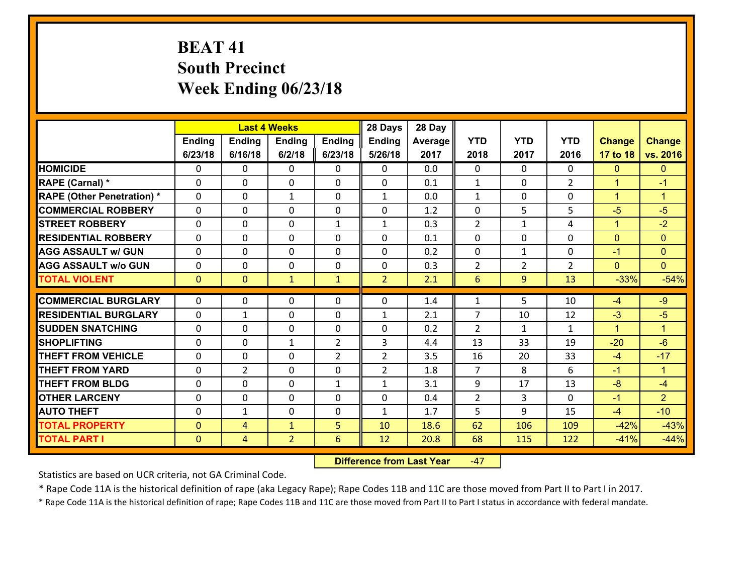# BEAT 41
## South Precinct
## Week Ending 06/23/18

| | Last 4 Weeks | | | | 28 Days | 28 Day | | | | | |
|---|---|---|---|---|---|---|---|---|---|---|---|
| | Ending 6/23/18 | Ending 6/16/18 | Ending 6/2/18 | Ending 6/23/18 | Ending 5/26/18 | Average 2017 | YTD 2018 | YTD 2017 | YTD 2016 | Change 17 to 18 | Change vs. 2016 |
| **HOMICIDE** | 0 | 0 | 0 | 0 | 0 | 0.0 | 0 | 0 | 0 | 0 | 0 |
| **RAPE (Carnal) *** | 0 | 0 | 0 | 0 | 0 | 0.1 | 1 | 0 | 2 | 1 | -1 |
| **RAPE (Other Penetration) *** | 0 | 0 | 1 | 0 | 1 | 0.0 | 1 | 0 | 0 | 1 | 1 |
| **COMMERCIAL ROBBERY** | 0 | 0 | 0 | 0 | 0 | 1.2 | 0 | 5 | 5 | -5 | -5 |
| **STREET ROBBERY** | 0 | 0 | 0 | 1 | 1 | 0.3 | 2 | 1 | 4 | 1 | -2 |
| **RESIDENTIAL ROBBERY** | 0 | 0 | 0 | 0 | 0 | 0.1 | 0 | 0 | 0 | 0 | 0 |
| **AGG ASSAULT w/ GUN** | 0 | 0 | 0 | 0 | 0 | 0.2 | 0 | 1 | 0 | -1 | 0 |
| **AGG ASSAULT w/o GUN** | 0 | 0 | 0 | 0 | 0 | 0.3 | 2 | 2 | 2 | 0 | 0 |
| **TOTAL VIOLENT** | 0 | 0 | 1 | 1 | 2 | 2.1 | 6 | 9 | 13 | -33% | -54% |
| **COMMERCIAL BURGLARY** | 0 | 0 | 0 | 0 | 0 | 1.4 | 1 | 5 | 10 | -4 | -9 |
| **RESIDENTIAL BURGLARY** | 0 | 1 | 0 | 0 | 1 | 2.1 | 7 | 10 | 12 | -3 | -5 |
| **SUDDEN SNATCHING** | 0 | 0 | 0 | 0 | 0 | 0.2 | 2 | 1 | 1 | 1 | 1 |
| **SHOPLIFTING** | 0 | 0 | 1 | 2 | 3 | 4.4 | 13 | 33 | 19 | -20 | -6 |
| **THEFT FROM VEHICLE** | 0 | 0 | 0 | 2 | 2 | 3.5 | 16 | 20 | 33 | -4 | -17 |
| **THEFT FROM YARD** | 0 | 2 | 0 | 0 | 2 | 1.8 | 7 | 8 | 6 | -1 | 1 |
| **THEFT FROM BLDG** | 0 | 0 | 0 | 1 | 1 | 3.1 | 9 | 17 | 13 | -8 | -4 |
| **OTHER LARCENY** | 0 | 0 | 0 | 0 | 0 | 0.4 | 2 | 3 | 0 | -1 | 2 |
| **AUTO THEFT** | 0 | 1 | 0 | 0 | 1 | 1.7 | 5 | 9 | 15 | -4 | -10 |
| **TOTAL PROPERTY** | 0 | 4 | 1 | 5 | 10 | 18.6 | 62 | 106 | 109 | -42% | -43% |
| **TOTAL PART I** | 0 | 4 | 2 | 6 | 12 | 20.8 | 68 | 115 | 122 | -41% | -44% |

**Difference from Last Year** -47

Statistics are based on UCR criteria, not GA Criminal Code.

* Rape Code 11A is the historical definition of rape (aka Legacy Rape); Rape Codes 11B and 11C are those moved from Part II to Part I in 2017.

* Rape Code 11A is the historical definition of rape; Rape Codes 11B and 11C are those moved from Part II to Part I status in accordance with federal mandate.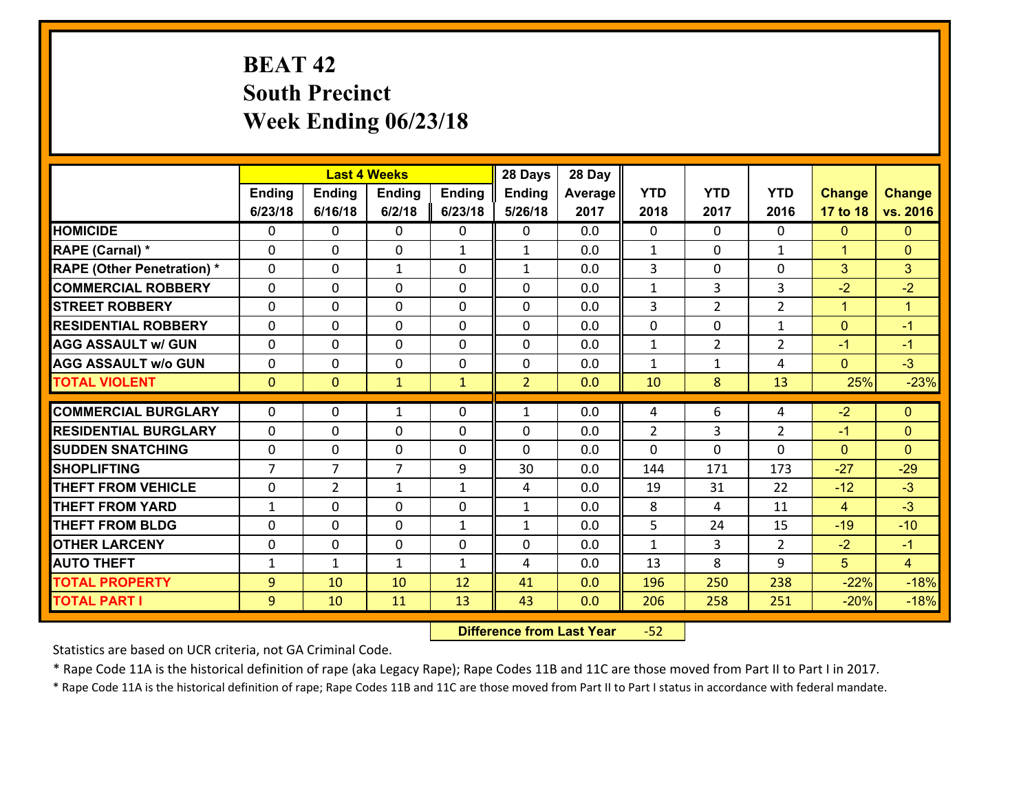# BEAT 42
## South Precinct
## Week Ending 06/23/18

| | Last 4 Weeks | | | | 28 Days | 28 Day | | | | | |
|---|---|---|---|---|---|---|---|---|---|---|---|
| | Ending 6/23/18 | Ending 6/16/18 | Ending 6/2/18 | Ending 6/23/18 | Ending 5/26/18 | Average 2017 | YTD 2018 | YTD 2017 | YTD 2016 | Change 17 to 18 | Change vs. 2016 |
| **HOMICIDE** | 0 | 0 | 0 | 0 | 0 | 0.0 | 0 | 0 | 0 | 0 | 0 |
| **RAPE (Carnal) *** | 0 | 0 | 0 | 1 | 1 | 0.0 | 1 | 0 | 1 | 1 | 0 |
| **RAPE (Other Penetration) *** | 0 | 0 | 1 | 0 | 1 | 0.0 | 3 | 0 | 0 | 3 | 3 |
| **COMMERCIAL ROBBERY** | 0 | 0 | 0 | 0 | 0 | 0.0 | 1 | 3 | 3 | -2 | -2 |
| **STREET ROBBERY** | 0 | 0 | 0 | 0 | 0 | 0.0 | 3 | 2 | 2 | 1 | 1 |
| **RESIDENTIAL ROBBERY** | 0 | 0 | 0 | 0 | 0 | 0.0 | 0 | 0 | 1 | 0 | -1 |
| **AGG ASSAULT w/ GUN** | 0 | 0 | 0 | 0 | 0 | 0.0 | 1 | 2 | 2 | -1 | -1 |
| **AGG ASSAULT w/o GUN** | 0 | 0 | 0 | 0 | 0 | 0.0 | 1 | 1 | 4 | 0 | -3 |
| **TOTAL VIOLENT** | 0 | 0 | 1 | 1 | 2 | 0.0 | 10 | 8 | 13 | 25% | -23% |
| **COMMERCIAL BURGLARY** | 0 | 0 | 1 | 0 | 1 | 0.0 | 4 | 6 | 4 | -2 | 0 |
| **RESIDENTIAL BURGLARY** | 0 | 0 | 0 | 0 | 0 | 0.0 | 2 | 3 | 2 | -1 | 0 |
| **SUDDEN SNATCHING** | 0 | 0 | 0 | 0 | 0 | 0.0 | 0 | 0 | 0 | 0 | 0 |
| **SHOPLIFTING** | 7 | 7 | 7 | 9 | 30 | 0.0 | 144 | 171 | 173 | -27 | -29 |
| **THEFT FROM VEHICLE** | 0 | 2 | 1 | 1 | 4 | 0.0 | 19 | 31 | 22 | -12 | -3 |
| **THEFT FROM YARD** | 1 | 0 | 0 | 0 | 1 | 0.0 | 8 | 4 | 11 | 4 | -3 |
| **THEFT FROM BLDG** | 0 | 0 | 0 | 1 | 1 | 0.0 | 5 | 24 | 15 | -19 | -10 |
| **OTHER LARCENY** | 0 | 0 | 0 | 0 | 0 | 0.0 | 1 | 3 | 2 | -2 | -1 |
| **AUTO THEFT** | 1 | 1 | 1 | 1 | 4 | 0.0 | 13 | 8 | 9 | 5 | 4 |
| **TOTAL PROPERTY** | 9 | 10 | 10 | 12 | 41 | 0.0 | 196 | 250 | 238 | -22% | -18% |
| **TOTAL PART I** | 9 | 10 | 11 | 13 | 43 | 0.0 | 206 | 258 | 251 | -20% | -18% |

**Difference from Last Year** -52

Statistics are based on UCR criteria, not GA Criminal Code.

* Rape Code 11A is the historical definition of rape (aka Legacy Rape); Rape Codes 11B and 11C are those moved from Part II to Part I in 2017.

* Rape Code 11A is the historical definition of rape; Rape Codes 11B and 11C are those moved from Part II to Part I status in accordance with federal mandate.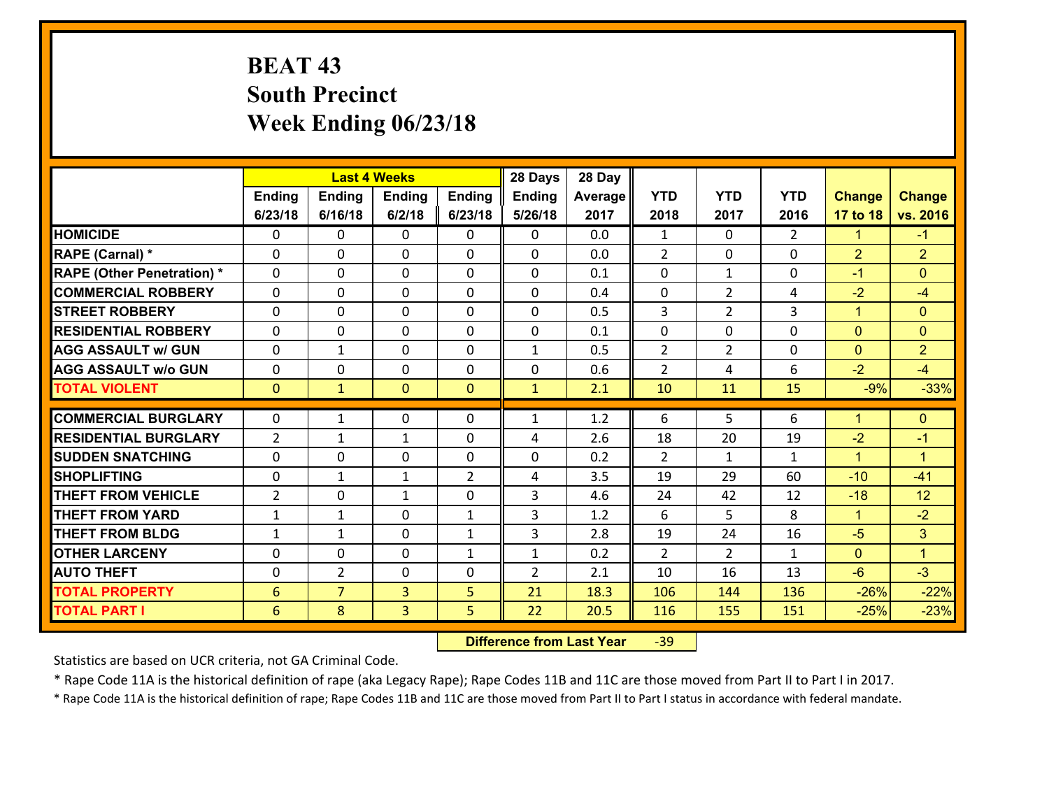# BEAT 43
## South Precinct
## Week Ending 06/23/18

| | Last 4 Weeks | | | | 28 Days | 28 Day | | | | | |
|---|---|---|---|---|---|---|---|---|---|---|---|
| | Ending 6/23/18 | Ending 6/16/18 | Ending 6/2/18 | Ending 6/23/18 | Ending 5/26/18 | Average 2017 | YTD 2018 | YTD 2017 | YTD 2016 | Change 17 to 18 | Change vs. 2016 |
| HOMICIDE | 0 | 0 | 0 | 0 | 0 | 0.0 | 1 | 0 | 2 | 1 | -1 |
| RAPE (Carnal) * | 0 | 0 | 0 | 0 | 0 | 0.0 | 2 | 0 | 0 | 2 | 2 |
| RAPE (Other Penetration) * | 0 | 0 | 0 | 0 | 0 | 0.1 | 0 | 1 | 0 | -1 | 0 |
| COMMERCIAL ROBBERY | 0 | 0 | 0 | 0 | 0 | 0.4 | 0 | 2 | 4 | -2 | -4 |
| STREET ROBBERY | 0 | 0 | 0 | 0 | 0 | 0.5 | 3 | 2 | 3 | 1 | 0 |
| RESIDENTIAL ROBBERY | 0 | 0 | 0 | 0 | 0 | 0.1 | 0 | 0 | 0 | 0 | 0 |
| AGG ASSAULT w/ GUN | 0 | 1 | 0 | 0 | 1 | 0.5 | 2 | 2 | 0 | 0 | 2 |
| AGG ASSAULT w/o GUN | 0 | 0 | 0 | 0 | 0 | 0.6 | 2 | 4 | 6 | -2 | -4 |
| TOTAL VIOLENT | 0 | 1 | 0 | 0 | 1 | 2.1 | 10 | 11 | 15 | -9% | -33% |
| COMMERCIAL BURGLARY | 0 | 1 | 0 | 0 | 1 | 1.2 | 6 | 5 | 6 | 1 | 0 |
| RESIDENTIAL BURGLARY | 2 | 1 | 1 | 0 | 4 | 2.6 | 18 | 20 | 19 | -2 | -1 |
| SUDDEN SNATCHING | 0 | 0 | 0 | 0 | 0 | 0.2 | 2 | 1 | 1 | 1 | 1 |
| SHOPLIFTING | 0 | 1 | 1 | 2 | 4 | 3.5 | 19 | 29 | 60 | -10 | -41 |
| THEFT FROM VEHICLE | 2 | 0 | 1 | 0 | 3 | 4.6 | 24 | 42 | 12 | -18 | 12 |
| THEFT FROM YARD | 1 | 1 | 0 | 1 | 3 | 1.2 | 6 | 5 | 8 | 1 | -2 |
| THEFT FROM BLDG | 1 | 1 | 0 | 1 | 3 | 2.8 | 19 | 24 | 16 | -5 | 3 |
| OTHER LARCENY | 0 | 0 | 0 | 1 | 1 | 0.2 | 2 | 2 | 1 | 0 | 1 |
| AUTO THEFT | 0 | 2 | 0 | 0 | 2 | 2.1 | 10 | 16 | 13 | -6 | -3 |
| TOTAL PROPERTY | 6 | 7 | 3 | 5 | 21 | 18.3 | 106 | 144 | 136 | -26% | -22% |
| TOTAL PART I | 6 | 8 | 3 | 5 | 22 | 20.5 | 116 | 155 | 151 | -25% | -23% |

**Difference from Last Year** -39

Statistics are based on UCR criteria, not GA Criminal Code.

* Rape Code 11A is the historical definition of rape (aka Legacy Rape); Rape Codes 11B and 11C are those moved from Part II to Part I in 2017.

* Rape Code 11A is the historical definition of rape; Rape Codes 11B and 11C are those moved from Part II to Part I status in accordance with federal mandate.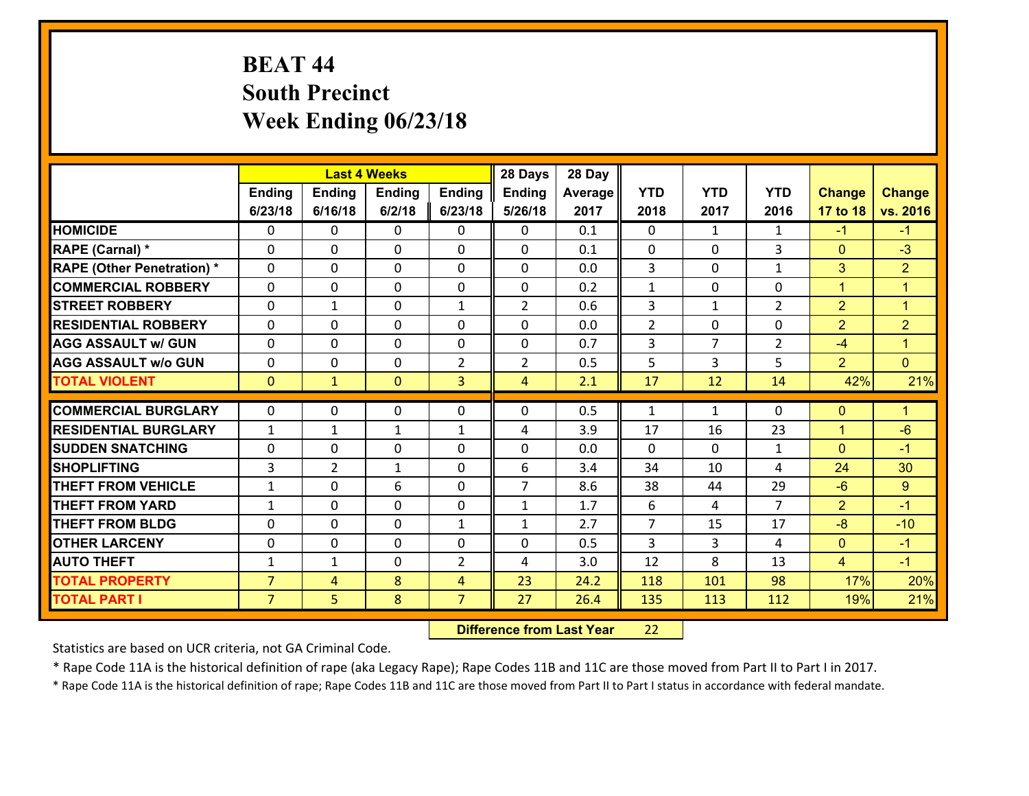# BEAT 44
## South Precinct
## Week Ending 06/23/18

| | Last 4 Weeks | | | | 28 Days | 28 Day | | | | | |
|---|---|---|---|---|---|---|---|---|---|---|---|
| | Ending 6/23/18 | Ending 6/16/18 | Ending 6/2/18 | Ending 6/23/18 | Ending 5/26/18 | Average 2017 | YTD 2018 | YTD 2017 | YTD 2016 | Change 17 to 18 | Change vs. 2016 |
| HOMICIDE | 0 | 0 | 0 | 0 | 0 | 0.1 | 0 | 1 | 1 | -1 | -1 |
| RAPE (Carnal) * | 0 | 0 | 0 | 0 | 0 | 0.1 | 0 | 0 | 3 | 0 | -3 |
| RAPE (Other Penetration) * | 0 | 0 | 0 | 0 | 0 | 0.0 | 3 | 0 | 1 | 3 | 2 |
| COMMERCIAL ROBBERY | 0 | 0 | 0 | 0 | 0 | 0.2 | 1 | 0 | 0 | 1 | 1 |
| STREET ROBBERY | 0 | 1 | 0 | 1 | 2 | 0.6 | 3 | 1 | 2 | 2 | 1 |
| RESIDENTIAL ROBBERY | 0 | 0 | 0 | 0 | 0 | 0.0 | 2 | 0 | 0 | 2 | 2 |
| AGG ASSAULT w/ GUN | 0 | 0 | 0 | 0 | 0 | 0.7 | 3 | 7 | 2 | -4 | 1 |
| AGG ASSAULT w/o GUN | 0 | 0 | 0 | 2 | 2 | 0.5 | 5 | 3 | 5 | 2 | 0 |
| TOTAL VIOLENT | 0 | 1 | 0 | 3 | 4 | 2.1 | 17 | 12 | 14 | 42% | 21% |
| COMMERCIAL BURGLARY | 0 | 0 | 0 | 0 | 0 | 0.5 | 1 | 1 | 0 | 0 | 1 |
| RESIDENTIAL BURGLARY | 1 | 1 | 1 | 1 | 4 | 3.9 | 17 | 16 | 23 | 1 | -6 |
| SUDDEN SNATCHING | 0 | 0 | 0 | 0 | 0 | 0.0 | 0 | 0 | 1 | 0 | -1 |
| SHOPLIFTING | 3 | 2 | 1 | 0 | 6 | 3.4 | 34 | 10 | 4 | 24 | 30 |
| THEFT FROM VEHICLE | 1 | 0 | 6 | 0 | 7 | 8.6 | 38 | 44 | 29 | -6 | 9 |
| THEFT FROM YARD | 1 | 0 | 0 | 0 | 1 | 1.7 | 6 | 4 | 7 | 2 | -1 |
| THEFT FROM BLDG | 0 | 0 | 0 | 1 | 1 | 2.7 | 7 | 15 | 17 | -8 | -10 |
| OTHER LARCENY | 0 | 0 | 0 | 0 | 0 | 0.5 | 3 | 3 | 4 | 0 | -1 |
| AUTO THEFT | 1 | 1 | 0 | 2 | 4 | 3.0 | 12 | 8 | 13 | 4 | -1 |
| TOTAL PROPERTY | 7 | 4 | 8 | 4 | 23 | 24.2 | 118 | 101 | 98 | 17% | 20% |
| TOTAL PART I | 7 | 5 | 8 | 7 | 27 | 26.4 | 135 | 113 | 112 | 19% | 21% |

**Difference from Last Year** 22

Statistics are based on UCR criteria, not GA Criminal Code.

* Rape Code 11A is the historical definition of rape (aka Legacy Rape); Rape Codes 11B and 11C are those moved from Part II to Part I in 2017.

* Rape Code 11A is the historical definition of rape; Rape Codes 11B and 11C are those moved from Part II to Part I status in accordance with federal mandate.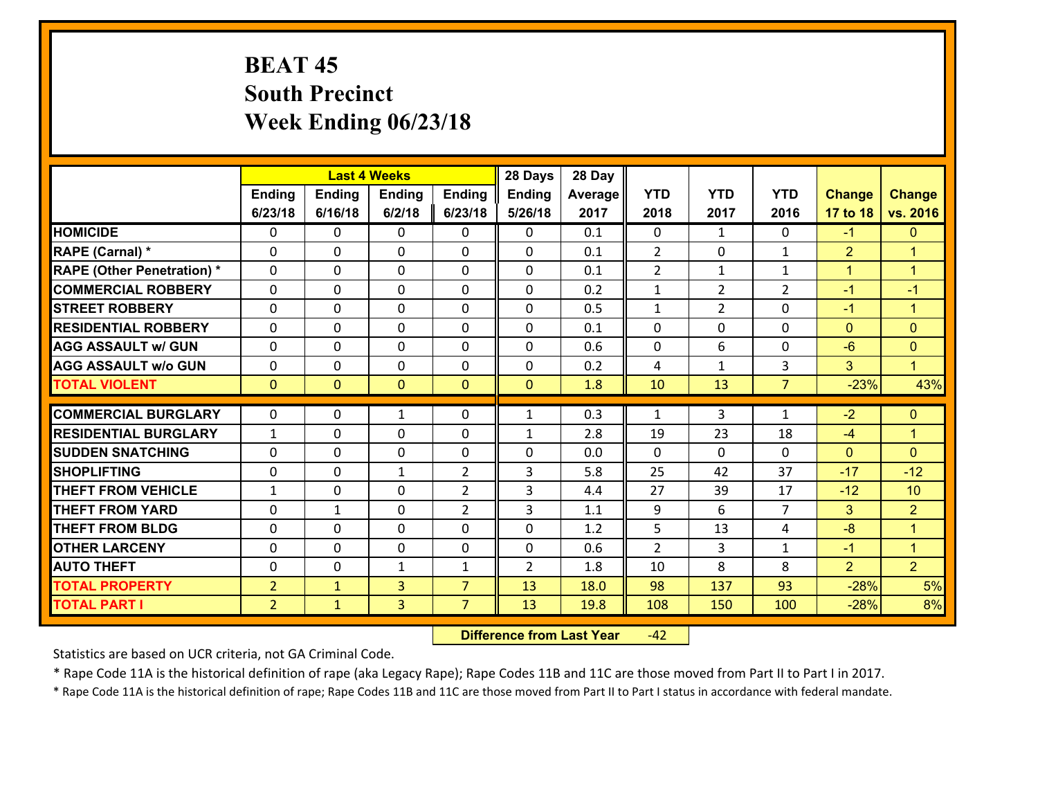# BEAT 45
## South Precinct
## Week Ending 06/23/18

| | Last 4 Weeks | | | | 28 Days | 28 Day | | | | | |
|---|---|---|---|---|---|---|---|---|---|---|---|
| | Ending 6/23/18 | Ending 6/16/18 | Ending 6/2/18 | Ending 6/23/18 | Ending 5/26/18 | Average 2017 | YTD 2018 | YTD 2017 | YTD 2016 | Change 17 to 18 | Change vs. 2016 |
| **HOMICIDE** | 0 | 0 | 0 | 0 | 0 | 0.1 | 0 | 1 | 0 | -1 | 0 |
| **RAPE (Carnal) *** | 0 | 0 | 0 | 0 | 0 | 0.1 | 2 | 0 | 1 | 2 | 1 |
| **RAPE (Other Penetration) *** | 0 | 0 | 0 | 0 | 0 | 0.1 | 2 | 1 | 1 | 1 | 1 |
| **COMMERCIAL ROBBERY** | 0 | 0 | 0 | 0 | 0 | 0.2 | 1 | 2 | 2 | -1 | -1 |
| **STREET ROBBERY** | 0 | 0 | 0 | 0 | 0 | 0.5 | 1 | 2 | 0 | -1 | 1 |
| **RESIDENTIAL ROBBERY** | 0 | 0 | 0 | 0 | 0 | 0.1 | 0 | 0 | 0 | 0 | 0 |
| **AGG ASSAULT w/ GUN** | 0 | 0 | 0 | 0 | 0 | 0.6 | 0 | 6 | 0 | -6 | 0 |
| **AGG ASSAULT w/o GUN** | 0 | 0 | 0 | 0 | 0 | 0.2 | 4 | 1 | 3 | 3 | 1 |
| **TOTAL VIOLENT** | 0 | 0 | 0 | 0 | 0 | 1.8 | 10 | 13 | 7 | -23% | 43% |
| **COMMERCIAL BURGLARY** | 0 | 0 | 1 | 0 | 1 | 0.3 | 1 | 3 | 1 | -2 | 0 |
| **RESIDENTIAL BURGLARY** | 1 | 0 | 0 | 0 | 1 | 2.8 | 19 | 23 | 18 | -4 | 1 |
| **SUDDEN SNATCHING** | 0 | 0 | 0 | 0 | 0 | 0.0 | 0 | 0 | 0 | 0 | 0 |
| **SHOPLIFTING** | 0 | 0 | 1 | 2 | 3 | 5.8 | 25 | 42 | 37 | -17 | -12 |
| **THEFT FROM VEHICLE** | 1 | 0 | 0 | 2 | 3 | 4.4 | 27 | 39 | 17 | -12 | 10 |
| **THEFT FROM YARD** | 0 | 1 | 0 | 2 | 3 | 1.1 | 9 | 6 | 7 | 3 | 2 |
| **THEFT FROM BLDG** | 0 | 0 | 0 | 0 | 0 | 1.2 | 5 | 13 | 4 | -8 | 1 |
| **OTHER LARCENY** | 0 | 0 | 0 | 0 | 0 | 0.6 | 2 | 3 | 1 | -1 | 1 |
| **AUTO THEFT** | 0 | 0 | 1 | 1 | 2 | 1.8 | 10 | 8 | 8 | 2 | 2 |
| **TOTAL PROPERTY** | 2 | 1 | 3 | 7 | 13 | 18.0 | 98 | 137 | 93 | -28% | 5% |
| **TOTAL PART I** | 2 | 1 | 3 | 7 | 13 | 19.8 | 108 | 150 | 100 | -28% | 8% |

**Difference from Last Year** -42

Statistics are based on UCR criteria, not GA Criminal Code.

* Rape Code 11A is the historical definition of rape (aka Legacy Rape); Rape Codes 11B and 11C are those moved from Part II to Part I in 2017.

* Rape Code 11A is the historical definition of rape; Rape Codes 11B and 11C are those moved from Part II to Part I status in accordance with federal mandate.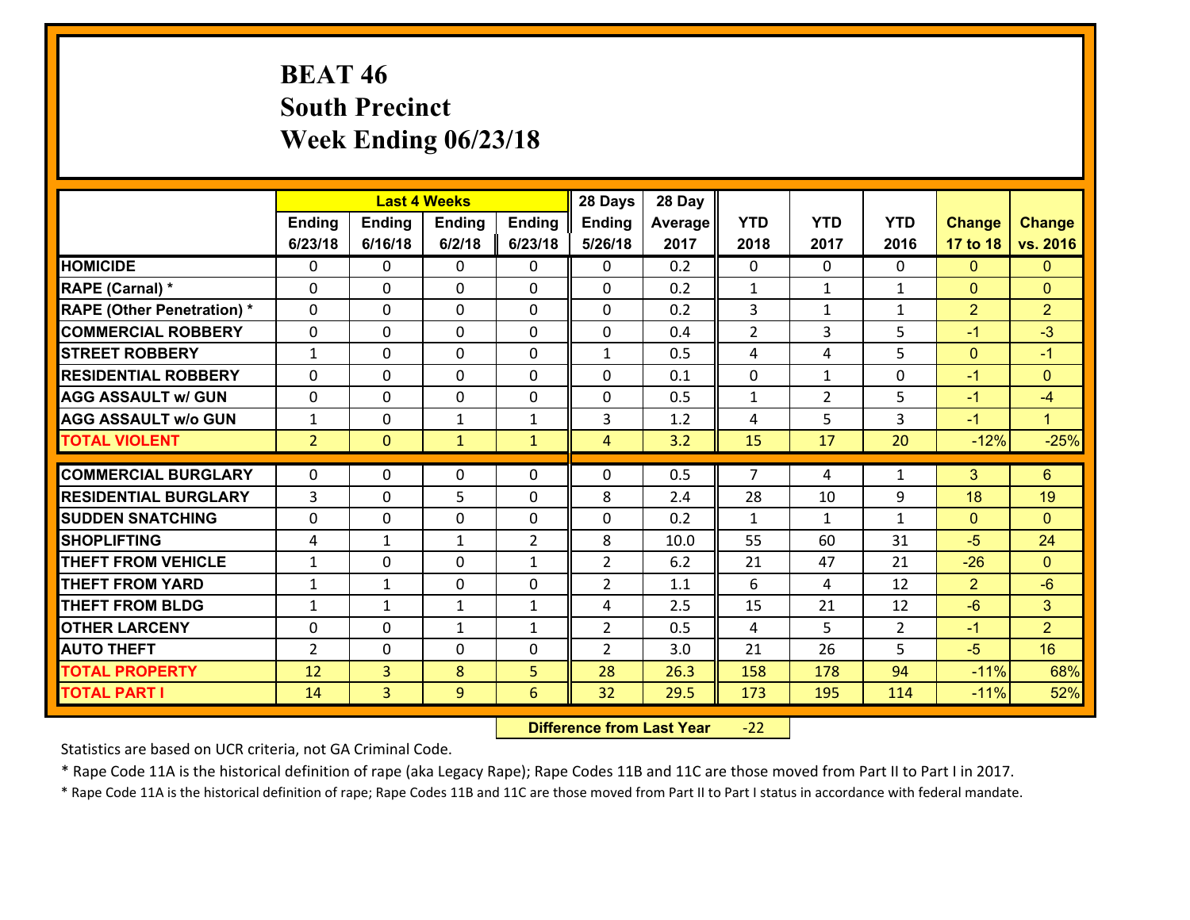# BEAT 46
## South Precinct
## Week Ending 06/23/18

| | Last 4 Weeks | | | | 28 Days | 28 Day | | | | | |
|---|---|---|---|---|---|---|---|---|---|---|---|
| | Ending 6/23/18 | Ending 6/16/18 | Ending 6/2/18 | Ending 6/23/18 | Ending 5/26/18 | Average 2017 | YTD 2018 | YTD 2017 | YTD 2016 | Change 17 to 18 | Change vs. 2016 |
| HOMICIDE | 0 | 0 | 0 | 0 | 0 | 0.2 | 0 | 0 | 0 | 0 | 0 |
| RAPE (Carnal) * | 0 | 0 | 0 | 0 | 0 | 0.2 | 1 | 1 | 1 | 0 | 0 |
| RAPE (Other Penetration) * | 0 | 0 | 0 | 0 | 0 | 0.2 | 3 | 1 | 1 | 2 | 2 |
| COMMERCIAL ROBBERY | 0 | 0 | 0 | 0 | 0 | 0.4 | 2 | 3 | 5 | -1 | -3 |
| STREET ROBBERY | 1 | 0 | 0 | 0 | 1 | 0.5 | 4 | 4 | 5 | 0 | -1 |
| RESIDENTIAL ROBBERY | 0 | 0 | 0 | 0 | 0 | 0.1 | 0 | 1 | 0 | -1 | 0 |
| AGG ASSAULT w/ GUN | 0 | 0 | 0 | 0 | 0 | 0.5 | 1 | 2 | 5 | -1 | -4 |
| AGG ASSAULT w/o GUN | 1 | 0 | 1 | 1 | 3 | 1.2 | 4 | 5 | 3 | -1 | 1 |
| TOTAL VIOLENT | 2 | 0 | 1 | 1 | 4 | 3.2 | 15 | 17 | 20 | -12% | -25% |
| COMMERCIAL BURGLARY | 0 | 0 | 0 | 0 | 0 | 0.5 | 7 | 4 | 1 | 3 | 6 |
| RESIDENTIAL BURGLARY | 3 | 0 | 5 | 0 | 8 | 2.4 | 28 | 10 | 9 | 18 | 19 |
| SUDDEN SNATCHING | 0 | 0 | 0 | 0 | 0 | 0.2 | 1 | 1 | 1 | 0 | 0 |
| SHOPLIFTING | 4 | 1 | 1 | 2 | 8 | 10.0 | 55 | 60 | 31 | -5 | 24 |
| THEFT FROM VEHICLE | 1 | 0 | 0 | 1 | 2 | 6.2 | 21 | 47 | 21 | -26 | 0 |
| THEFT FROM YARD | 1 | 1 | 0 | 0 | 2 | 1.1 | 6 | 4 | 12 | 2 | -6 |
| THEFT FROM BLDG | 1 | 1 | 1 | 1 | 4 | 2.5 | 15 | 21 | 12 | -6 | 3 |
| OTHER LARCENY | 0 | 0 | 1 | 1 | 2 | 0.5 | 4 | 5 | 2 | -1 | 2 |
| AUTO THEFT | 2 | 0 | 0 | 0 | 2 | 3.0 | 21 | 26 | 5 | -5 | 16 |
| TOTAL PROPERTY | 12 | 3 | 8 | 5 | 28 | 26.3 | 158 | 178 | 94 | -11% | 68% |
| TOTAL PART I | 14 | 3 | 9 | 6 | 32 | 29.5 | 173 | 195 | 114 | -11% | 52% |

**Difference from Last Year** -22

Statistics are based on UCR criteria, not GA Criminal Code.

* Rape Code 11A is the historical definition of rape (aka Legacy Rape); Rape Codes 11B and 11C are those moved from Part II to Part I in 2017.

* Rape Code 11A is the historical definition of rape; Rape Codes 11B and 11C are those moved from Part II to Part I status in accordance with federal mandate.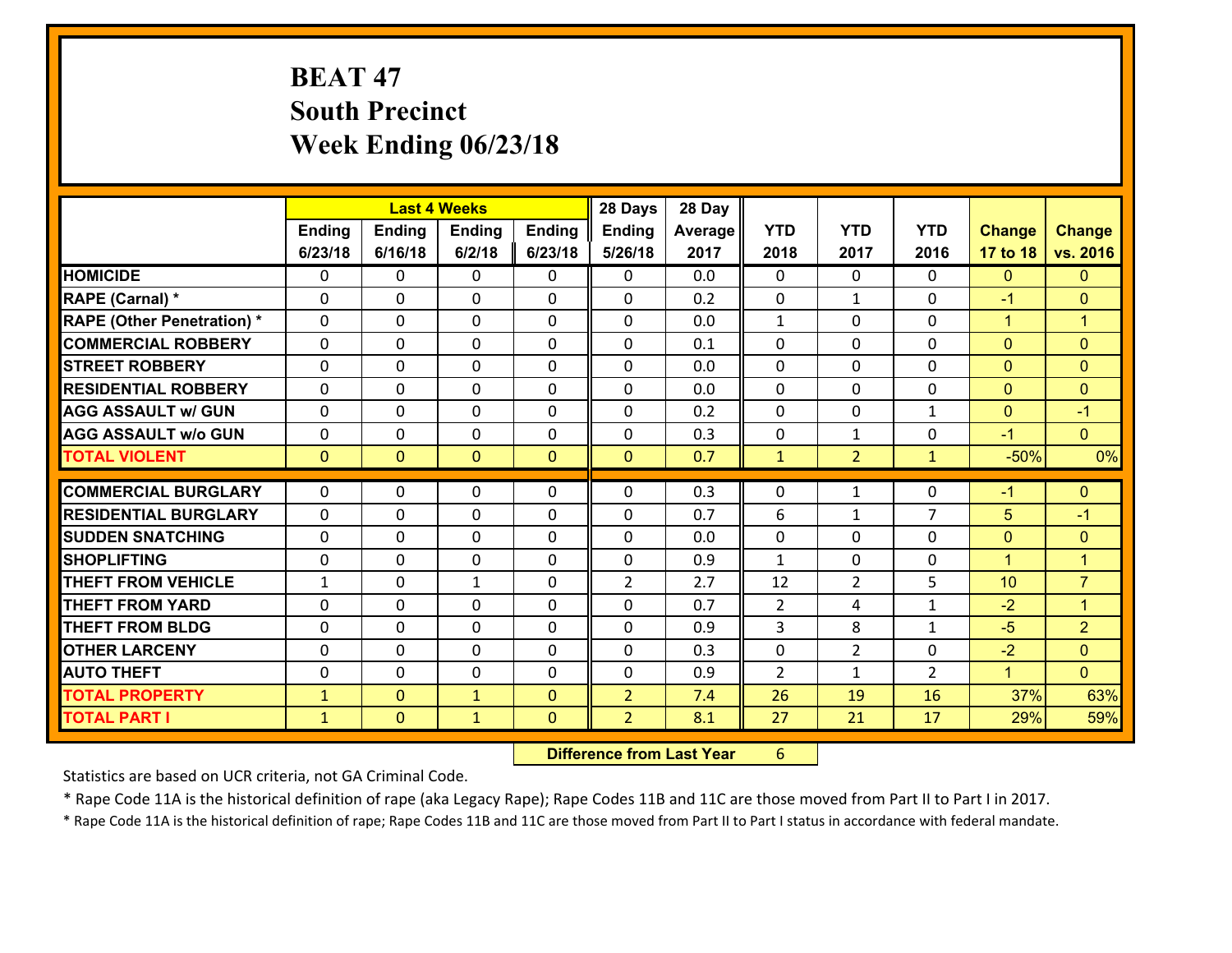# BEAT 47
## South Precinct
## Week Ending 06/23/18

| | Last 4 Weeks | | | | 28 Days | 28 Day | | | | | |
|---|---|---|---|---|---|---|---|---|---|---|---|
| | Ending 6/23/18 | Ending 6/16/18 | Ending 6/2/18 | Ending 6/23/18 | Ending 5/26/18 | Average 2017 | YTD 2018 | YTD 2017 | YTD 2016 | Change 17 to 18 | Change vs. 2016 |
| HOMICIDE | 0 | 0 | 0 | 0 | 0 | 0.0 | 0 | 0 | 0 | 0 | 0 |
| RAPE (Carnal) * | 0 | 0 | 0 | 0 | 0 | 0.2 | 0 | 1 | 0 | -1 | 0 |
| RAPE (Other Penetration) * | 0 | 0 | 0 | 0 | 0 | 0.0 | 1 | 0 | 0 | 1 | 1 |
| COMMERCIAL ROBBERY | 0 | 0 | 0 | 0 | 0 | 0.1 | 0 | 0 | 0 | 0 | 0 |
| STREET ROBBERY | 0 | 0 | 0 | 0 | 0 | 0.0 | 0 | 0 | 0 | 0 | 0 |
| RESIDENTIAL ROBBERY | 0 | 0 | 0 | 0 | 0 | 0.0 | 0 | 0 | 0 | 0 | 0 |
| AGG ASSAULT w/ GUN | 0 | 0 | 0 | 0 | 0 | 0.2 | 0 | 0 | 1 | 0 | -1 |
| AGG ASSAULT w/o GUN | 0 | 0 | 0 | 0 | 0 | 0.3 | 0 | 1 | 0 | -1 | 0 |
| TOTAL VIOLENT | 0 | 0 | 0 | 0 | 0 | 0.7 | 1 | 2 | 1 | -50% | 0% |
| COMMERCIAL BURGLARY | 0 | 0 | 0 | 0 | 0 | 0.3 | 0 | 1 | 0 | -1 | 0 |
| RESIDENTIAL BURGLARY | 0 | 0 | 0 | 0 | 0 | 0.7 | 6 | 1 | 7 | 5 | -1 |
| SUDDEN SNATCHING | 0 | 0 | 0 | 0 | 0 | 0.0 | 0 | 0 | 0 | 0 | 0 |
| SHOPLIFTING | 0 | 0 | 0 | 0 | 0 | 0.9 | 1 | 0 | 0 | 1 | 1 |
| THEFT FROM VEHICLE | 1 | 0 | 1 | 0 | 2 | 2.7 | 12 | 2 | 5 | 10 | 7 |
| THEFT FROM YARD | 0 | 0 | 0 | 0 | 0 | 0.7 | 2 | 4 | 1 | -2 | 1 |
| THEFT FROM BLDG | 0 | 0 | 0 | 0 | 0 | 0.9 | 3 | 8 | 1 | -5 | 2 |
| OTHER LARCENY | 0 | 0 | 0 | 0 | 0 | 0.3 | 0 | 2 | 0 | -2 | 0 |
| AUTO THEFT | 0 | 0 | 0 | 0 | 0 | 0.9 | 2 | 1 | 2 | 1 | 0 |
| TOTAL PROPERTY | 1 | 0 | 1 | 0 | 2 | 7.4 | 26 | 19 | 16 | 37% | 63% |
| TOTAL PART I | 1 | 0 | 1 | 0 | 2 | 8.1 | 27 | 21 | 17 | 29% | 59% |

**Difference from Last Year** 6

Statistics are based on UCR criteria, not GA Criminal Code.

* Rape Code 11A is the historical definition of rape (aka Legacy Rape); Rape Codes 11B and 11C are those moved from Part II to Part I in 2017.

* Rape Code 11A is the historical definition of rape; Rape Codes 11B and 11C are those moved from Part II to Part I status in accordance with federal mandate.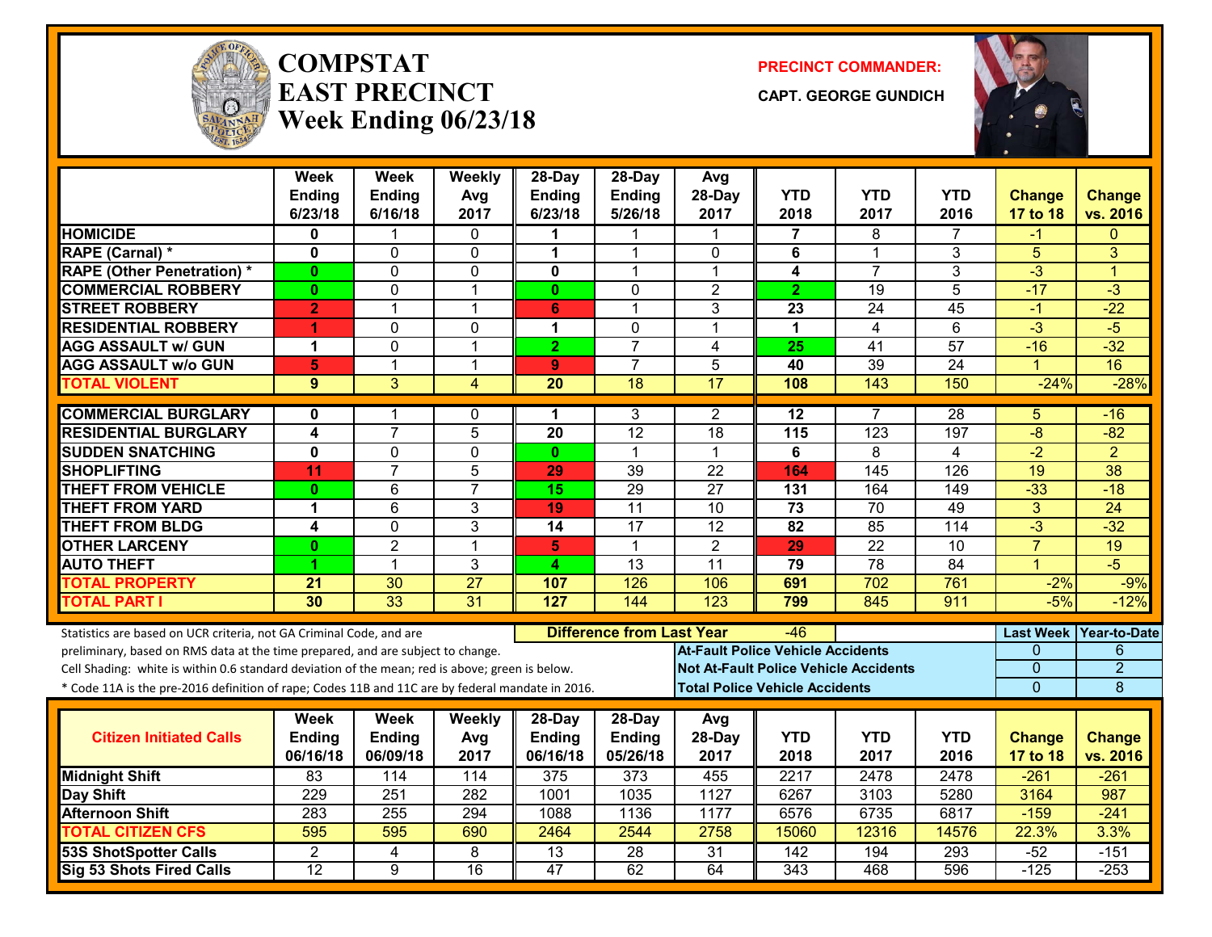# COMPSTAT EAST PRECINCT Week Ending 06/23/18

**PRECINCT COMMANDER:**

**CAPT. GEORGE GUNDICH**

| | Week Ending 6/23/18 | Week Ending 6/16/18 | Weekly Avg 2017 | 28-Day Ending 6/23/18 | 28-Day Ending 5/26/18 | Avg 28-Day 2017 | YTD 2018 | YTD 2017 | YTD 2016 | Change 17 to 18 | Change vs. 2016 |
|---|---|---|---|---|---|---|---|---|---|---|---|
| HOMICIDE | 0 | 1 | 0 | 1 | 1 | 1 | 7 | 8 | 7 | -1 | 0 |
| RAPE (Carnal) * | 0 | 0 | 0 | 1 | 1 | 0 | 6 | 1 | 3 | 5 | 3 |
| RAPE (Other Penetration) * | 0 | 0 | 0 | 0 | 1 | 1 | 4 | 7 | 3 | -3 | 1 |
| COMMERCIAL ROBBERY | 0 | 0 | 1 | 0 | 0 | 2 | 2 | 19 | 5 | -17 | -3 |
| STREET ROBBERY | 2 | 1 | 1 | 6 | 1 | 3 | 23 | 24 | 45 | -1 | -22 |
| RESIDENTIAL ROBBERY | 1 | 0 | 0 | 1 | 0 | 1 | 1 | 4 | 6 | -3 | -5 |
| AGG ASSAULT w/ GUN | 1 | 0 | 1 | 2 | 7 | 4 | 25 | 41 | 57 | -16 | -32 |
| AGG ASSAULT w/o GUN | 5 | 1 | 1 | 9 | 7 | 5 | 40 | 39 | 24 | 1 | 16 |
| TOTAL VIOLENT | 9 | 3 | 4 | 20 | 18 | 17 | 108 | 143 | 150 | -24% | -28% |
| COMMERCIAL BURGLARY | 0 | 1 | 0 | 1 | 3 | 2 | 12 | 7 | 28 | 5 | -16 |
| RESIDENTIAL BURGLARY | 4 | 7 | 5 | 20 | 12 | 18 | 115 | 123 | 197 | -8 | -82 |
| SUDDEN SNATCHING | 0 | 0 | 0 | 0 | 1 | 1 | 6 | 8 | 4 | -2 | 2 |
| SHOPLIFTING | 11 | 7 | 5 | 29 | 39 | 22 | 164 | 145 | 126 | 19 | 38 |
| THEFT FROM VEHICLE | 0 | 6 | 7 | 15 | 29 | 27 | 131 | 164 | 149 | -33 | -18 |
| THEFT FROM YARD | 1 | 6 | 3 | 19 | 11 | 10 | 73 | 70 | 49 | 3 | 24 |
| THEFT FROM BLDG | 4 | 0 | 3 | 14 | 17 | 12 | 82 | 85 | 114 | -3 | -32 |
| OTHER LARCENY | 0 | 2 | 1 | 5 | 1 | 2 | 29 | 22 | 10 | 7 | 19 |
| AUTO THEFT | 1 | 1 | 3 | 4 | 13 | 11 | 79 | 78 | 84 | 1 | -5 |
| TOTAL PROPERTY | 21 | 30 | 27 | 107 | 126 | 106 | 691 | 702 | 761 | -2% | -9% |
| TOTAL PART I | 30 | 33 | 31 | 127 | 144 | 123 | 799 | 845 | 911 | -5% | -12% |

Statistics are based on UCR criteria, not GA Criminal Code, and are preliminary, based on RMS data at the time prepared, and are subject to change.

Cell Shading: white is within 0.6 standard deviation of the mean; red is above; green is below.

* Code 11A is the pre-2016 definition of rape; Codes 11B and 11C are by federal mandate in 2016.

**Difference from Last Year:** -46

| | Last Week | Year-to-Date |
|---|---|---|
| At-Fault Police Vehicle Accidents | 0 | 6 |
| Not At-Fault Police Vehicle Accidents | 0 | 2 |
| Total Police Vehicle Accidents | 0 | 8 |

| Citizen Initiated Calls | Week Ending 06/16/18 | Week Ending 06/09/18 | Weekly Avg 2017 | 28-Day Ending 06/16/18 | 28-Day Ending 05/26/18 | Avg 28-Day 2017 | YTD 2018 | YTD 2017 | YTD 2016 | Change 17 to 18 | Change vs. 2016 |
|---|---|---|---|---|---|---|---|---|---|---|---|
| Midnight Shift | 83 | 114 | 114 | 375 | 373 | 455 | 2217 | 2478 | 2478 | -261 | -261 |
| Day Shift | 229 | 251 | 282 | 1001 | 1035 | 1127 | 6267 | 3103 | 5280 | 3164 | 987 |
| Afternoon Shift | 283 | 255 | 294 | 1088 | 1136 | 1177 | 6576 | 6735 | 6817 | -159 | -241 |
| TOTAL CITIZEN CFS | 595 | 595 | 690 | 2464 | 2544 | 2758 | 15060 | 12316 | 14576 | 22.3% | 3.3% |
| 53S ShotSpotter Calls | 2 | 4 | 8 | 13 | 28 | 31 | 142 | 194 | 293 | -52 | -151 |
| Sig 53 Shots Fired Calls | 12 | 9 | 16 | 47 | 62 | 64 | 343 | 468 | 596 | -125 | -253 |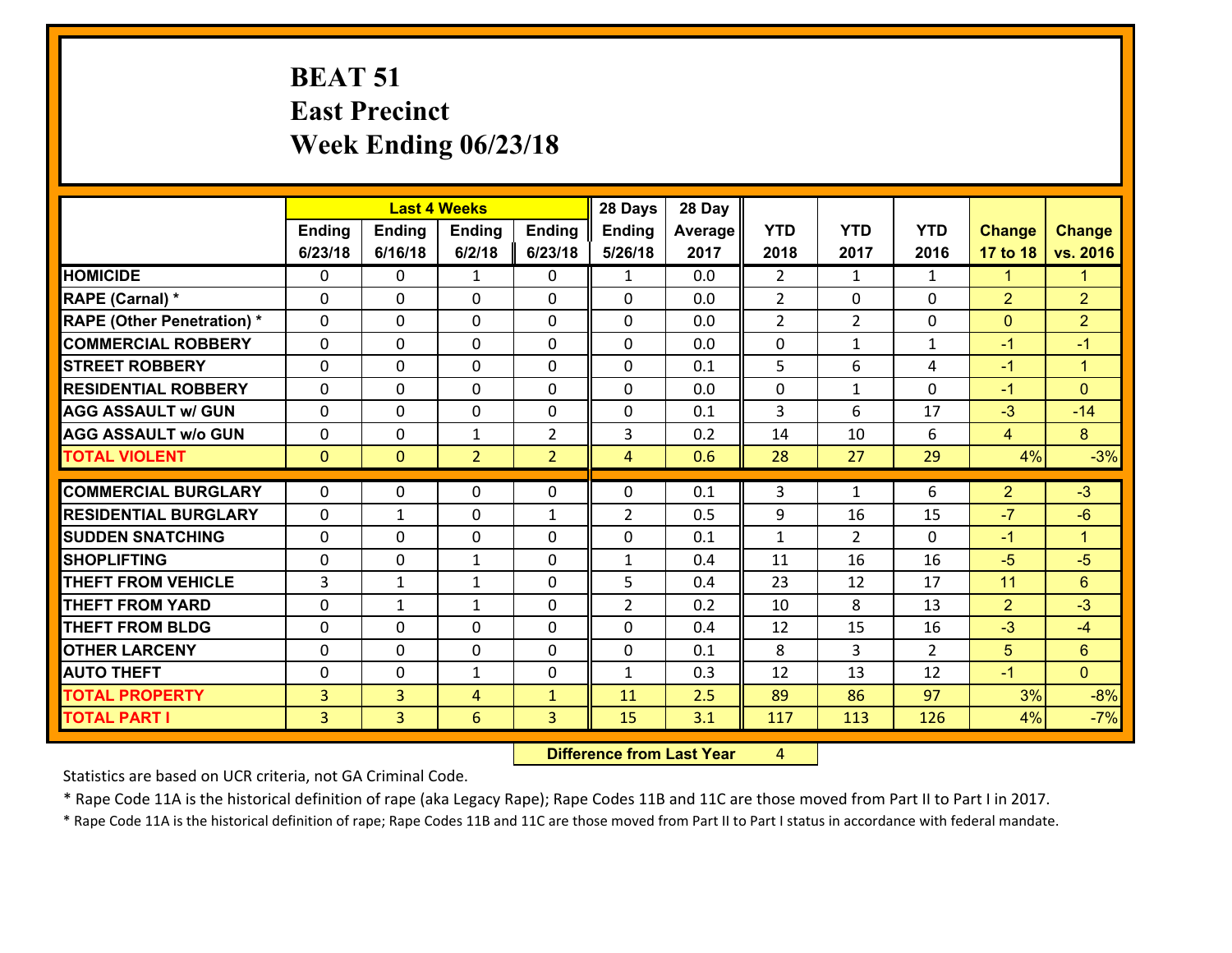# BEAT 51
## East Precinct
## Week Ending 06/23/18

| | Last 4 Weeks | | | | 28 Days | 28 Day | | | | | |
|---|---|---|---|---|---|---|---|---|---|---|---|
| | Ending 6/23/18 | Ending 6/16/18 | Ending 6/2/18 | Ending 6/23/18 | Ending 5/26/18 | Average 2017 | YTD 2018 | YTD 2017 | YTD 2016 | Change 17 to 18 | Change vs. 2016 |
| HOMICIDE | 0 | 0 | 1 | 0 | 1 | 0.0 | 2 | 1 | 1 | 1 | 1 |
| RAPE (Carnal) * | 0 | 0 | 0 | 0 | 0 | 0.0 | 2 | 0 | 0 | 2 | 2 |
| RAPE (Other Penetration) * | 0 | 0 | 0 | 0 | 0 | 0.0 | 2 | 2 | 0 | 0 | 2 |
| COMMERCIAL ROBBERY | 0 | 0 | 0 | 0 | 0 | 0.0 | 0 | 1 | 1 | -1 | -1 |
| STREET ROBBERY | 0 | 0 | 0 | 0 | 0 | 0.1 | 5 | 6 | 4 | -1 | 1 |
| RESIDENTIAL ROBBERY | 0 | 0 | 0 | 0 | 0 | 0.0 | 0 | 1 | 0 | -1 | 0 |
| AGG ASSAULT w/ GUN | 0 | 0 | 0 | 0 | 0 | 0.1 | 3 | 6 | 17 | -3 | -14 |
| AGG ASSAULT w/o GUN | 0 | 0 | 1 | 2 | 3 | 0.2 | 14 | 10 | 6 | 4 | 8 |
| TOTAL VIOLENT | 0 | 0 | 2 | 2 | 4 | 0.6 | 28 | 27 | 29 | 4% | -3% |
| COMMERCIAL BURGLARY | 0 | 0 | 0 | 0 | 0 | 0.1 | 3 | 1 | 6 | 2 | -3 |
| RESIDENTIAL BURGLARY | 0 | 1 | 0 | 1 | 2 | 0.5 | 9 | 16 | 15 | -7 | -6 |
| SUDDEN SNATCHING | 0 | 0 | 0 | 0 | 0 | 0.1 | 1 | 2 | 0 | -1 | 1 |
| SHOPLIFTING | 0 | 0 | 1 | 0 | 1 | 0.4 | 11 | 16 | 16 | -5 | -5 |
| THEFT FROM VEHICLE | 3 | 1 | 1 | 0 | 5 | 0.4 | 23 | 12 | 17 | 11 | 6 |
| THEFT FROM YARD | 0 | 1 | 1 | 0 | 2 | 0.2 | 10 | 8 | 13 | 2 | -3 |
| THEFT FROM BLDG | 0 | 0 | 0 | 0 | 0 | 0.4 | 12 | 15 | 16 | -3 | -4 |
| OTHER LARCENY | 0 | 0 | 0 | 0 | 0 | 0.1 | 8 | 3 | 2 | 5 | 6 |
| AUTO THEFT | 0 | 0 | 1 | 0 | 1 | 0.3 | 12 | 13 | 12 | -1 | 0 |
| TOTAL PROPERTY | 3 | 3 | 4 | 1 | 11 | 2.5 | 89 | 86 | 97 | 3% | -8% |
| TOTAL PART I | 3 | 3 | 6 | 3 | 15 | 3.1 | 117 | 113 | 126 | 4% | -7% |

**Difference from Last Year** 4

Statistics are based on UCR criteria, not GA Criminal Code.

* Rape Code 11A is the historical definition of rape (aka Legacy Rape); Rape Codes 11B and 11C are those moved from Part II to Part I in 2017.

* Rape Code 11A is the historical definition of rape; Rape Codes 11B and 11C are those moved from Part II to Part I status in accordance with federal mandate.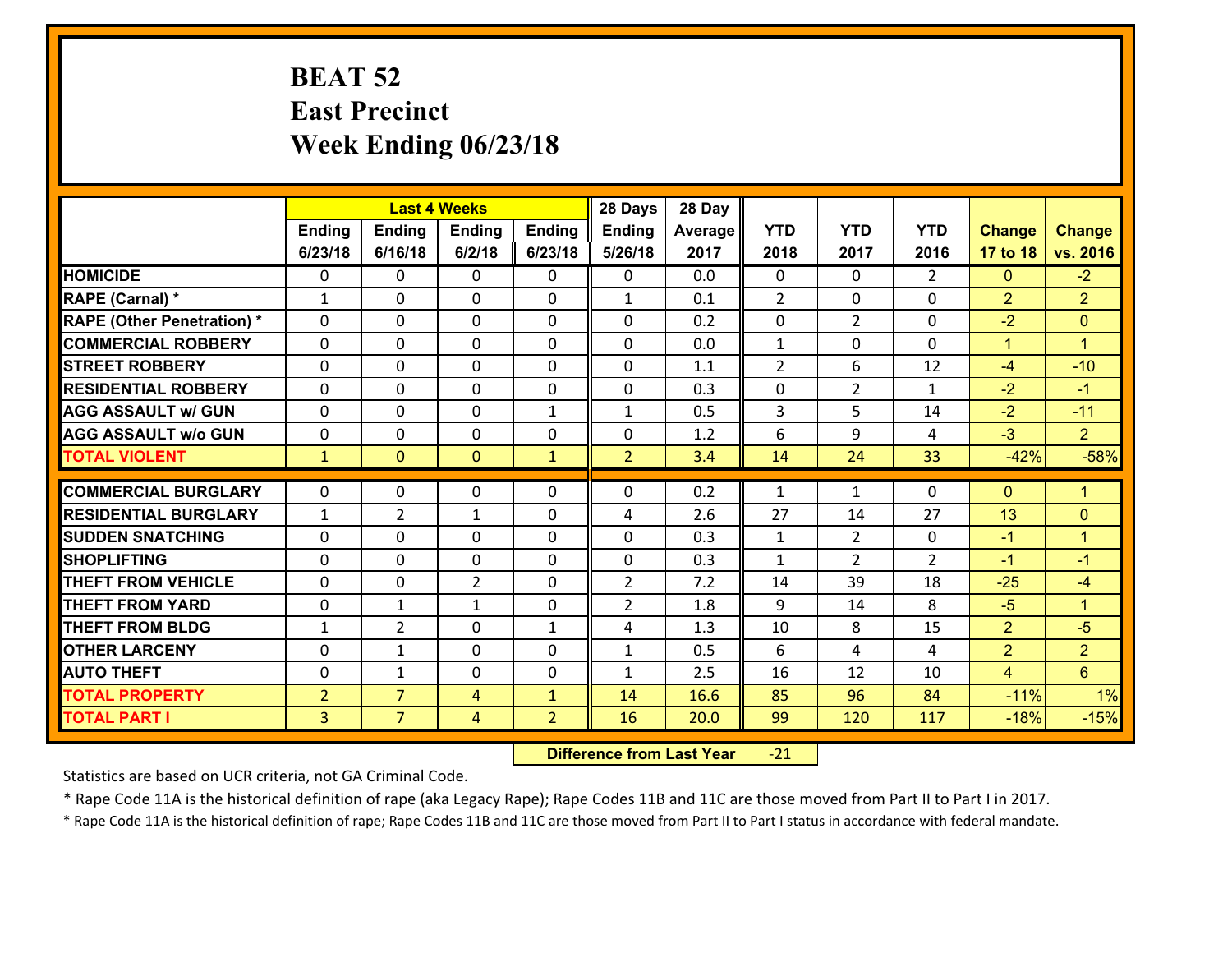# BEAT 52
## East Precinct
## Week Ending 06/23/18

| | Last 4 Weeks | | | | 28 Days | 28 Day | | | | | |
|---|---|---|---|---|---|---|---|---|---|---|---|
| | Ending 6/23/18 | Ending 6/16/18 | Ending 6/2/18 | Ending 6/23/18 | Ending 5/26/18 | Average 2017 | YTD 2018 | YTD 2017 | YTD 2016 | Change 17 to 18 | Change vs. 2016 |
| HOMICIDE | 0 | 0 | 0 | 0 | 0 | 0.0 | 0 | 0 | 2 | 0 | -2 |
| RAPE (Carnal) * | 1 | 0 | 0 | 0 | 1 | 0.1 | 2 | 0 | 0 | 2 | 2 |
| RAPE (Other Penetration) * | 0 | 0 | 0 | 0 | 0 | 0.2 | 0 | 2 | 0 | -2 | 0 |
| COMMERCIAL ROBBERY | 0 | 0 | 0 | 0 | 0 | 0.0 | 1 | 0 | 0 | 1 | 1 |
| STREET ROBBERY | 0 | 0 | 0 | 0 | 0 | 1.1 | 2 | 6 | 12 | -4 | -10 |
| RESIDENTIAL ROBBERY | 0 | 0 | 0 | 0 | 0 | 0.3 | 0 | 2 | 1 | -2 | -1 |
| AGG ASSAULT w/ GUN | 0 | 0 | 0 | 1 | 1 | 0.5 | 3 | 5 | 14 | -2 | -11 |
| AGG ASSAULT w/o GUN | 0 | 0 | 0 | 0 | 0 | 1.2 | 6 | 9 | 4 | -3 | 2 |
| TOTAL VIOLENT | 1 | 0 | 0 | 1 | 2 | 3.4 | 14 | 24 | 33 | -42% | -58% |
| COMMERCIAL BURGLARY | 0 | 0 | 0 | 0 | 0 | 0.2 | 1 | 1 | 0 | 0 | 1 |
| RESIDENTIAL BURGLARY | 1 | 2 | 1 | 0 | 4 | 2.6 | 27 | 14 | 27 | 13 | 0 |
| SUDDEN SNATCHING | 0 | 0 | 0 | 0 | 0 | 0.3 | 1 | 2 | 0 | -1 | 1 |
| SHOPLIFTING | 0 | 0 | 0 | 0 | 0 | 0.3 | 1 | 2 | 2 | -1 | -1 |
| THEFT FROM VEHICLE | 0 | 0 | 2 | 0 | 2 | 7.2 | 14 | 39 | 18 | -25 | -4 |
| THEFT FROM YARD | 0 | 1 | 1 | 0 | 2 | 1.8 | 9 | 14 | 8 | -5 | 1 |
| THEFT FROM BLDG | 1 | 2 | 0 | 1 | 4 | 1.3 | 10 | 8 | 15 | 2 | -5 |
| OTHER LARCENY | 0 | 1 | 0 | 0 | 1 | 0.5 | 6 | 4 | 4 | 2 | 2 |
| AUTO THEFT | 0 | 1 | 0 | 0 | 1 | 2.5 | 16 | 12 | 10 | 4 | 6 |
| TOTAL PROPERTY | 2 | 7 | 4 | 1 | 14 | 16.6 | 85 | 96 | 84 | -11% | 1% |
| TOTAL PART I | 3 | 7 | 4 | 2 | 16 | 20.0 | 99 | 120 | 117 | -18% | -15% |

**Difference from Last Year** -21

Statistics are based on UCR criteria, not GA Criminal Code.

* Rape Code 11A is the historical definition of rape (aka Legacy Rape); Rape Codes 11B and 11C are those moved from Part II to Part I in 2017.

* Rape Code 11A is the historical definition of rape; Rape Codes 11B and 11C are those moved from Part II to Part I status in accordance with federal mandate.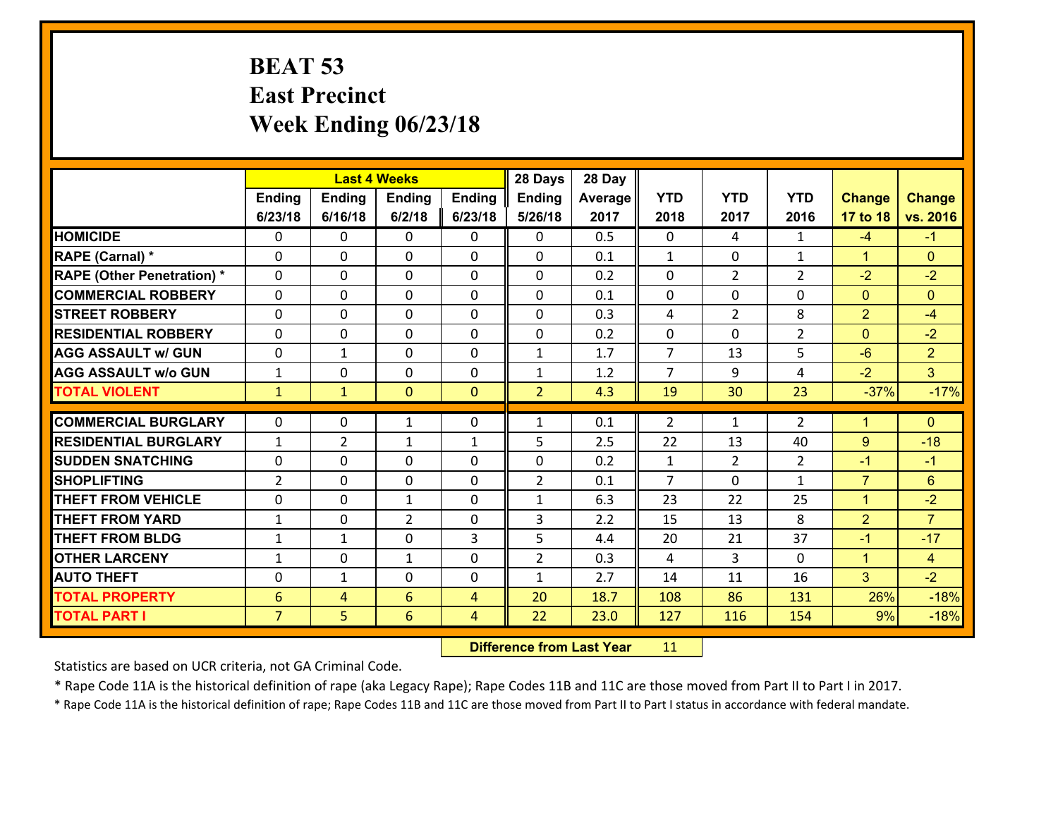# BEAT 53
## East Precinct
## Week Ending 06/23/18

| | Last 4 Weeks | | | | 28 Days | 28 Day | | | | | |
|---|---|---|---|---|---|---|---|---|---|---|---|
| | Ending 6/23/18 | Ending 6/16/18 | Ending 6/2/18 | Ending 6/23/18 | Ending 5/26/18 | Average 2017 | YTD 2018 | YTD 2017 | YTD 2016 | Change 17 to 18 | Change vs. 2016 |
| HOMICIDE | 0 | 0 | 0 | 0 | 0 | 0.5 | 0 | 4 | 1 | -4 | -1 |
| RAPE (Carnal) * | 0 | 0 | 0 | 0 | 0 | 0.1 | 1 | 0 | 1 | 1 | 0 |
| RAPE (Other Penetration) * | 0 | 0 | 0 | 0 | 0 | 0.2 | 0 | 2 | 2 | -2 | -2 |
| COMMERCIAL ROBBERY | 0 | 0 | 0 | 0 | 0 | 0.1 | 0 | 0 | 0 | 0 | 0 |
| STREET ROBBERY | 0 | 0 | 0 | 0 | 0 | 0.3 | 4 | 2 | 8 | 2 | -4 |
| RESIDENTIAL ROBBERY | 0 | 0 | 0 | 0 | 0 | 0.2 | 0 | 0 | 2 | 0 | -2 |
| AGG ASSAULT w/ GUN | 0 | 1 | 0 | 0 | 1 | 1.7 | 7 | 13 | 5 | -6 | 2 |
| AGG ASSAULT w/o GUN | 1 | 0 | 0 | 0 | 1 | 1.2 | 7 | 9 | 4 | -2 | 3 |
| TOTAL VIOLENT | 1 | 1 | 0 | 0 | 2 | 4.3 | 19 | 30 | 23 | -37% | -17% |
| COMMERCIAL BURGLARY | 0 | 0 | 1 | 0 | 1 | 0.1 | 2 | 1 | 2 | 1 | 0 |
| RESIDENTIAL BURGLARY | 1 | 2 | 1 | 1 | 5 | 2.5 | 22 | 13 | 40 | 9 | -18 |
| SUDDEN SNATCHING | 0 | 0 | 0 | 0 | 0 | 0.2 | 1 | 2 | 2 | -1 | -1 |
| SHOPLIFTING | 2 | 0 | 0 | 0 | 2 | 0.1 | 7 | 0 | 1 | 7 | 6 |
| THEFT FROM VEHICLE | 0 | 0 | 1 | 0 | 1 | 6.3 | 23 | 22 | 25 | 1 | -2 |
| THEFT FROM YARD | 1 | 0 | 2 | 0 | 3 | 2.2 | 15 | 13 | 8 | 2 | 7 |
| THEFT FROM BLDG | 1 | 1 | 0 | 3 | 5 | 4.4 | 20 | 21 | 37 | -1 | -17 |
| OTHER LARCENY | 1 | 0 | 1 | 0 | 2 | 0.3 | 4 | 3 | 0 | 1 | 4 |
| AUTO THEFT | 0 | 1 | 0 | 0 | 1 | 2.7 | 14 | 11 | 16 | 3 | -2 |
| TOTAL PROPERTY | 6 | 4 | 6 | 4 | 20 | 18.7 | 108 | 86 | 131 | 26% | -18% |
| TOTAL PART I | 7 | 5 | 6 | 4 | 22 | 23.0 | 127 | 116 | 154 | 9% | -18% |

**Difference from Last Year** 11

Statistics are based on UCR criteria, not GA Criminal Code.

* Rape Code 11A is the historical definition of rape (aka Legacy Rape); Rape Codes 11B and 11C are those moved from Part II to Part I in 2017.

* Rape Code 11A is the historical definition of rape; Rape Codes 11B and 11C are those moved from Part II to Part I status in accordance with federal mandate.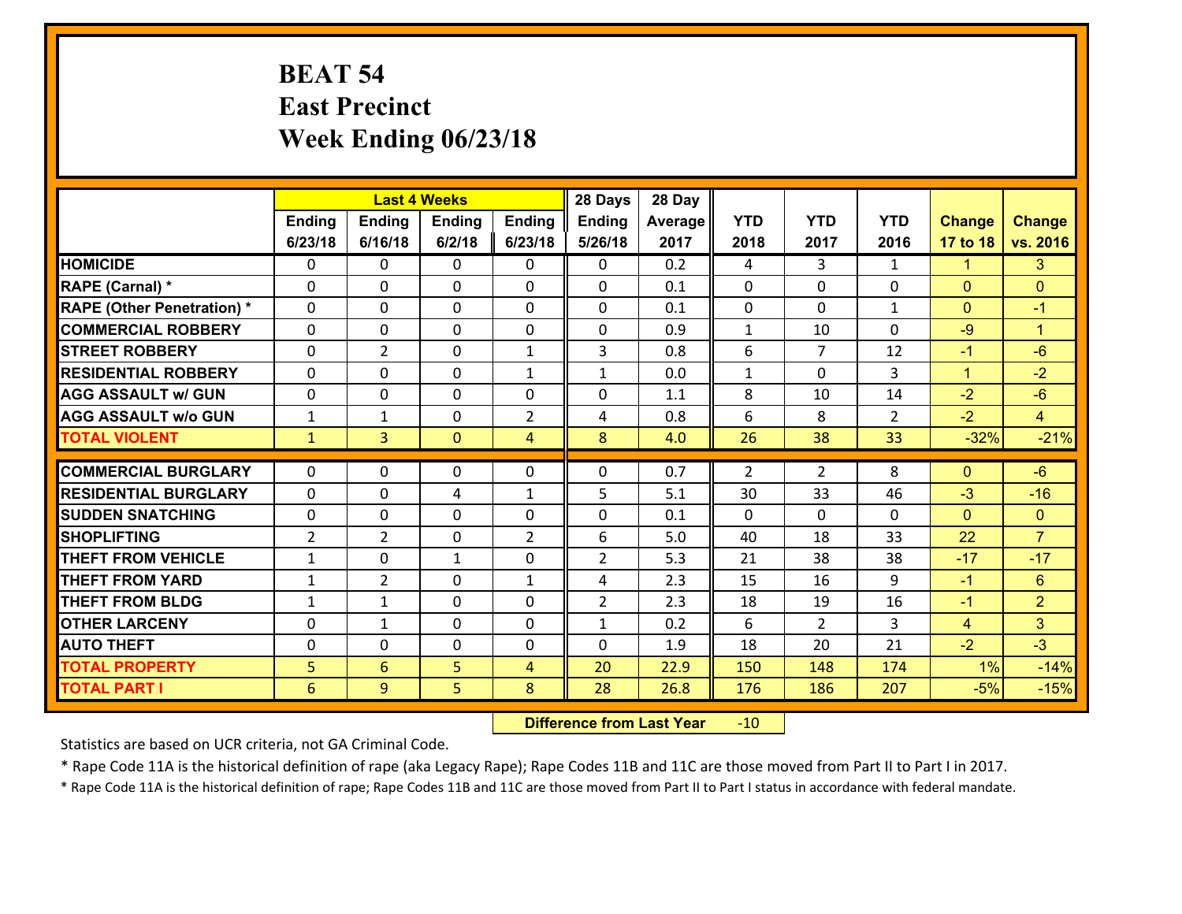# BEAT 54
## East Precinct
## Week Ending 06/23/18

| | Last 4 Weeks | | | | 28 Days | 28 Day | | | | | |
|---|---|---|---|---|---|---|---|---|---|---|---|
| | Ending 6/23/18 | Ending 6/16/18 | Ending 6/2/18 | Ending 6/23/18 | Ending 5/26/18 | Average 2017 | YTD 2018 | YTD 2017 | YTD 2016 | Change 17 to 18 | Change vs. 2016 |
| **HOMICIDE** | 0 | 0 | 0 | 0 | 0 | 0.2 | 4 | 3 | 1 | 1 | 3 |
| **RAPE (Carnal) *** | 0 | 0 | 0 | 0 | 0 | 0.1 | 0 | 0 | 0 | 0 | 0 |
| **RAPE (Other Penetration) *** | 0 | 0 | 0 | 0 | 0 | 0.1 | 0 | 0 | 1 | 0 | -1 |
| **COMMERCIAL ROBBERY** | 0 | 0 | 0 | 0 | 0 | 0.9 | 1 | 10 | 0 | -9 | 1 |
| **STREET ROBBERY** | 0 | 2 | 0 | 1 | 3 | 0.8 | 6 | 7 | 12 | -1 | -6 |
| **RESIDENTIAL ROBBERY** | 0 | 0 | 0 | 1 | 1 | 0.0 | 1 | 0 | 3 | 1 | -2 |
| **AGG ASSAULT w/ GUN** | 0 | 0 | 0 | 0 | 0 | 1.1 | 8 | 10 | 14 | -2 | -6 |
| **AGG ASSAULT w/o GUN** | 1 | 1 | 0 | 2 | 4 | 0.8 | 6 | 8 | 2 | -2 | 4 |
| **TOTAL VIOLENT** | 1 | 3 | 0 | 4 | 8 | 4.0 | 26 | 38 | 33 | -32% | -21% |
| **COMMERCIAL BURGLARY** | 0 | 0 | 0 | 0 | 0 | 0.7 | 2 | 2 | 8 | 0 | -6 |
| **RESIDENTIAL BURGLARY** | 0 | 0 | 4 | 1 | 5 | 5.1 | 30 | 33 | 46 | -3 | -16 |
| **SUDDEN SNATCHING** | 0 | 0 | 0 | 0 | 0 | 0.1 | 0 | 0 | 0 | 0 | 0 |
| **SHOPLIFTING** | 2 | 2 | 0 | 2 | 6 | 5.0 | 40 | 18 | 33 | 22 | 7 |
| **THEFT FROM VEHICLE** | 1 | 0 | 1 | 0 | 2 | 5.3 | 21 | 38 | 38 | -17 | -17 |
| **THEFT FROM YARD** | 1 | 2 | 0 | 1 | 4 | 2.3 | 15 | 16 | 9 | -1 | 6 |
| **THEFT FROM BLDG** | 1 | 1 | 0 | 0 | 2 | 2.3 | 18 | 19 | 16 | -1 | 2 |
| **OTHER LARCENY** | 0 | 1 | 0 | 0 | 1 | 0.2 | 6 | 2 | 3 | 4 | 3 |
| **AUTO THEFT** | 0 | 0 | 0 | 0 | 0 | 1.9 | 18 | 20 | 21 | -2 | -3 |
| **TOTAL PROPERTY** | 5 | 6 | 5 | 4 | 20 | 22.9 | 150 | 148 | 174 | 1% | -14% |
| **TOTAL PART I** | 6 | 9 | 5 | 8 | 28 | 26.8 | 176 | 186 | 207 | -5% | -15% |

**Difference from Last Year** -10

Statistics are based on UCR criteria, not GA Criminal Code.

* Rape Code 11A is the historical definition of rape (aka Legacy Rape); Rape Codes 11B and 11C are those moved from Part II to Part I in 2017.

* Rape Code 11A is the historical definition of rape; Rape Codes 11B and 11C are those moved from Part II to Part I status in accordance with federal mandate.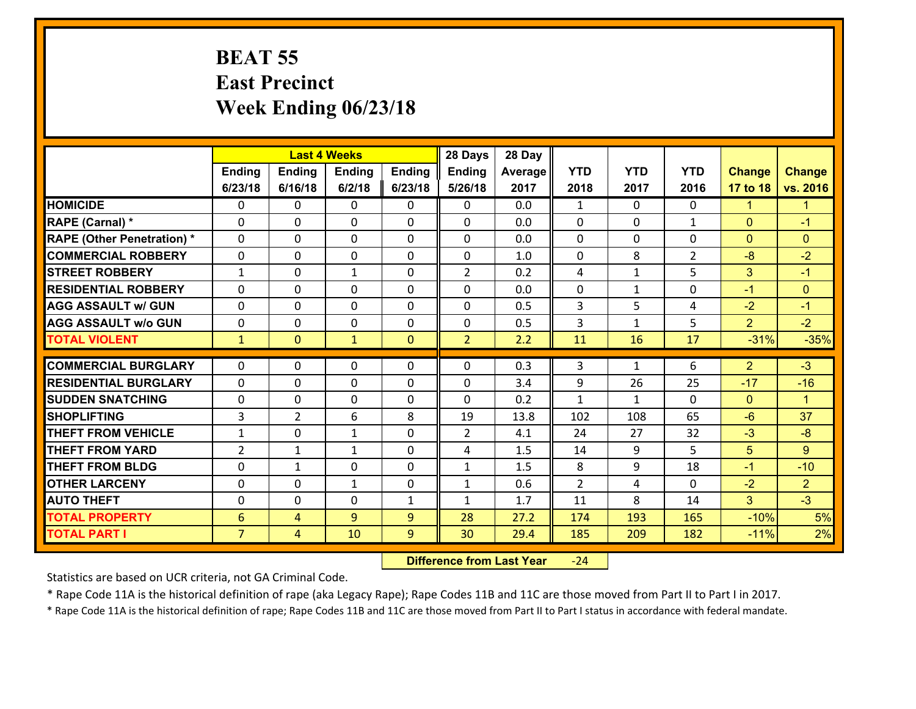# BEAT 55
## East Precinct
## Week Ending 06/23/18

| | Last 4 Weeks | | | | 28 Days | 28 Day | | | | | |
|---|---|---|---|---|---|---|---|---|---|---|---|
| | Ending 6/23/18 | Ending 6/16/18 | Ending 6/2/18 | Ending 6/23/18 | Ending 5/26/18 | Average 2017 | YTD 2018 | YTD 2017 | YTD 2016 | Change 17 to 18 | Change vs. 2016 |
| **HOMICIDE** | 0 | 0 | 0 | 0 | 0 | 0.0 | 1 | 0 | 0 | 1 | 1 |
| **RAPE (Carnal) *** | 0 | 0 | 0 | 0 | 0 | 0.0 | 0 | 0 | 1 | 0 | -1 |
| **RAPE (Other Penetration) *** | 0 | 0 | 0 | 0 | 0 | 0.0 | 0 | 0 | 0 | 0 | 0 |
| **COMMERCIAL ROBBERY** | 0 | 0 | 0 | 0 | 0 | 1.0 | 0 | 8 | 2 | -8 | -2 |
| **STREET ROBBERY** | 1 | 0 | 1 | 0 | 2 | 0.2 | 4 | 1 | 5 | 3 | -1 |
| **RESIDENTIAL ROBBERY** | 0 | 0 | 0 | 0 | 0 | 0.0 | 0 | 1 | 0 | -1 | 0 |
| **AGG ASSAULT w/ GUN** | 0 | 0 | 0 | 0 | 0 | 0.5 | 3 | 5 | 4 | -2 | -1 |
| **AGG ASSAULT w/o GUN** | 0 | 0 | 0 | 0 | 0 | 0.5 | 3 | 1 | 5 | 2 | -2 |
| **TOTAL VIOLENT** | 1 | 0 | 1 | 0 | 2 | 2.2 | 11 | 16 | 17 | -31% | -35% |
| **COMMERCIAL BURGLARY** | 0 | 0 | 0 | 0 | 0 | 0.3 | 3 | 1 | 6 | 2 | -3 |
| **RESIDENTIAL BURGLARY** | 0 | 0 | 0 | 0 | 0 | 3.4 | 9 | 26 | 25 | -17 | -16 |
| **SUDDEN SNATCHING** | 0 | 0 | 0 | 0 | 0 | 0.2 | 1 | 1 | 0 | 0 | 1 |
| **SHOPLIFTING** | 3 | 2 | 6 | 8 | 19 | 13.8 | 102 | 108 | 65 | -6 | 37 |
| **THEFT FROM VEHICLE** | 1 | 0 | 1 | 0 | 2 | 4.1 | 24 | 27 | 32 | -3 | -8 |
| **THEFT FROM YARD** | 2 | 1 | 1 | 0 | 4 | 1.5 | 14 | 9 | 5 | 5 | 9 |
| **THEFT FROM BLDG** | 0 | 1 | 0 | 0 | 1 | 1.5 | 8 | 9 | 18 | -1 | -10 |
| **OTHER LARCENY** | 0 | 0 | 1 | 0 | 1 | 0.6 | 2 | 4 | 0 | -2 | 2 |
| **AUTO THEFT** | 0 | 0 | 0 | 1 | 1 | 1.7 | 11 | 8 | 14 | 3 | -3 |
| **TOTAL PROPERTY** | 6 | 4 | 9 | 9 | 28 | 27.2 | 174 | 193 | 165 | -10% | 5% |
| **TOTAL PART I** | 7 | 4 | 10 | 9 | 30 | 29.4 | 185 | 209 | 182 | -11% | 2% |

**Difference from Last Year** -24

Statistics are based on UCR criteria, not GA Criminal Code.

* Rape Code 11A is the historical definition of rape (aka Legacy Rape); Rape Codes 11B and 11C are those moved from Part II to Part I in 2017.

* Rape Code 11A is the historical definition of rape; Rape Codes 11B and 11C are those moved from Part II to Part I status in accordance with federal mandate.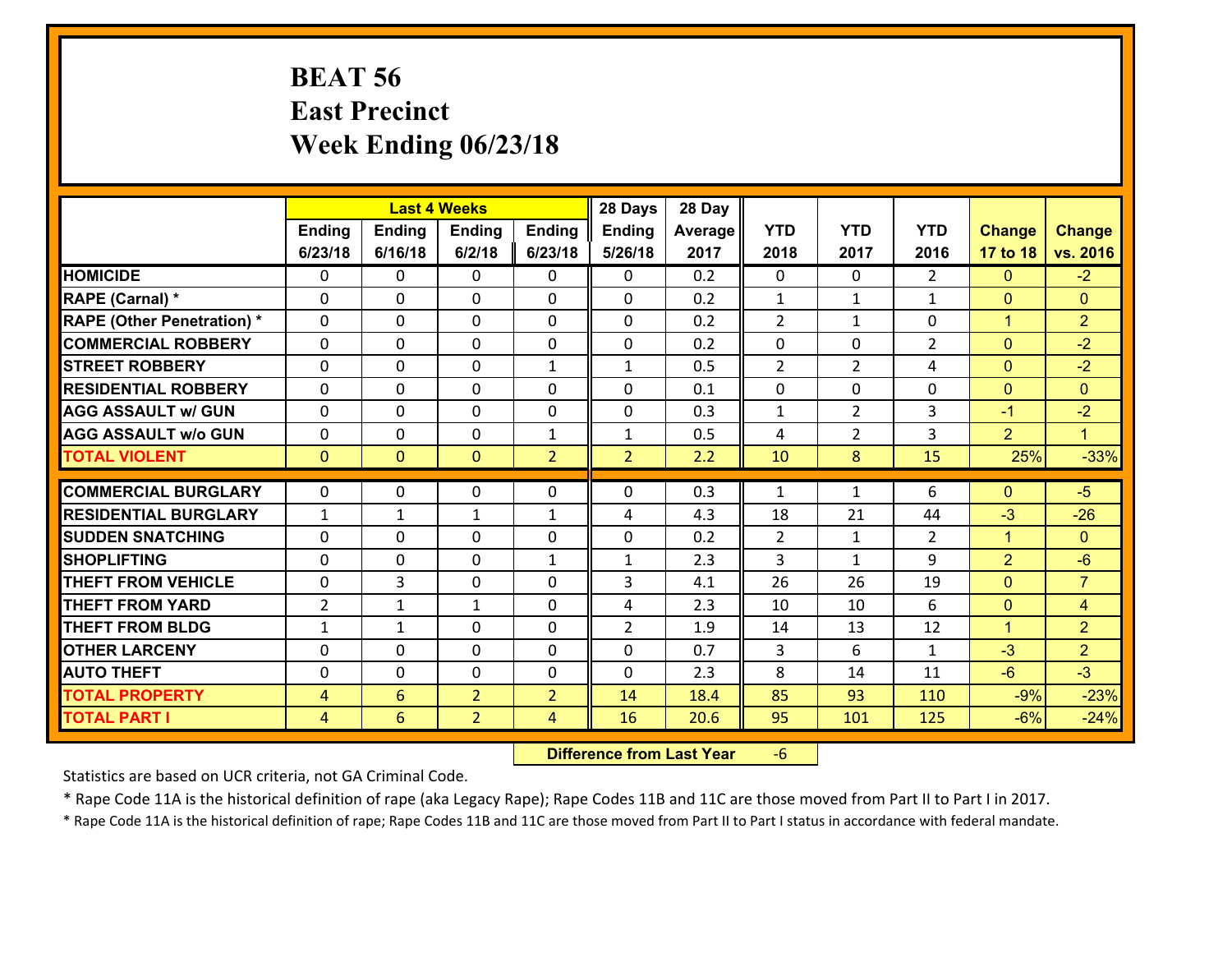# BEAT 56
# East Precinct
# Week Ending 06/23/18

| | Last 4 Weeks | | | | 28 Days | 28 Day | | | | | |
|---|---|---|---|---|---|---|---|---|---|---|---|
| | Ending 6/23/18 | Ending 6/16/18 | Ending 6/2/18 | Ending 6/23/18 | Ending 5/26/18 | Average 2017 | YTD 2018 | YTD 2017 | YTD 2016 | Change 17 to 18 | Change vs. 2016 |
| **HOMICIDE** | 0 | 0 | 0 | 0 | 0 | 0.2 | 0 | 0 | 2 | 0 | -2 |
| **RAPE (Carnal) *** | 0 | 0 | 0 | 0 | 0 | 0.2 | 1 | 1 | 1 | 0 | 0 |
| **RAPE (Other Penetration) *** | 0 | 0 | 0 | 0 | 0 | 0.2 | 2 | 1 | 0 | 1 | 2 |
| **COMMERCIAL ROBBERY** | 0 | 0 | 0 | 0 | 0 | 0.2 | 0 | 0 | 2 | 0 | -2 |
| **STREET ROBBERY** | 0 | 0 | 0 | 1 | 1 | 0.5 | 2 | 2 | 4 | 0 | -2 |
| **RESIDENTIAL ROBBERY** | 0 | 0 | 0 | 0 | 0 | 0.1 | 0 | 0 | 0 | 0 | 0 |
| **AGG ASSAULT w/ GUN** | 0 | 0 | 0 | 0 | 0 | 0.3 | 1 | 2 | 3 | -1 | -2 |
| **AGG ASSAULT w/o GUN** | 0 | 0 | 0 | 1 | 1 | 0.5 | 4 | 2 | 3 | 2 | 1 |
| **TOTAL VIOLENT** | 0 | 0 | 0 | 2 | 2 | 2.2 | 10 | 8 | 15 | 25% | -33% |
| **COMMERCIAL BURGLARY** | 0 | 0 | 0 | 0 | 0 | 0.3 | 1 | 1 | 6 | 0 | -5 |
| **RESIDENTIAL BURGLARY** | 1 | 1 | 1 | 1 | 4 | 4.3 | 18 | 21 | 44 | -3 | -26 |
| **SUDDEN SNATCHING** | 0 | 0 | 0 | 0 | 0 | 0.2 | 2 | 1 | 2 | 1 | 0 |
| **SHOPLIFTING** | 0 | 0 | 0 | 1 | 1 | 2.3 | 3 | 1 | 9 | 2 | -6 |
| **THEFT FROM VEHICLE** | 0 | 3 | 0 | 0 | 3 | 4.1 | 26 | 26 | 19 | 0 | 7 |
| **THEFT FROM YARD** | 2 | 1 | 1 | 0 | 4 | 2.3 | 10 | 10 | 6 | 0 | 4 |
| **THEFT FROM BLDG** | 1 | 1 | 0 | 0 | 2 | 1.9 | 14 | 13 | 12 | 1 | 2 |
| **OTHER LARCENY** | 0 | 0 | 0 | 0 | 0 | 0.7 | 3 | 6 | 1 | -3 | 2 |
| **AUTO THEFT** | 0 | 0 | 0 | 0 | 0 | 2.3 | 8 | 14 | 11 | -6 | -3 |
| **TOTAL PROPERTY** | 4 | 6 | 2 | 2 | 14 | 18.4 | 85 | 93 | 110 | -9% | -23% |
| **TOTAL PART I** | 4 | 6 | 2 | 4 | 16 | 20.6 | 95 | 101 | 125 | -6% | -24% |

**Difference from Last Year** -6

Statistics are based on UCR criteria, not GA Criminal Code.

* Rape Code 11A is the historical definition of rape (aka Legacy Rape); Rape Codes 11B and 11C are those moved from Part II to Part I in 2017.

* Rape Code 11A is the historical definition of rape; Rape Codes 11B and 11C are those moved from Part II to Part I status in accordance with federal mandate.